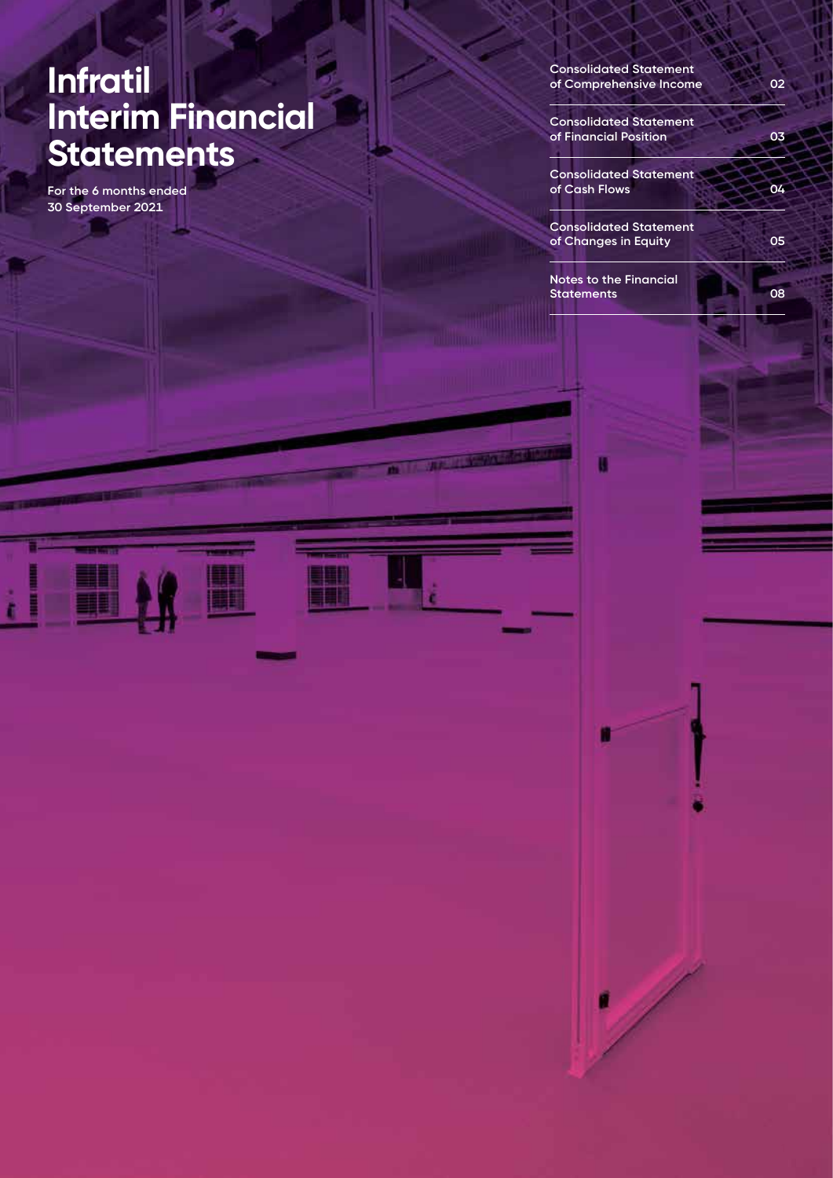# Infratil Interim Financial Statements

For the 6 months ended 30 September 2021

| | |
|---|---|
| Consolidated Statement of Comprehensive Income | 02 |
| Consolidated Statement of Financial Position | 03 |
| Consolidated Statement of Cash Flows | 04 |
| Consolidated Statement of Changes in Equity | 05 |
| Notes to the Financial Statements | 08 |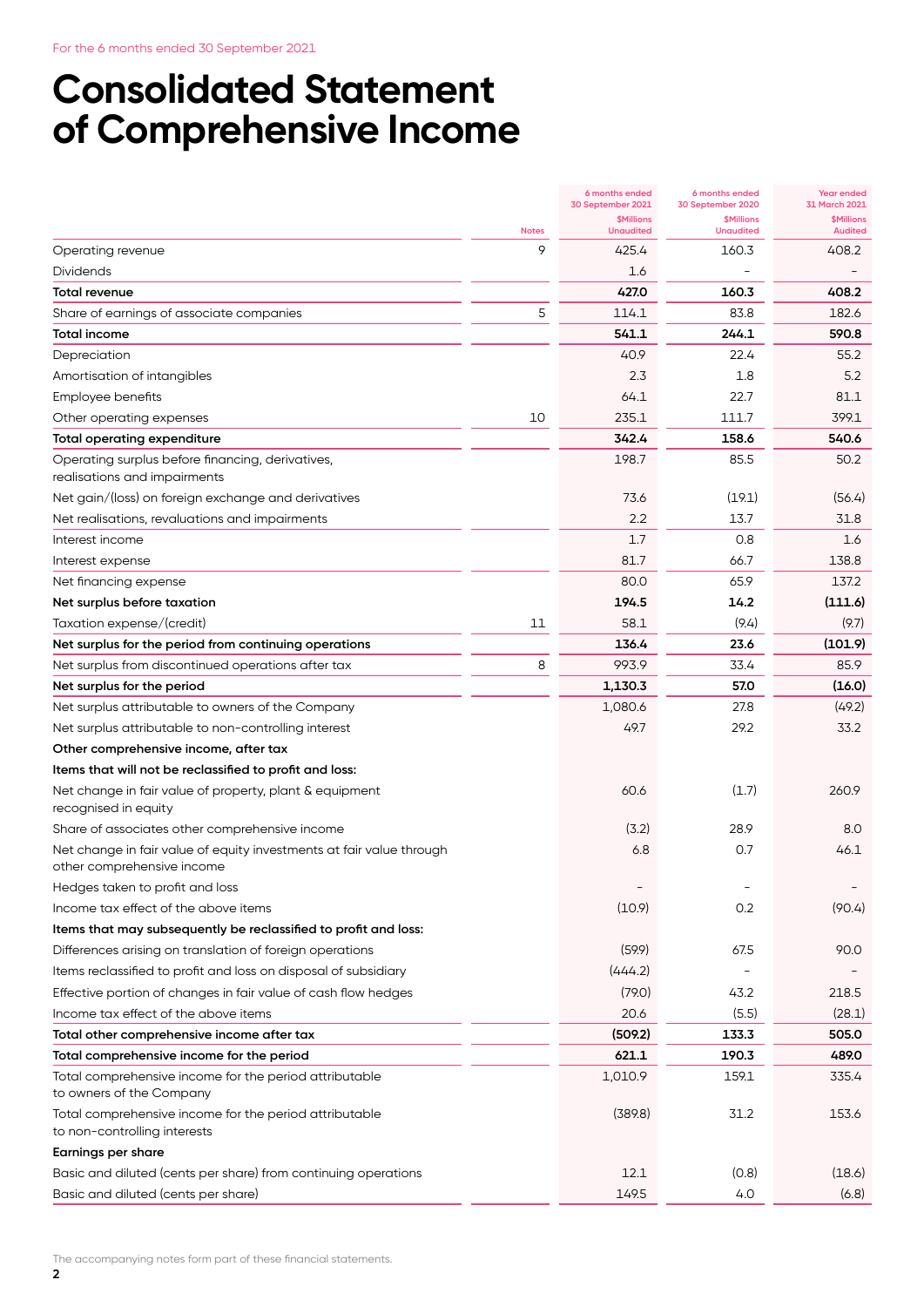For the 6 months ended 30 September 2021

# Consolidated Statement of Comprehensive Income

| | Notes | 6 months ended 30 September 2021 $Millions Unaudited | 6 months ended 30 September 2020 $Millions Unaudited | Year ended 31 March 2021 $Millions Audited |
|---|---|---|---|---|
| Operating revenue | 9 | 425.4 | 160.3 | 408.2 |
| Dividends | | 1.6 | – | – |
| **Total revenue** | | **427.0** | **160.3** | **408.2** |
| Share of earnings of associate companies | 5 | 114.1 | 83.8 | 182.6 |
| **Total income** | | **541.1** | **244.1** | **590.8** |
| Depreciation | | 40.9 | 22.4 | 55.2 |
| Amortisation of intangibles | | 2.3 | 1.8 | 5.2 |
| Employee benefits | | 64.1 | 22.7 | 81.1 |
| Other operating expenses | 10 | 235.1 | 111.7 | 399.1 |
| **Total operating expenditure** | | **342.4** | **158.6** | **540.6** |
| Operating surplus before financing, derivatives, realisations and impairments | | 198.7 | 85.5 | 50.2 |
| Net gain/(loss) on foreign exchange and derivatives | | 73.6 | (19.1) | (56.4) |
| Net realisations, revaluations and impairments | | 2.2 | 13.7 | 31.8 |
| Interest income | | 1.7 | 0.8 | 1.6 |
| Interest expense | | 81.7 | 66.7 | 138.8 |
| Net financing expense | | 80.0 | 65.9 | 137.2 |
| **Net surplus before taxation** | | **194.5** | **14.2** | **(111.6)** |
| Taxation expense/(credit) | 11 | 58.1 | (9.4) | (9.7) |
| **Net surplus for the period from continuing operations** | | **136.4** | **23.6** | **(101.9)** |
| Net surplus from discontinued operations after tax | 8 | 993.9 | 33.4 | 85.9 |
| **Net surplus for the period** | | **1,130.3** | **57.0** | **(16.0)** |
| Net surplus attributable to owners of the Company | | 1,080.6 | 27.8 | (49.2) |
| Net surplus attributable to non-controlling interest | | 49.7 | 29.2 | 33.2 |
| **Other comprehensive income, after tax** | | | | |
| **Items that will not be reclassified to profit and loss:** | | | | |
| Net change in fair value of property, plant & equipment recognised in equity | | 60.6 | (1.7) | 260.9 |
| Share of associates other comprehensive income | | (3.2) | 28.9 | 8.0 |
| Net change in fair value of equity investments at fair value through other comprehensive income | | 6.8 | 0.7 | 46.1 |
| Hedges taken to profit and loss | | – | – | – |
| Income tax effect of the above items | | (10.9) | 0.2 | (90.4) |
| **Items that may subsequently be reclassified to profit and loss:** | | | | |
| Differences arising on translation of foreign operations | | (59.9) | 67.5 | 90.0 |
| Items reclassified to profit and loss on disposal of subsidiary | | (444.2) | – | – |
| Effective portion of changes in fair value of cash flow hedges | | (79.0) | 43.2 | 218.5 |
| Income tax effect of the above items | | 20.6 | (5.5) | (28.1) |
| **Total other comprehensive income after tax** | | **(509.2)** | **133.3** | **505.0** |
| **Total comprehensive income for the period** | | **621.1** | **190.3** | **489.0** |
| Total comprehensive income for the period attributable to owners of the Company | | 1,010.9 | 159.1 | 335.4 |
| Total comprehensive income for the period attributable to non-controlling interests | | (389.8) | 31.2 | 153.6 |
| **Earnings per share** | | | | |
| Basic and diluted (cents per share) from continuing operations | | 12.1 | (0.8) | (18.6) |
| Basic and diluted (cents per share) | | 149.5 | 4.0 | (6.8) |

The accompanying notes form part of these financial statements.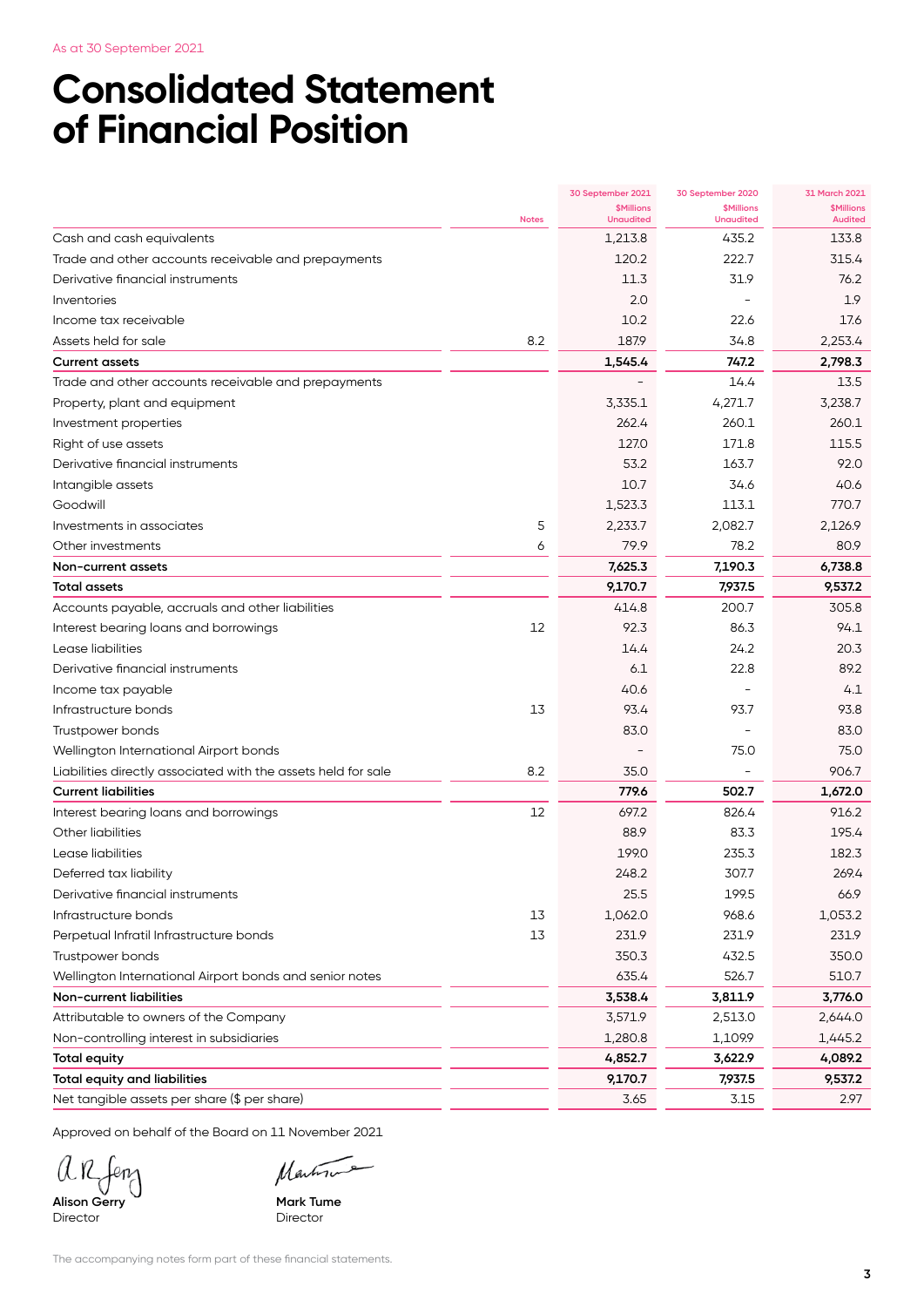As at 30 September 2021

# Consolidated Statement of Financial Position

| | Notes | 30 September 2021 $Millions Unaudited | 30 September 2020 $Millions Unaudited | 31 March 2021 $Millions Audited |
|---|---|---|---|---|
| Cash and cash equivalents | | 1,213.8 | 435.2 | 133.8 |
| Trade and other accounts receivable and prepayments | | 120.2 | 222.7 | 315.4 |
| Derivative financial instruments | | 11.3 | 31.9 | 76.2 |
| Inventories | | 2.0 | - | 1.9 |
| Income tax receivable | | 10.2 | 22.6 | 17.6 |
| Assets held for sale | 8.2 | 187.9 | 34.8 | 2,253.4 |
| **Current assets** | | **1,545.4** | **747.2** | **2,798.3** |
| Trade and other accounts receivable and prepayments | | - | 14.4 | 13.5 |
| Property, plant and equipment | | 3,335.1 | 4,271.7 | 3,238.7 |
| Investment properties | | 262.4 | 260.1 | 260.1 |
| Right of use assets | | 127.0 | 171.8 | 115.5 |
| Derivative financial instruments | | 53.2 | 163.7 | 92.0 |
| Intangible assets | | 10.7 | 34.6 | 40.6 |
| Goodwill | | 1,523.3 | 113.1 | 770.7 |
| Investments in associates | 5 | 2,233.7 | 2,082.7 | 2,126.9 |
| Other investments | 6 | 79.9 | 78.2 | 80.9 |
| **Non-current assets** | | **7,625.3** | **7,190.3** | **6,738.8** |
| **Total assets** | | **9,170.7** | **7,937.5** | **9,537.2** |
| Accounts payable, accruals and other liabilities | | 414.8 | 200.7 | 305.8 |
| Interest bearing loans and borrowings | 12 | 92.3 | 86.3 | 94.1 |
| Lease liabilities | | 14.4 | 24.2 | 20.3 |
| Derivative financial instruments | | 6.1 | 22.8 | 89.2 |
| Income tax payable | | 40.6 | - | 4.1 |
| Infrastructure bonds | 13 | 93.4 | 93.7 | 93.8 |
| Trustpower bonds | | 83.0 | - | 83.0 |
| Wellington International Airport bonds | | - | 75.0 | 75.0 |
| Liabilities directly associated with the assets held for sale | 8.2 | 35.0 | - | 906.7 |
| **Current liabilities** | | **779.6** | **502.7** | **1,672.0** |
| Interest bearing loans and borrowings | 12 | 697.2 | 826.4 | 916.2 |
| Other liabilities | | 88.9 | 83.3 | 195.4 |
| Lease liabilities | | 199.0 | 235.3 | 182.3 |
| Deferred tax liability | | 248.2 | 307.7 | 269.4 |
| Derivative financial instruments | | 25.5 | 199.5 | 66.9 |
| Infrastructure bonds | 13 | 1,062.0 | 968.6 | 1,053.2 |
| Perpetual Infratil Infrastructure bonds | 13 | 231.9 | 231.9 | 231.9 |
| Trustpower bonds | | 350.3 | 432.5 | 350.0 |
| Wellington International Airport bonds and senior notes | | 635.4 | 526.7 | 510.7 |
| **Non-current liabilities** | | **3,538.4** | **3,811.9** | **3,776.0** |
| Attributable to owners of the Company | | 3,571.9 | 2,513.0 | 2,644.0 |
| Non-controlling interest in subsidiaries | | 1,280.8 | 1,109.9 | 1,445.2 |
| **Total equity** | | **4,852.7** | **3,622.9** | **4,089.2** |
| **Total equity and liabilities** | | **9,170.7** | **7,937.5** | **9,537.2** |
| Net tangible assets per share ($ per share) | | 3.65 | 3.15 | 2.97 |

Approved on behalf of the Board on 11 November 2021

**Alison Gerry**
Director

**Mark Tume**
Director

The accompanying notes form part of these financial statements.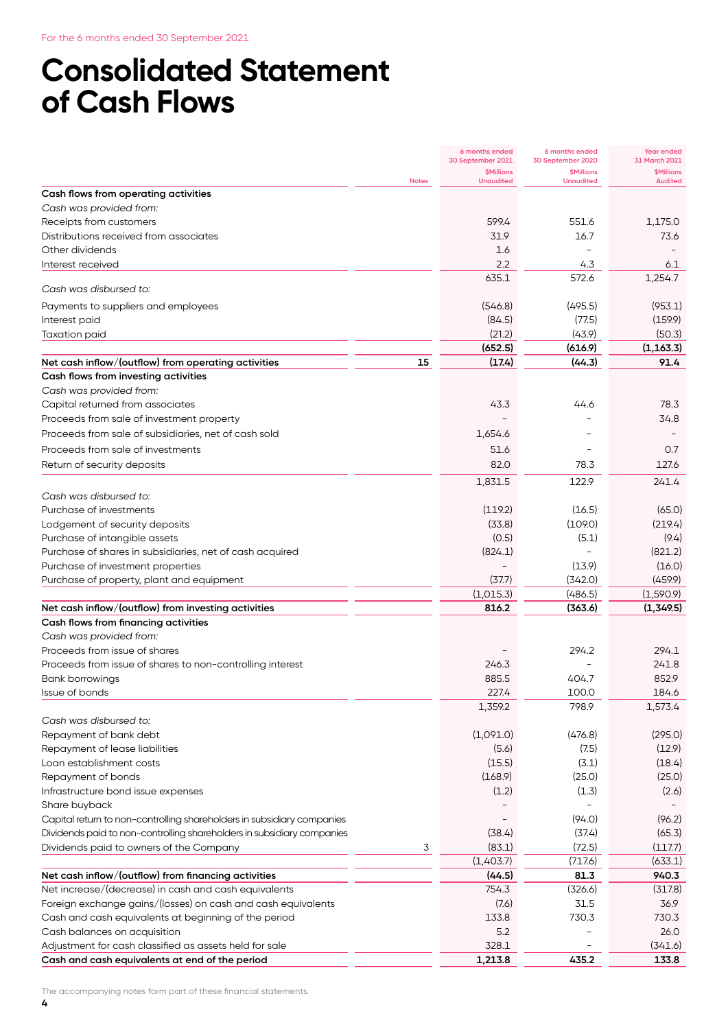For the 6 months ended 30 September 2021

# Consolidated Statement of Cash Flows

| | Notes | 6 months ended 30 September 2021 $Millions Unaudited | 6 months ended 30 September 2020 $Millions Unaudited | Year ended 31 March 2021 $Millions Audited |
|---|---|---|---|---|
| **Cash flows from operating activities** | | | | |
| *Cash was provided from:* | | | | |
| Receipts from customers | | 599.4 | 551.6 | 1,175.0 |
| Distributions received from associates | | 31.9 | 16.7 | 73.6 |
| Other dividends | | 1.6 | – | – |
| Interest received | | 2.2 | 4.3 | 6.1 |
| | | 635.1 | 572.6 | 1,254.7 |
| *Cash was disbursed to:* | | | | |
| Payments to suppliers and employees | | (546.8) | (495.5) | (953.1) |
| Interest paid | | (84.5) | (77.5) | (159.9) |
| Taxation paid | | (21.2) | (43.9) | (50.3) |
| | | **(652.5)** | **(616.9)** | **(1,163.3)** |
| **Net cash inflow/(outflow) from operating activities** | **15** | **(17.4)** | **(44.3)** | **91.4** |
| **Cash flows from investing activities** | | | | |
| *Cash was provided from:* | | | | |
| Capital returned from associates | | 43.3 | 44.6 | 78.3 |
| Proceeds from sale of investment property | | – | – | 34.8 |
| Proceeds from sale of subsidiaries, net of cash sold | | 1,654.6 | – | – |
| Proceeds from sale of investments | | 51.6 | – | 0.7 |
| Return of security deposits | | 82.0 | 78.3 | 127.6 |
| | | 1,831.5 | 122.9 | 241.4 |
| *Cash was disbursed to:* | | | | |
| Purchase of investments | | (119.2) | (16.5) | (65.0) |
| Lodgement of security deposits | | (33.8) | (109.0) | (219.4) |
| Purchase of intangible assets | | (0.5) | (5.1) | (9.4) |
| Purchase of shares in subsidiaries, net of cash acquired | | (824.1) | – | (821.2) |
| Purchase of investment properties | | – | (13.9) | (16.0) |
| Purchase of property, plant and equipment | | (37.7) | (342.0) | (459.9) |
| | | (1,015.3) | (486.5) | (1,590.9) |
| **Net cash inflow/(outflow) from investing activities** | | **816.2** | **(363.6)** | **(1,349.5)** |
| **Cash flows from financing activities** | | | | |
| *Cash was provided from:* | | | | |
| Proceeds from issue of shares | | – | 294.2 | 294.1 |
| Proceeds from issue of shares to non-controlling interest | | 246.3 | – | 241.8 |
| Bank borrowings | | 885.5 | 404.7 | 852.9 |
| Issue of bonds | | 227.4 | 100.0 | 184.6 |
| | | 1,359.2 | 798.9 | 1,573.4 |
| *Cash was disbursed to:* | | | | |
| Repayment of bank debt | | (1,091.0) | (476.8) | (295.0) |
| Repayment of lease liabilities | | (5.6) | (7.5) | (12.9) |
| Loan establishment costs | | (15.5) | (3.1) | (18.4) |
| Repayment of bonds | | (168.9) | (25.0) | (25.0) |
| Infrastructure bond issue expenses | | (1.2) | (1.3) | (2.6) |
| Share buyback | | – | – | – |
| Capital return to non-controlling shareholders in subsidiary companies | | – | (94.0) | (96.2) |
| Dividends paid to non-controlling shareholders in subsidiary companies | | (38.4) | (37.4) | (65.3) |
| Dividends paid to owners of the Company | 3 | (83.1) | (72.5) | (117.7) |
| | | (1,403.7) | (717.6) | (633.1) |
| **Net cash inflow/(outflow) from financing activities** | | **(44.5)** | **81.3** | **940.3** |
| Net increase/(decrease) in cash and cash equivalents | | 754.3 | (326.6) | (317.8) |
| Foreign exchange gains/(losses) on cash and cash equivalents | | (7.6) | 31.5 | 36.9 |
| Cash and cash equivalents at beginning of the period | | 133.8 | 730.3 | 730.3 |
| Cash balances on acquisition | | 5.2 | – | 26.0 |
| Adjustment for cash classified as assets held for sale | | 328.1 | – | (341.6) |
| **Cash and cash equivalents at end of the period** | | **1,213.8** | **435.2** | **133.8** |

The accompanying notes form part of these financial statements.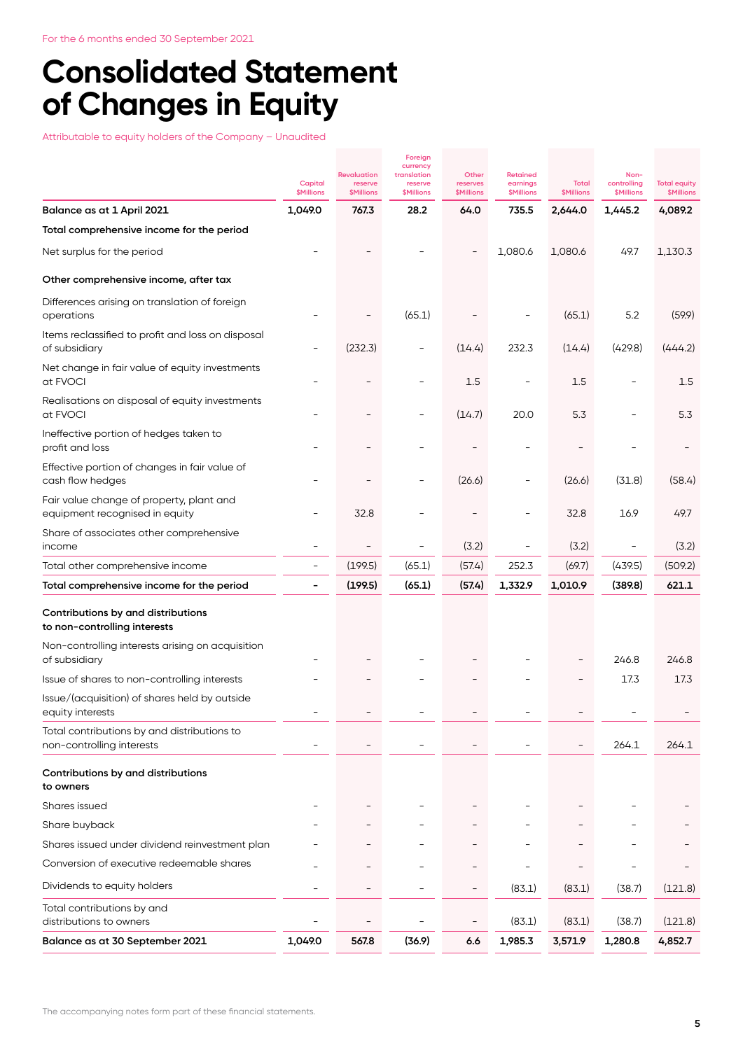For the 6 months ended 30 September 2021

# Consolidated Statement of Changes in Equity

Attributable to equity holders of the Company – Unaudited

| | Capital $Millions | Revaluation reserve $Millions | Foreign currency translation reserve $Millions | Other reserves $Millions | Retained earnings $Millions | Total $Millions | Non-controlling $Millions | Total equity $Millions |
|---|---|---|---|---|---|---|---|---|
| **Balance as at 1 April 2021** | **1,049.0** | **767.3** | **28.2** | **64.0** | **735.5** | **2,644.0** | **1,445.2** | **4,089.2** |
| **Total comprehensive income for the period** | | | | | | | | |
| Net surplus for the period | – | – | – | – | 1,080.6 | 1,080.6 | 49.7 | 1,130.3 |
| **Other comprehensive income, after tax** | | | | | | | | |
| Differences arising on translation of foreign operations | – | – | (65.1) | – | – | (65.1) | 5.2 | (59.9) |
| Items reclassified to profit and loss on disposal of subsidiary | – | (232.3) | – | (14.4) | 232.3 | (14.4) | (429.8) | (444.2) |
| Net change in fair value of equity investments at FVOCI | – | – | – | 1.5 | – | 1.5 | – | 1.5 |
| Realisations on disposal of equity investments at FVOCI | – | – | – | (14.7) | 20.0 | 5.3 | – | 5.3 |
| Ineffective portion of hedges taken to profit and loss | – | – | – | – | – | – | – | – |
| Effective portion of changes in fair value of cash flow hedges | – | – | – | (26.6) | – | (26.6) | (31.8) | (58.4) |
| Fair value change of property, plant and equipment recognised in equity | – | 32.8 | – | – | – | 32.8 | 16.9 | 49.7 |
| Share of associates other comprehensive income | – | – | – | (3.2) | – | (3.2) | – | (3.2) |
| Total other comprehensive income | – | (199.5) | (65.1) | (57.4) | 252.3 | (69.7) | (439.5) | (509.2) |
| **Total comprehensive income for the period** | **–** | **(199.5)** | **(65.1)** | **(57.4)** | **1,332.9** | **1,010.9** | **(389.8)** | **621.1** |
| **Contributions by and distributions to non-controlling interests** | | | | | | | | |
| Non-controlling interests arising on acquisition of subsidiary | – | – | – | – | – | – | 246.8 | 246.8 |
| Issue of shares to non-controlling interests | – | – | – | – | – | – | 17.3 | 17.3 |
| Issue/(acquisition) of shares held by outside equity interests | – | – | – | – | – | – | – | – |
| Total contributions by and distributions to non-controlling interests | – | – | – | – | – | – | 264.1 | 264.1 |
| **Contributions by and distributions to owners** | | | | | | | | |
| Shares issued | – | – | – | – | – | – | – | – |
| Share buyback | – | – | – | – | – | – | – | – |
| Shares issued under dividend reinvestment plan | – | – | – | – | – | – | – | – |
| Conversion of executive redeemable shares | – | – | – | – | – | – | – | – |
| Dividends to equity holders | – | – | – | – | (83.1) | (83.1) | (38.7) | (121.8) |
| Total contributions by and distributions to owners | – | – | – | – | (83.1) | (83.1) | (38.7) | (121.8) |
| **Balance as at 30 September 2021** | **1,049.0** | **567.8** | **(36.9)** | **6.6** | **1,985.3** | **3,571.9** | **1,280.8** | **4,852.7** |

The accompanying notes form part of these financial statements.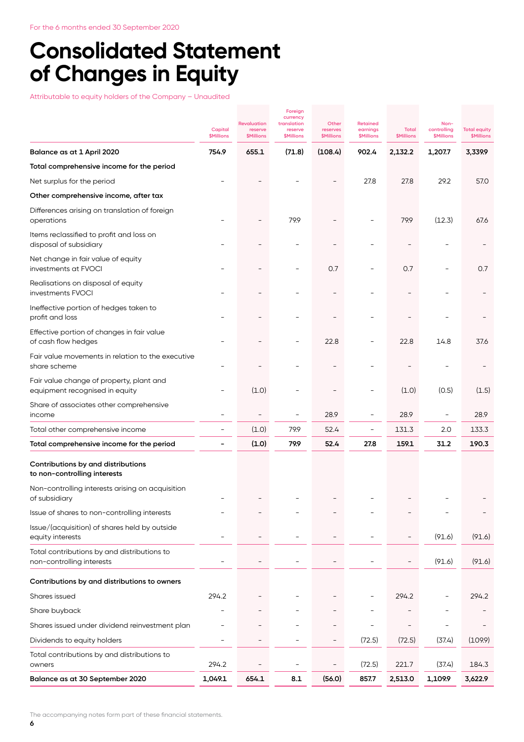For the 6 months ended 30 September 2020

# Consolidated Statement of Changes in Equity

Attributable to equity holders of the Company – Unaudited

| | Capital $Millions | Revaluation reserve $Millions | Foreign currency translation reserve $Millions | Other reserves $Millions | Retained earnings $Millions | Total $Millions | Non-controlling $Millions | Total equity $Millions |
|---|---|---|---|---|---|---|---|---|
| **Balance as at 1 April 2020** | **754.9** | **655.1** | **(71.8)** | **(108.4)** | **902.4** | **2,132.2** | **1,207.7** | **3,339.9** |
| **Total comprehensive income for the period** | | | | | | | | |
| Net surplus for the period | – | – | – | – | 27.8 | 27.8 | 29.2 | 57.0 |
| **Other comprehensive income, after tax** | | | | | | | | |
| Differences arising on translation of foreign operations | – | – | 79.9 | – | – | 79.9 | (12.3) | 67.6 |
| Items reclassified to profit and loss on disposal of subsidiary | – | – | – | – | – | – | – | – |
| Net change in fair value of equity investments at FVOCI | – | – | – | 0.7 | – | 0.7 | – | 0.7 |
| Realisations on disposal of equity investments FVOCI | – | – | – | – | – | – | – | – |
| Ineffective portion of hedges taken to profit and loss | – | – | – | – | – | – | – | – |
| Effective portion of changes in fair value of cash flow hedges | – | – | – | 22.8 | – | 22.8 | 14.8 | 37.6 |
| Fair value movements in relation to the executive share scheme | – | – | – | – | – | – | – | – |
| Fair value change of property, plant and equipment recognised in equity | – | (1.0) | – | – | – | (1.0) | (0.5) | (1.5) |
| Share of associates other comprehensive income | – | – | – | 28.9 | – | 28.9 | – | 28.9 |
| Total other comprehensive income | – | (1.0) | 79.9 | 52.4 | – | 131.3 | 2.0 | 133.3 |
| **Total comprehensive income for the period** | **–** | **(1.0)** | **79.9** | **52.4** | **27.8** | **159.1** | **31.2** | **190.3** |
| **Contributions by and distributions to non-controlling interests** | | | | | | | | |
| Non-controlling interests arising on acquisition of subsidiary | – | – | – | – | – | – | – | – |
| Issue of shares to non-controlling interests | – | – | – | – | – | – | – | – |
| Issue/(acquisition) of shares held by outside equity interests | – | – | – | – | – | – | (91.6) | (91.6) |
| Total contributions by and distributions to non-controlling interests | – | – | – | – | – | – | (91.6) | (91.6) |
| **Contributions by and distributions to owners** | | | | | | | | |
| Shares issued | 294.2 | – | – | – | – | 294.2 | – | 294.2 |
| Share buyback | – | – | – | – | – | – | – | – |
| Shares issued under dividend reinvestment plan | – | – | – | – | – | – | – | – |
| Dividends to equity holders | – | – | – | – | (72.5) | (72.5) | (37.4) | (109.9) |
| Total contributions by and distributions to owners | 294.2 | – | – | – | (72.5) | 221.7 | (37.4) | 184.3 |
| **Balance as at 30 September 2020** | **1,049.1** | **654.1** | **8.1** | **(56.0)** | **857.7** | **2,513.0** | **1,109.9** | **3,622.9** |

The accompanying notes form part of these financial statements.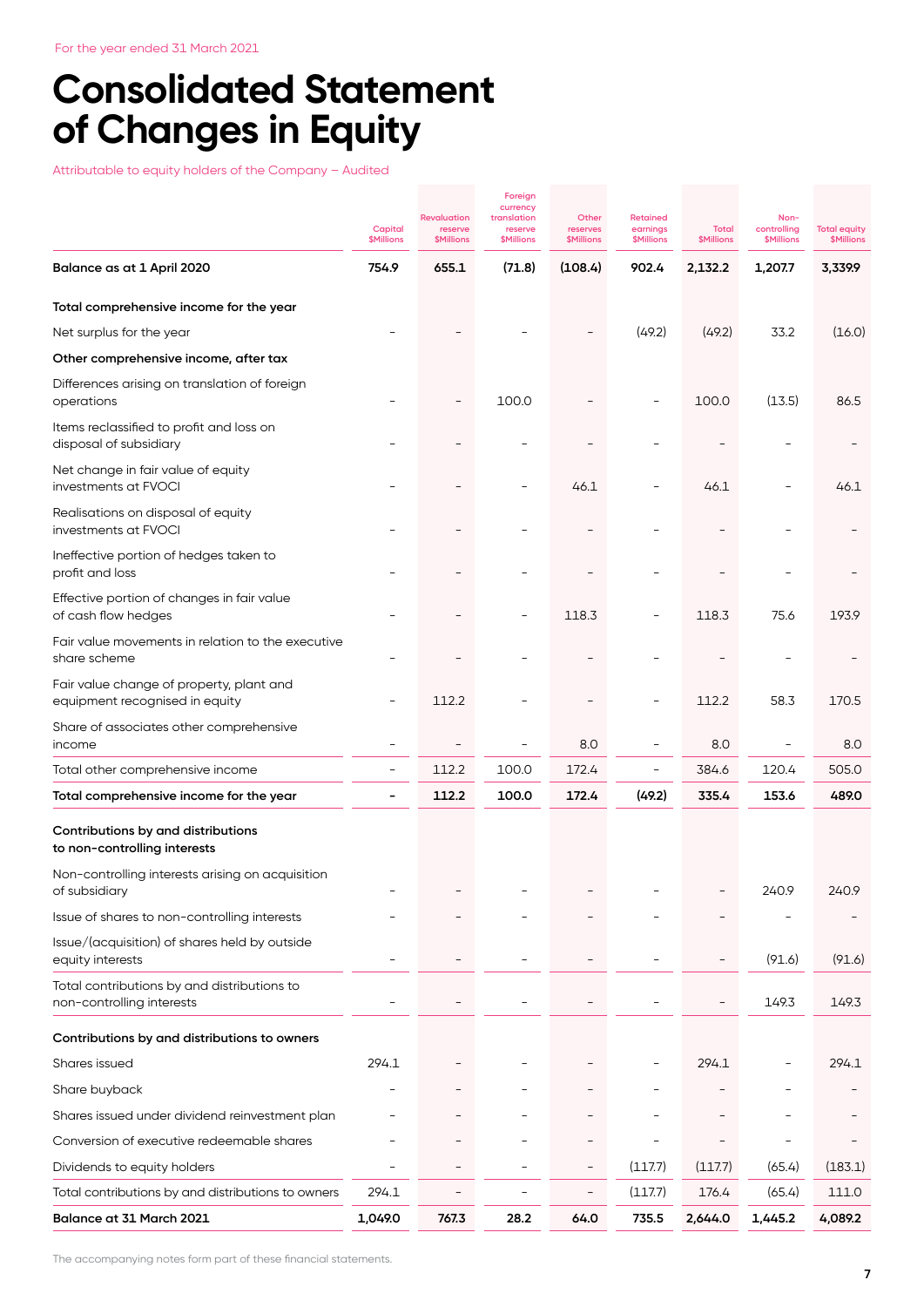For the year ended 31 March 2021

# Consolidated Statement of Changes in Equity

Attributable to equity holders of the Company – Audited

| | Capital $Millions | Revaluation reserve $Millions | Foreign currency translation reserve $Millions | Other reserves $Millions | Retained earnings $Millions | Total $Millions | Non-controlling $Millions | Total equity $Millions |
|---|---|---|---|---|---|---|---|---|
| **Balance as at 1 April 2020** | **754.9** | **655.1** | **(71.8)** | **(108.4)** | **902.4** | **2,132.2** | **1,207.7** | **3,339.9** |
| **Total comprehensive income for the year** | | | | | | | | |
| Net surplus for the year | – | – | – | – | (49.2) | (49.2) | 33.2 | (16.0) |
| **Other comprehensive income, after tax** | | | | | | | | |
| Differences arising on translation of foreign operations | – | – | 100.0 | – | – | 100.0 | (13.5) | 86.5 |
| Items reclassified to profit and loss on disposal of subsidiary | – | – | – | – | – | – | – | – |
| Net change in fair value of equity investments at FVOCI | – | – | – | 46.1 | – | 46.1 | – | 46.1 |
| Realisations on disposal of equity investments at FVOCI | – | – | – | – | – | – | – | – |
| Ineffective portion of hedges taken to profit and loss | – | – | – | – | – | – | – | – |
| Effective portion of changes in fair value of cash flow hedges | – | – | – | 118.3 | – | 118.3 | 75.6 | 193.9 |
| Fair value movements in relation to the executive share scheme | – | – | – | – | – | – | – | – |
| Fair value change of property, plant and equipment recognised in equity | – | 112.2 | – | – | – | 112.2 | 58.3 | 170.5 |
| Share of associates other comprehensive income | – | – | – | 8.0 | – | 8.0 | – | 8.0 |
| Total other comprehensive income | – | 112.2 | 100.0 | 172.4 | – | 384.6 | 120.4 | 505.0 |
| **Total comprehensive income for the year** | **–** | **112.2** | **100.0** | **172.4** | **(49.2)** | **335.4** | **153.6** | **489.0** |
| **Contributions by and distributions to non-controlling interests** | | | | | | | | |
| Non-controlling interests arising on acquisition of subsidiary | – | – | – | – | – | – | 240.9 | 240.9 |
| Issue of shares to non-controlling interests | – | – | – | – | – | – | – | – |
| Issue/(acquisition) of shares held by outside equity interests | – | – | – | – | – | – | (91.6) | (91.6) |
| Total contributions by and distributions to non-controlling interests | – | – | – | – | – | – | 149.3 | 149.3 |
| **Contributions by and distributions to owners** | | | | | | | | |
| Shares issued | 294.1 | – | – | – | – | 294.1 | – | 294.1 |
| Share buyback | – | – | – | – | – | – | – | – |
| Shares issued under dividend reinvestment plan | – | – | – | – | – | – | – | – |
| Conversion of executive redeemable shares | – | – | – | – | – | – | – | – |
| Dividends to equity holders | – | – | – | – | (117.7) | (117.7) | (65.4) | (183.1) |
| Total contributions by and distributions to owners | 294.1 | – | – | – | (117.7) | 176.4 | (65.4) | 111.0 |
| **Balance at 31 March 2021** | **1,049.0** | **767.3** | **28.2** | **64.0** | **735.5** | **2,644.0** | **1,445.2** | **4,089.2** |

The accompanying notes form part of these financial statements.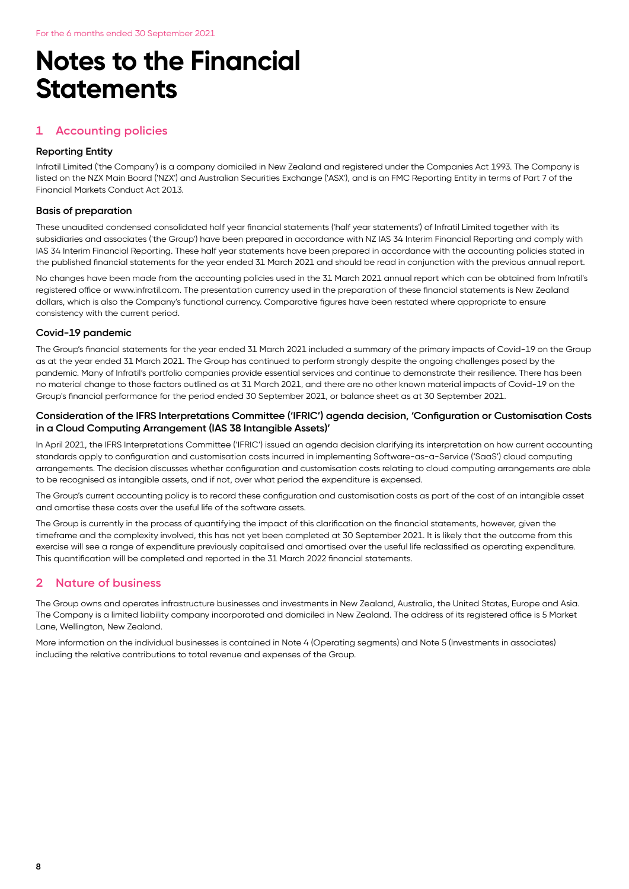# Notes to the Financial Statements

## 1 Accounting policies

### Reporting Entity

Infratil Limited ('the Company') is a company domiciled in New Zealand and registered under the Companies Act 1993. The Company is listed on the NZX Main Board ('NZX') and Australian Securities Exchange ('ASX'), and is an FMC Reporting Entity in terms of Part 7 of the Financial Markets Conduct Act 2013.

### Basis of preparation

These unaudited condensed consolidated half year financial statements ('half year statements') of Infratil Limited together with its subsidiaries and associates ('the Group') have been prepared in accordance with NZ IAS 34 Interim Financial Reporting and comply with IAS 34 Interim Financial Reporting. These half year statements have been prepared in accordance with the accounting policies stated in the published financial statements for the year ended 31 March 2021 and should be read in conjunction with the previous annual report.

No changes have been made from the accounting policies used in the 31 March 2021 annual report which can be obtained from Infratil's registered office or www.infratil.com. The presentation currency used in the preparation of these financial statements is New Zealand dollars, which is also the Company's functional currency. Comparative figures have been restated where appropriate to ensure consistency with the current period.

### Covid-19 pandemic

The Group's financial statements for the year ended 31 March 2021 included a summary of the primary impacts of Covid-19 on the Group as at the year ended 31 March 2021. The Group has continued to perform strongly despite the ongoing challenges posed by the pandemic. Many of Infratil's portfolio companies provide essential services and continue to demonstrate their resilience. There has been no material change to those factors outlined as at 31 March 2021, and there are no other known material impacts of Covid-19 on the Group's financial performance for the period ended 30 September 2021, or balance sheet as at 30 September 2021.

### Consideration of the IFRS Interpretations Committee ('IFRIC') agenda decision, 'Configuration or Customisation Costs in a Cloud Computing Arrangement (IAS 38 Intangible Assets)'

In April 2021, the IFRS Interpretations Committee ('IFRIC') issued an agenda decision clarifying its interpretation on how current accounting standards apply to configuration and customisation costs incurred in implementing Software-as-a-Service ('SaaS') cloud computing arrangements. The decision discusses whether configuration and customisation costs relating to cloud computing arrangements are able to be recognised as intangible assets, and if not, over what period the expenditure is expensed.

The Group's current accounting policy is to record these configuration and customisation costs as part of the cost of an intangible asset and amortise these costs over the useful life of the software assets.

The Group is currently in the process of quantifying the impact of this clarification on the financial statements, however, given the timeframe and the complexity involved, this has not yet been completed at 30 September 2021. It is likely that the outcome from this exercise will see a range of expenditure previously capitalised and amortised over the useful life reclassified as operating expenditure. This quantification will be completed and reported in the 31 March 2022 financial statements.

## 2 Nature of business

The Group owns and operates infrastructure businesses and investments in New Zealand, Australia, the United States, Europe and Asia. The Company is a limited liability company incorporated and domiciled in New Zealand. The address of its registered office is 5 Market Lane, Wellington, New Zealand.

More information on the individual businesses is contained in Note 4 (Operating segments) and Note 5 (Investments in associates) including the relative contributions to total revenue and expenses of the Group.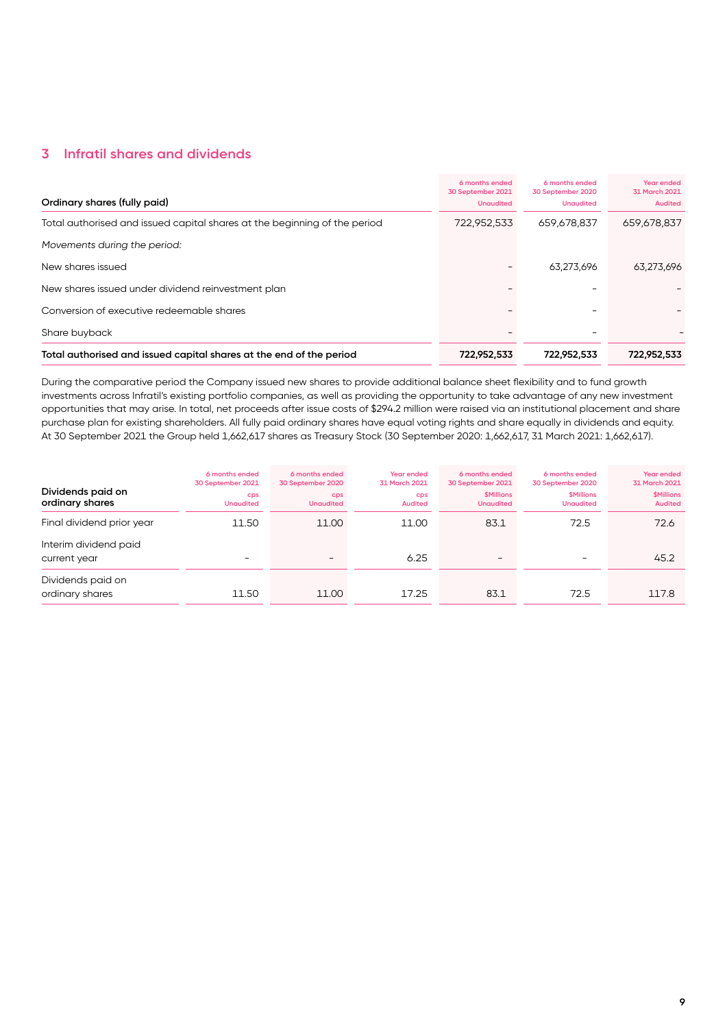## 3 Infratil shares and dividends

| Ordinary shares (fully paid) | 6 months ended 30 September 2021 Unaudited | 6 months ended 30 September 2020 Unaudited | Year ended 31 March 2021 Audited |
|---|---|---|---|
| Total authorised and issued capital shares at the beginning of the period | 722,952,533 | 659,678,837 | 659,678,837 |
| *Movements during the period:* | | | |
| New shares issued | – | 63,273,696 | 63,273,696 |
| New shares issued under dividend reinvestment plan | – | – | – |
| Conversion of executive redeemable shares | – | – | – |
| Share buyback | – | – | – |
| **Total authorised and issued capital shares at the end of the period** | **722,952,533** | **722,952,533** | **722,952,533** |

During the comparative period the Company issued new shares to provide additional balance sheet flexibility and to fund growth investments across Infratil's existing portfolio companies, as well as providing the opportunity to take advantage of any new investment opportunities that may arise. In total, net proceeds after issue costs of $294.2 million were raised via an institutional placement and share purchase plan for existing shareholders. All fully paid ordinary shares have equal voting rights and share equally in dividends and equity. At 30 September 2021 the Group held 1,662,617 shares as Treasury Stock (30 September 2020: 1,662,617, 31 March 2021: 1,662,617).

| Dividends paid on ordinary shares | 6 months ended 30 September 2021 cps Unaudited | 6 months ended 30 September 2020 cps Unaudited | Year ended 31 March 2021 cps Audited | 6 months ended 30 September 2021 $Millions Unaudited | 6 months ended 30 September 2020 $Millions Unaudited | Year ended 31 March 2021 $Millions Audited |
|---|---|---|---|---|---|---|
| Final dividend prior year | 11.50 | 11.00 | 11.00 | 83.1 | 72.5 | 72.6 |
| Interim dividend paid current year | – | – | 6.25 | – | – | 45.2 |
| Dividends paid on ordinary shares | 11.50 | 11.00 | 17.25 | 83.1 | 72.5 | 117.8 |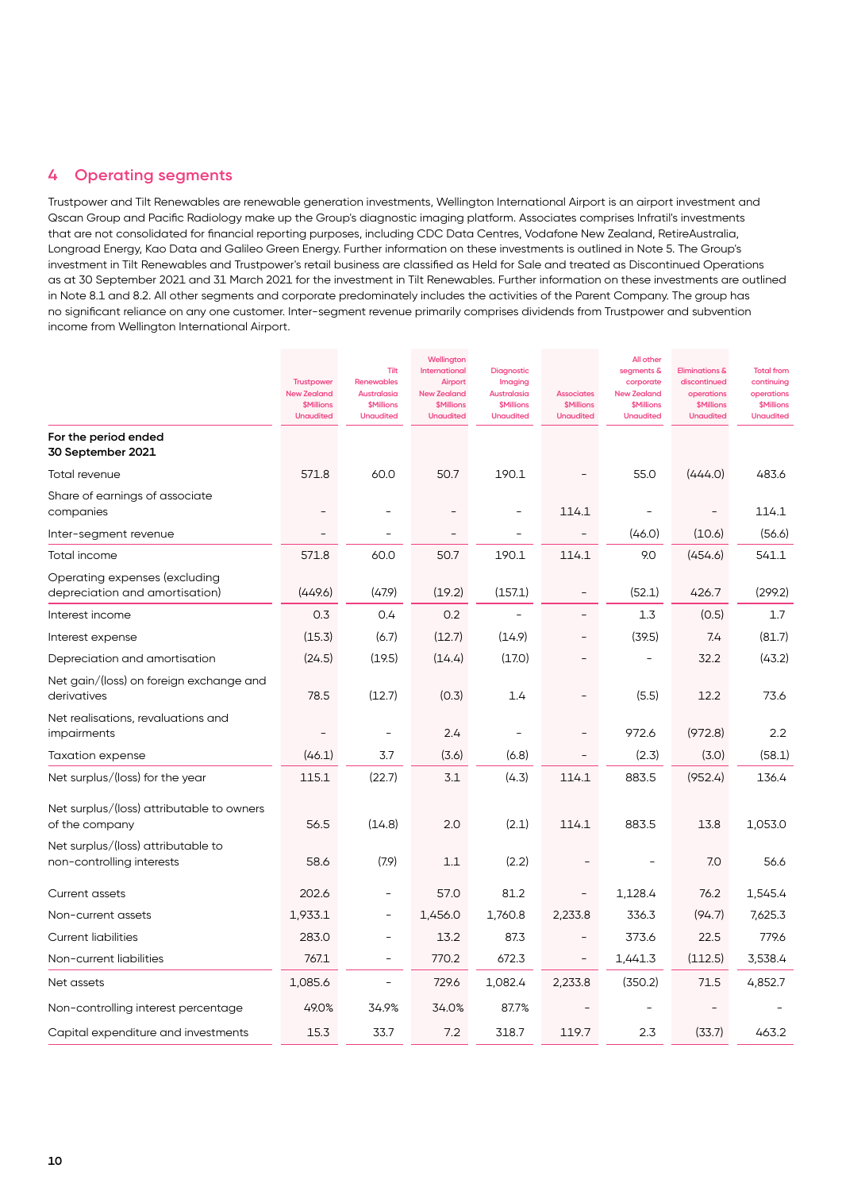## 4 Operating segments

Trustpower and Tilt Renewables are renewable generation investments, Wellington International Airport is an airport investment and Qscan Group and Pacific Radiology make up the Group's diagnostic imaging platform. Associates comprises Infratil's investments that are not consolidated for financial reporting purposes, including CDC Data Centres, Vodafone New Zealand, RetireAustralia, Longroad Energy, Kao Data and Galileo Green Energy. Further information on these investments is outlined in Note 5. The Group's investment in Tilt Renewables and Trustpower's retail business are classified as Held for Sale and treated as Discontinued Operations as at 30 September 2021 and 31 March 2021 for the investment in Tilt Renewables. Further information on these investments are outlined in Note 8.1 and 8.2. All other segments and corporate predominately includes the activities of the Parent Company. The group has no significant reliance on any one customer. Inter-segment revenue primarily comprises dividends from Trustpower and subvention income from Wellington International Airport.

| | Trustpower New Zealand $Millions Unaudited | Tilt Renewables Australasia $Millions Unaudited | Wellington International Airport New Zealand $Millions Unaudited | Diagnostic Imaging Australasia $Millions Unaudited | Associates $Millions Unaudited | All other segments & corporate New Zealand $Millions Unaudited | Eliminations & discontinued operations $Millions Unaudited | Total from continuing operations $Millions Unaudited |
|---|---|---|---|---|---|---|---|---|
| **For the period ended 30 September 2021** | | | | | | | | |
| Total revenue | 571.8 | 60.0 | 50.7 | 190.1 | - | 55.0 | (444.0) | 483.6 |
| Share of earnings of associate companies | - | - | - | - | 114.1 | - | - | 114.1 |
| Inter-segment revenue | - | - | - | - | - | (46.0) | (10.6) | (56.6) |
| Total income | 571.8 | 60.0 | 50.7 | 190.1 | 114.1 | 9.0 | (454.6) | 541.1 |
| Operating expenses (excluding depreciation and amortisation) | (449.6) | (47.9) | (19.2) | (157.1) | - | (52.1) | 426.7 | (299.2) |
| Interest income | 0.3 | 0.4 | 0.2 | - | - | 1.3 | (0.5) | 1.7 |
| Interest expense | (15.3) | (6.7) | (12.7) | (14.9) | - | (39.5) | 7.4 | (81.7) |
| Depreciation and amortisation | (24.5) | (19.5) | (14.4) | (17.0) | - | - | 32.2 | (43.2) |
| Net gain/(loss) on foreign exchange and derivatives | 78.5 | (12.7) | (0.3) | 1.4 | - | (5.5) | 12.2 | 73.6 |
| Net realisations, revaluations and impairments | - | - | 2.4 | - | - | 972.6 | (972.8) | 2.2 |
| Taxation expense | (46.1) | 3.7 | (3.6) | (6.8) | - | (2.3) | (3.0) | (58.1) |
| Net surplus/(loss) for the year | 115.1 | (22.7) | 3.1 | (4.3) | 114.1 | 883.5 | (952.4) | 136.4 |
| Net surplus/(loss) attributable to owners of the company | 56.5 | (14.8) | 2.0 | (2.1) | 114.1 | 883.5 | 13.8 | 1,053.0 |
| Net surplus/(loss) attributable to non-controlling interests | 58.6 | (7.9) | 1.1 | (2.2) | - | - | 7.0 | 56.6 |
| Current assets | 202.6 | - | 57.0 | 81.2 | - | 1,128.4 | 76.2 | 1,545.4 |
| Non-current assets | 1,933.1 | - | 1,456.0 | 1,760.8 | 2,233.8 | 336.3 | (94.7) | 7,625.3 |
| Current liabilities | 283.0 | - | 13.2 | 87.3 | - | 373.6 | 22.5 | 779.6 |
| Non-current liabilities | 767.1 | - | 770.2 | 672.3 | - | 1,441.3 | (112.5) | 3,538.4 |
| Net assets | 1,085.6 | - | 729.6 | 1,082.4 | 2,233.8 | (350.2) | 71.5 | 4,852.7 |
| Non-controlling interest percentage | 49.0% | 34.9% | 34.0% | 87.7% | - | - | - | - |
| Capital expenditure and investments | 15.3 | 33.7 | 7.2 | 318.7 | 119.7 | 2.3 | (33.7) | 463.2 |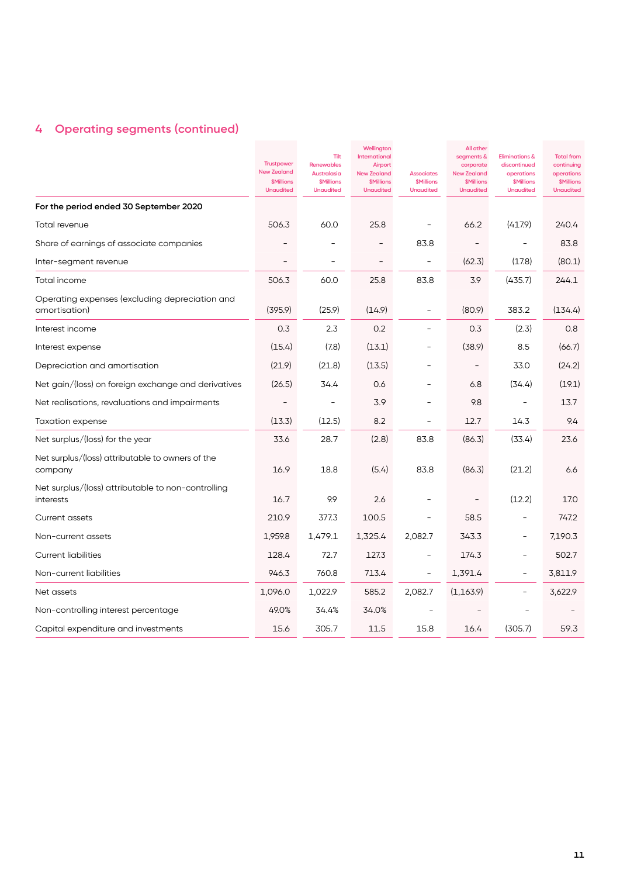## 4 Operating segments (continued)

| | Trustpower New Zealand $Millions Unaudited | Tilt Renewables Australasia $Millions Unaudited | Wellington International Airport New Zealand $Millions Unaudited | Associates $Millions Unaudited | All other segments & corporate New Zealand $Millions Unaudited | Eliminations & discontinued operations $Millions Unaudited | Total from continuing operations $Millions Unaudited |
|---|---|---|---|---|---|---|---|
| **For the period ended 30 September 2020** | | | | | | | |
| Total revenue | 506.3 | 60.0 | 25.8 | – | 66.2 | (417.9) | 240.4 |
| Share of earnings of associate companies | – | – | – | 83.8 | – | – | 83.8 |
| Inter-segment revenue | – | – | – | – | (62.3) | (17.8) | (80.1) |
| Total income | 506.3 | 60.0 | 25.8 | 83.8 | 3.9 | (435.7) | 244.1 |
| Operating expenses (excluding depreciation and amortisation) | (395.9) | (25.9) | (14.9) | – | (80.9) | 383.2 | (134.4) |
| Interest income | 0.3 | 2.3 | 0.2 | – | 0.3 | (2.3) | 0.8 |
| Interest expense | (15.4) | (7.8) | (13.1) | – | (38.9) | 8.5 | (66.7) |
| Depreciation and amortisation | (21.9) | (21.8) | (13.5) | – | – | 33.0 | (24.2) |
| Net gain/(loss) on foreign exchange and derivatives | (26.5) | 34.4 | 0.6 | – | 6.8 | (34.4) | (19.1) |
| Net realisations, revaluations and impairments | – | – | 3.9 | – | 9.8 | – | 13.7 |
| Taxation expense | (13.3) | (12.5) | 8.2 | – | 12.7 | 14.3 | 9.4 |
| Net surplus/(loss) for the year | 33.6 | 28.7 | (2.8) | 83.8 | (86.3) | (33.4) | 23.6 |
| Net surplus/(loss) attributable to owners of the company | 16.9 | 18.8 | (5.4) | 83.8 | (86.3) | (21.2) | 6.6 |
| Net surplus/(loss) attributable to non-controlling interests | 16.7 | 9.9 | 2.6 | – | – | (12.2) | 17.0 |
| Current assets | 210.9 | 377.3 | 100.5 | – | 58.5 | – | 747.2 |
| Non-current assets | 1,959.8 | 1,479.1 | 1,325.4 | 2,082.7 | 343.3 | – | 7,190.3 |
| Current liabilities | 128.4 | 72.7 | 127.3 | – | 174.3 | – | 502.7 |
| Non-current liabilities | 946.3 | 760.8 | 713.4 | – | 1,391.4 | – | 3,811.9 |
| Net assets | 1,096.0 | 1,022.9 | 585.2 | 2,082.7 | (1,163.9) | – | 3,622.9 |
| Non-controlling interest percentage | 49.0% | 34.4% | 34.0% | – | – | – | – |
| Capital expenditure and investments | 15.6 | 305.7 | 11.5 | 15.8 | 16.4 | (305.7) | 59.3 |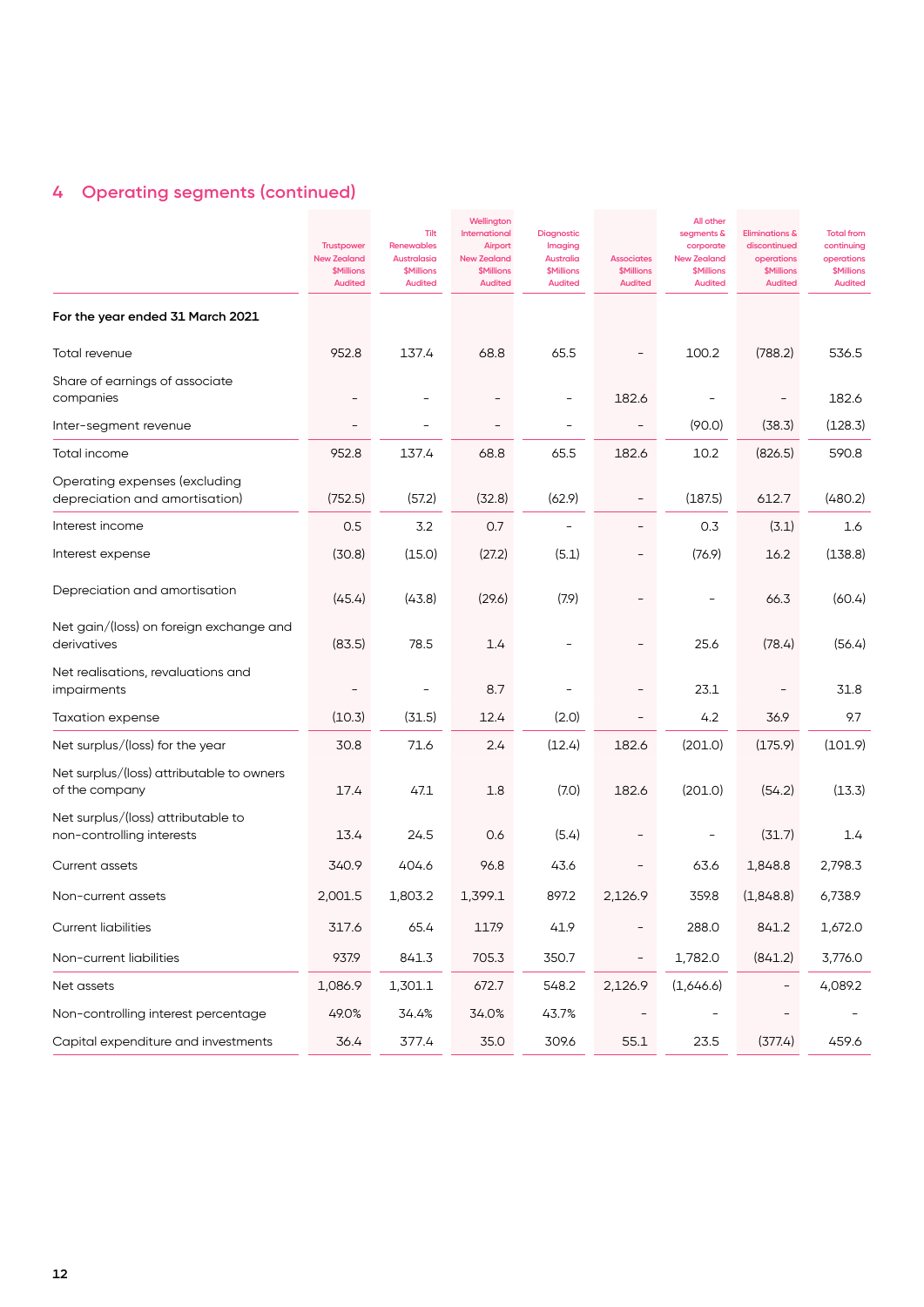## 4 Operating segments (continued)

| | Trustpower New Zealand $Millions Audited | Tilt Renewables Australasia $Millions Audited | Wellington International Airport New Zealand $Millions Audited | Diagnostic Imaging Australia $Millions Audited | Associates $Millions Audited | All other segments & corporate New Zealand $Millions Audited | Eliminations & discontinued operations $Millions Audited | Total from continuing operations $Millions Audited |
|---|---|---|---|---|---|---|---|---|
| **For the year ended 31 March 2021** | | | | | | | | |
| Total revenue | 952.8 | 137.4 | 68.8 | 65.5 | – | 100.2 | (788.2) | 536.5 |
| Share of earnings of associate companies | – | – | – | – | 182.6 | – | – | 182.6 |
| Inter-segment revenue | – | – | – | – | – | (90.0) | (38.3) | (128.3) |
| Total income | 952.8 | 137.4 | 68.8 | 65.5 | 182.6 | 10.2 | (826.5) | 590.8 |
| Operating expenses (excluding depreciation and amortisation) | (752.5) | (57.2) | (32.8) | (62.9) | – | (187.5) | 612.7 | (480.2) |
| Interest income | 0.5 | 3.2 | 0.7 | – | – | 0.3 | (3.1) | 1.6 |
| Interest expense | (30.8) | (15.0) | (27.2) | (5.1) | – | (76.9) | 16.2 | (138.8) |
| Depreciation and amortisation | (45.4) | (43.8) | (29.6) | (7.9) | – | – | 66.3 | (60.4) |
| Net gain/(loss) on foreign exchange and derivatives | (83.5) | 78.5 | 1.4 | – | – | 25.6 | (78.4) | (56.4) |
| Net realisations, revaluations and impairments | – | – | 8.7 | – | – | 23.1 | – | 31.8 |
| Taxation expense | (10.3) | (31.5) | 12.4 | (2.0) | – | 4.2 | 36.9 | 9.7 |
| Net surplus/(loss) for the year | 30.8 | 71.6 | 2.4 | (12.4) | 182.6 | (201.0) | (175.9) | (101.9) |
| Net surplus/(loss) attributable to owners of the company | 17.4 | 47.1 | 1.8 | (7.0) | 182.6 | (201.0) | (54.2) | (13.3) |
| Net surplus/(loss) attributable to non-controlling interests | 13.4 | 24.5 | 0.6 | (5.4) | – | – | (31.7) | 1.4 |
| Current assets | 340.9 | 404.6 | 96.8 | 43.6 | – | 63.6 | 1,848.8 | 2,798.3 |
| Non-current assets | 2,001.5 | 1,803.2 | 1,399.1 | 897.2 | 2,126.9 | 359.8 | (1,848.8) | 6,738.9 |
| Current liabilities | 317.6 | 65.4 | 117.9 | 41.9 | – | 288.0 | 841.2 | 1,672.0 |
| Non-current liabilities | 937.9 | 841.3 | 705.3 | 350.7 | – | 1,782.0 | (841.2) | 3,776.0 |
| Net assets | 1,086.9 | 1,301.1 | 672.7 | 548.2 | 2,126.9 | (1,646.6) | – | 4,089.2 |
| Non-controlling interest percentage | 49.0% | 34.4% | 34.0% | 43.7% | – | – | – | – |
| Capital expenditure and investments | 36.4 | 377.4 | 35.0 | 309.6 | 55.1 | 23.5 | (377.4) | 459.6 |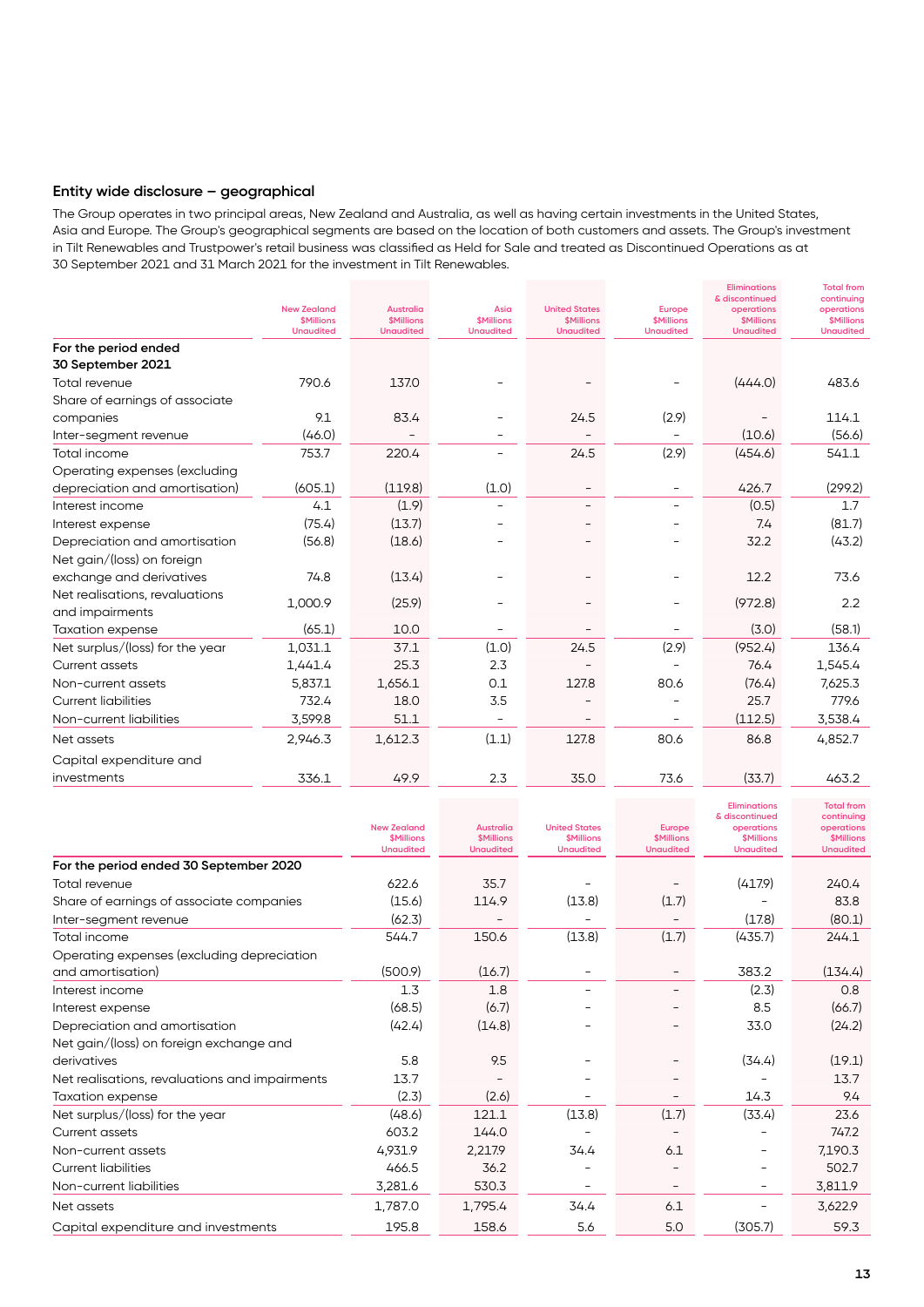## Entity wide disclosure – geographical

The Group operates in two principal areas, New Zealand and Australia, as well as having certain investments in the United States, Asia and Europe. The Group's geographical segments are based on the location of both customers and assets. The Group's investment in Tilt Renewables and Trustpower's retail business was classified as Held for Sale and treated as Discontinued Operations as at 30 September 2021 and 31 March 2021 for the investment in Tilt Renewables.

| | New Zealand $Millions Unaudited | Australia $Millions Unaudited | Asia $Millions Unaudited | United States $Millions Unaudited | Europe $Millions Unaudited | Eliminations & discontinued operations $Millions Unaudited | Total from continuing operations $Millions Unaudited |
|---|---|---|---|---|---|---|---|
| **For the period ended 30 September 2021** | | | | | | | |
| Total revenue | 790.6 | 137.0 | – | – | – | (444.0) | 483.6 |
| Share of earnings of associate companies | 9.1 | 83.4 | – | 24.5 | (2.9) | – | 114.1 |
| Inter-segment revenue | (46.0) | – | – | – | – | (10.6) | (56.6) |
| Total income | 753.7 | 220.4 | – | 24.5 | (2.9) | (454.6) | 541.1 |
| Operating expenses (excluding depreciation and amortisation) | (605.1) | (119.8) | (1.0) | – | – | 426.7 | (299.2) |
| Interest income | 4.1 | (1.9) | – | – | – | (0.5) | 1.7 |
| Interest expense | (75.4) | (13.7) | – | – | – | 7.4 | (81.7) |
| Depreciation and amortisation | (56.8) | (18.6) | – | – | – | 32.2 | (43.2) |
| Net gain/(loss) on foreign exchange and derivatives | 74.8 | (13.4) | – | – | – | 12.2 | 73.6 |
| Net realisations, revaluations and impairments | 1,000.9 | (25.9) | – | – | – | (972.8) | 2.2 |
| Taxation expense | (65.1) | 10.0 | – | – | – | (3.0) | (58.1) |
| Net surplus/(loss) for the year | 1,031.1 | 37.1 | (1.0) | 24.5 | (2.9) | (952.4) | 136.4 |
| Current assets | 1,441.4 | 25.3 | 2.3 | – | – | 76.4 | 1,545.4 |
| Non-current assets | 5,837.1 | 1,656.1 | 0.1 | 127.8 | 80.6 | (76.4) | 7,625.3 |
| Current liabilities | 732.4 | 18.0 | 3.5 | – | – | 25.7 | 779.6 |
| Non-current liabilities | 3,599.8 | 51.1 | – | – | – | (112.5) | 3,538.4 |
| Net assets | 2,946.3 | 1,612.3 | (1.1) | 127.8 | 80.6 | 86.8 | 4,852.7 |
| Capital expenditure and investments | 336.1 | 49.9 | 2.3 | 35.0 | 73.6 | (33.7) | 463.2 |

| | New Zealand $Millions Unaudited | Australia $Millions Unaudited | United States $Millions Unaudited | Europe $Millions Unaudited | Eliminations & discontinued operations $Millions Unaudited | Total from continuing operations $Millions Unaudited |
|---|---|---|---|---|---|---|
| **For the period ended 30 September 2020** | | | | | | |
| Total revenue | 622.6 | 35.7 | – | – | (417.9) | 240.4 |
| Share of earnings of associate companies | (15.6) | 114.9 | (13.8) | (1.7) | – | 83.8 |
| Inter-segment revenue | (62.3) | – | – | – | (17.8) | (80.1) |
| Total income | 544.7 | 150.6 | (13.8) | (1.7) | (435.7) | 244.1 |
| Operating expenses (excluding depreciation and amortisation) | (500.9) | (16.7) | – | – | 383.2 | (134.4) |
| Interest income | 1.3 | 1.8 | – | – | (2.3) | 0.8 |
| Interest expense | (68.5) | (6.7) | – | – | 8.5 | (66.7) |
| Depreciation and amortisation | (42.4) | (14.8) | – | – | 33.0 | (24.2) |
| Net gain/(loss) on foreign exchange and derivatives | 5.8 | 9.5 | – | – | (34.4) | (19.1) |
| Net realisations, revaluations and impairments | 13.7 | – | – | – | – | 13.7 |
| Taxation expense | (2.3) | (2.6) | – | – | 14.3 | 9.4 |
| Net surplus/(loss) for the year | (48.6) | 121.1 | (13.8) | (1.7) | (33.4) | 23.6 |
| Current assets | 603.2 | 144.0 | – | – | – | 747.2 |
| Non-current assets | 4,931.9 | 2,217.9 | 34.4 | 6.1 | – | 7,190.3 |
| Current liabilities | 466.5 | 36.2 | – | – | – | 502.7 |
| Non-current liabilities | 3,281.6 | 530.3 | – | – | – | 3,811.9 |
| Net assets | 1,787.0 | 1,795.4 | 34.4 | 6.1 | – | 3,622.9 |
| Capital expenditure and investments | 195.8 | 158.6 | 5.6 | 5.0 | (305.7) | 59.3 |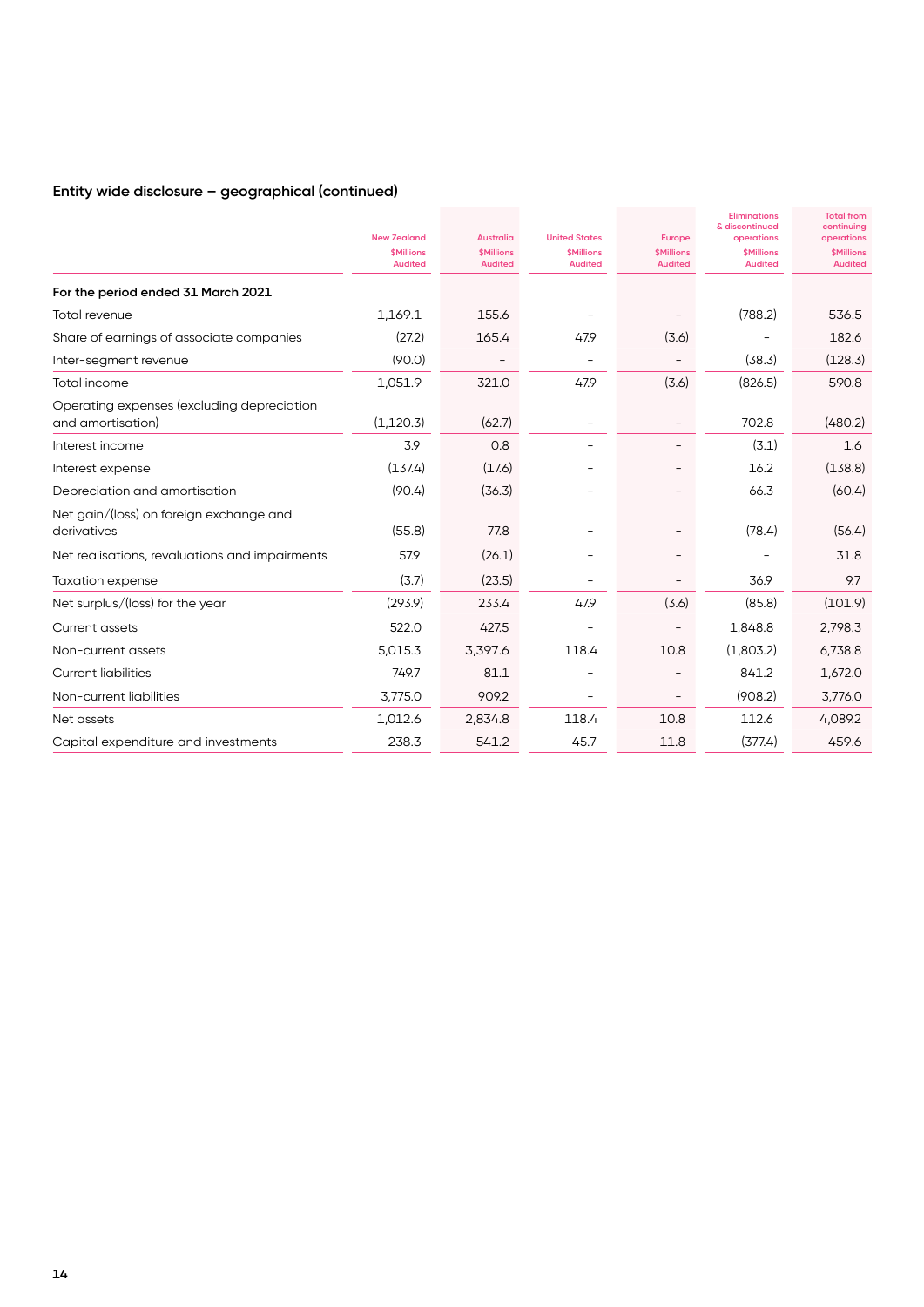## Entity wide disclosure – geographical (continued)

| | New Zealand $Millions Audited | Australia $Millions Audited | United States $Millions Audited | Europe $Millions Audited | Eliminations & discontinued operations $Millions Audited | Total from continuing operations $Millions Audited |
|---|---|---|---|---|---|---|
| **For the period ended 31 March 2021** | | | | | | |
| Total revenue | 1,169.1 | 155.6 | – | – | (788.2) | 536.5 |
| Share of earnings of associate companies | (27.2) | 165.4 | 47.9 | (3.6) | – | 182.6 |
| Inter-segment revenue | (90.0) | – | – | – | (38.3) | (128.3) |
| Total income | 1,051.9 | 321.0 | 47.9 | (3.6) | (826.5) | 590.8 |
| Operating expenses (excluding depreciation and amortisation) | (1,120.3) | (62.7) | – | – | 702.8 | (480.2) |
| Interest income | 3.9 | 0.8 | – | – | (3.1) | 1.6 |
| Interest expense | (137.4) | (17.6) | – | – | 16.2 | (138.8) |
| Depreciation and amortisation | (90.4) | (36.3) | – | – | 66.3 | (60.4) |
| Net gain/(loss) on foreign exchange and derivatives | (55.8) | 77.8 | – | – | (78.4) | (56.4) |
| Net realisations, revaluations and impairments | 57.9 | (26.1) | – | – | – | 31.8 |
| Taxation expense | (3.7) | (23.5) | – | – | 36.9 | 9.7 |
| Net surplus/(loss) for the year | (293.9) | 233.4 | 47.9 | (3.6) | (85.8) | (101.9) |
| Current assets | 522.0 | 427.5 | – | – | 1,848.8 | 2,798.3 |
| Non-current assets | 5,015.3 | 3,397.6 | 118.4 | 10.8 | (1,803.2) | 6,738.8 |
| Current liabilities | 749.7 | 81.1 | – | – | 841.2 | 1,672.0 |
| Non-current liabilities | 3,775.0 | 909.2 | – | – | (908.2) | 3,776.0 |
| Net assets | 1,012.6 | 2,834.8 | 118.4 | 10.8 | 112.6 | 4,089.2 |
| Capital expenditure and investments | 238.3 | 541.2 | 45.7 | 11.8 | (377.4) | 459.6 |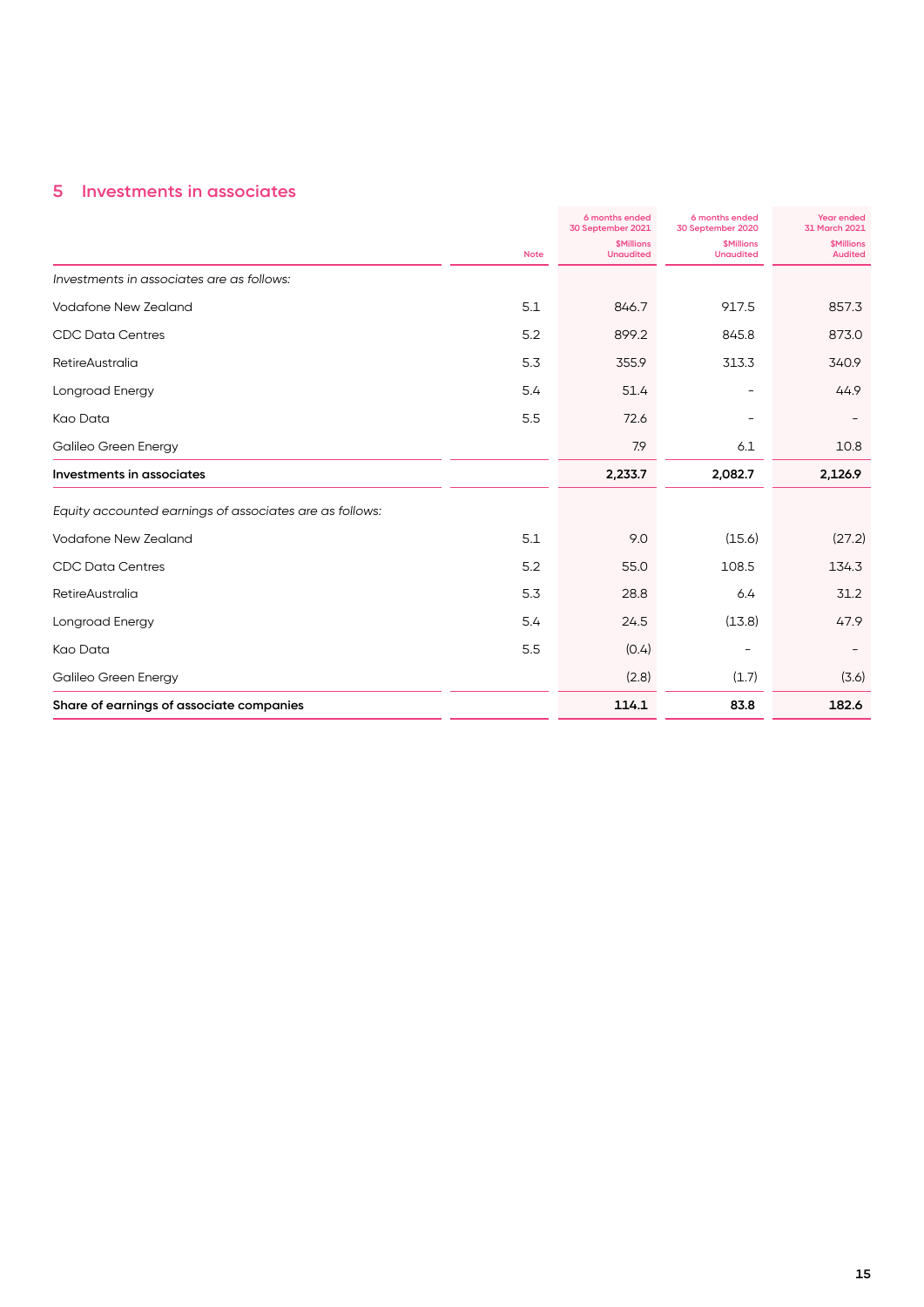## 5 Investments in associates

| | Note | 6 months ended 30 September 2021 $Millions Unaudited | 6 months ended 30 September 2020 $Millions Unaudited | Year ended 31 March 2021 $Millions Audited |
|---|---|---|---|---|
| *Investments in associates are as follows:* | | | | |
| Vodafone New Zealand | 5.1 | 846.7 | 917.5 | 857.3 |
| CDC Data Centres | 5.2 | 899.2 | 845.8 | 873.0 |
| RetireAustralia | 5.3 | 355.9 | 313.3 | 340.9 |
| Longroad Energy | 5.4 | 51.4 | – | 44.9 |
| Kao Data | 5.5 | 72.6 | – | – |
| Galileo Green Energy | | 7.9 | 6.1 | 10.8 |
| **Investments in associates** | | **2,233.7** | **2,082.7** | **2,126.9** |
| *Equity accounted earnings of associates are as follows:* | | | | |
| Vodafone New Zealand | 5.1 | 9.0 | (15.6) | (27.2) |
| CDC Data Centres | 5.2 | 55.0 | 108.5 | 134.3 |
| RetireAustralia | 5.3 | 28.8 | 6.4 | 31.2 |
| Longroad Energy | 5.4 | 24.5 | (13.8) | 47.9 |
| Kao Data | 5.5 | (0.4) | – | – |
| Galileo Green Energy | | (2.8) | (1.7) | (3.6) |
| **Share of earnings of associate companies** | | **114.1** | **83.8** | **182.6** |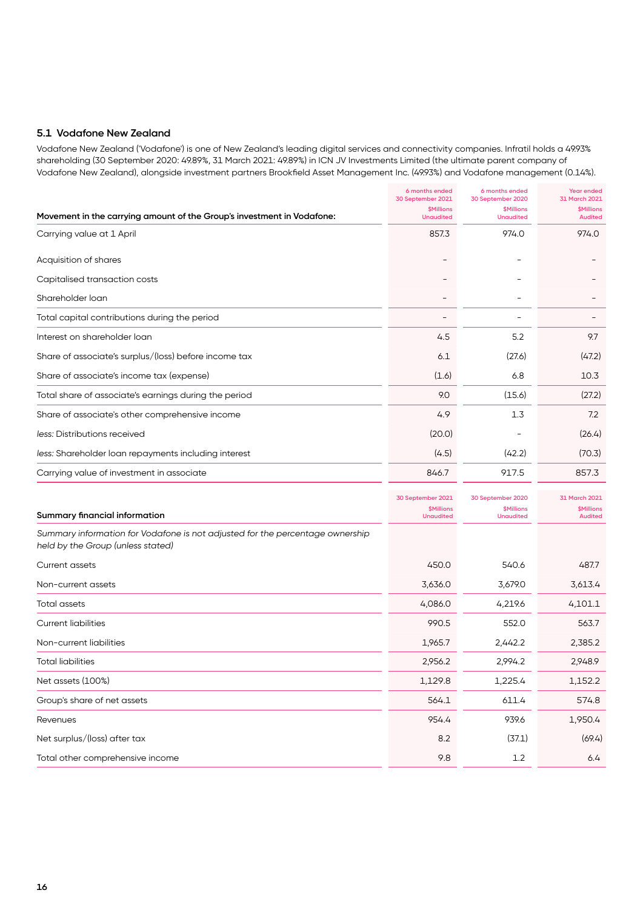### 5.1 Vodafone New Zealand

Vodafone New Zealand ('Vodafone') is one of New Zealand's leading digital services and connectivity companies. Infratil holds a 49.93% shareholding (30 September 2020: 49.89%, 31 March 2021: 49.89%) in ICN JV Investments Limited (the ultimate parent company of Vodafone New Zealand), alongside investment partners Brookfield Asset Management Inc. (49.93%) and Vodafone management (0.14%).

| Movement in the carrying amount of the Group's investment in Vodafone: | 6 months ended 30 September 2021 $Millions Unaudited | 6 months ended 30 September 2020 $Millions Unaudited | Year ended 31 March 2021 $Millions Audited |
|---|---|---|---|
| Carrying value at 1 April | 857.3 | 974.0 | 974.0 |
| Acquisition of shares | – | – | – |
| Capitalised transaction costs | – | – | – |
| Shareholder loan | – | – | – |
| Total capital contributions during the period | – | – | – |
| Interest on shareholder loan | 4.5 | 5.2 | 9.7 |
| Share of associate's surplus/(loss) before income tax | 6.1 | (27.6) | (47.2) |
| Share of associate's income tax (expense) | (1.6) | 6.8 | 10.3 |
| Total share of associate's earnings during the period | 9.0 | (15.6) | (27.2) |
| Share of associate's other comprehensive income | 4.9 | 1.3 | 7.2 |
| *less:* Distributions received | (20.0) | – | (26.4) |
| *less:* Shareholder loan repayments including interest | (4.5) | (42.2) | (70.3) |
| Carrying value of investment in associate | 846.7 | 917.5 | 857.3 |

| Summary financial information | 30 September 2021 $Millions Unaudited | 30 September 2020 $Millions Unaudited | 31 March 2021 $Millions Audited |
|---|---|---|---|
| *Summary information for Vodafone is not adjusted for the percentage ownership held by the Group (unless stated)* | | | |
| Current assets | 450.0 | 540.6 | 487.7 |
| Non-current assets | 3,636.0 | 3,679.0 | 3,613.4 |
| Total assets | 4,086.0 | 4,219.6 | 4,101.1 |
| Current liabilities | 990.5 | 552.0 | 563.7 |
| Non-current liabilities | 1,965.7 | 2,442.2 | 2,385.2 |
| Total liabilities | 2,956.2 | 2,994.2 | 2,948.9 |
| Net assets (100%) | 1,129.8 | 1,225.4 | 1,152.2 |
| Group's share of net assets | 564.1 | 611.4 | 574.8 |
| Revenues | 954.4 | 939.6 | 1,950.4 |
| Net surplus/(loss) after tax | 8.2 | (37.1) | (69.4) |
| Total other comprehensive income | 9.8 | 1.2 | 6.4 |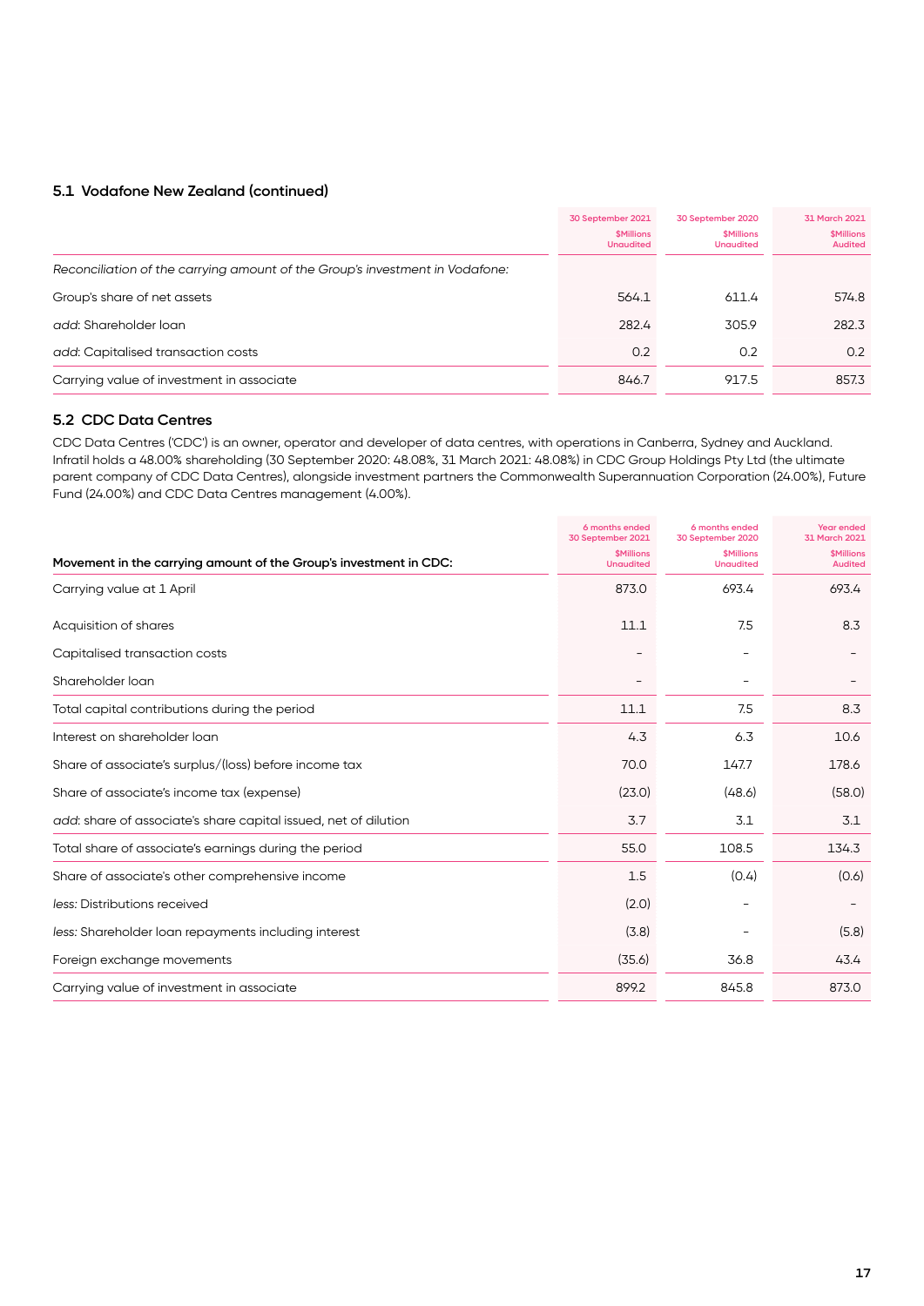### 5.1 Vodafone New Zealand (continued)

| | 30 September 2021<br>$Millions<br>Unaudited | 30 September 2020<br>$Millions<br>Unaudited | 31 March 2021<br>$Millions<br>Audited |
|---|---|---|---|
| *Reconciliation of the carrying amount of the Group's investment in Vodafone:* | | | |
| Group's share of net assets | 564.1 | 611.4 | 574.8 |
| *add*: Shareholder loan | 282.4 | 305.9 | 282.3 |
| *add*: Capitalised transaction costs | 0.2 | 0.2 | 0.2 |
| Carrying value of investment in associate | 846.7 | 917.5 | 857.3 |

### 5.2 CDC Data Centres

CDC Data Centres ('CDC') is an owner, operator and developer of data centres, with operations in Canberra, Sydney and Auckland. Infratil holds a 48.00% shareholding (30 September 2020: 48.08%, 31 March 2021: 48.08%) in CDC Group Holdings Pty Ltd (the ultimate parent company of CDC Data Centres), alongside investment partners the Commonwealth Superannuation Corporation (24.00%), Future Fund (24.00%) and CDC Data Centres management (4.00%).

| **Movement in the carrying amount of the Group's investment in CDC:** | 6 months ended 30 September 2021<br>$Millions<br>Unaudited | 6 months ended 30 September 2020<br>$Millions<br>Unaudited | Year ended 31 March 2021<br>$Millions<br>Audited |
|---|---|---|---|
| Carrying value at 1 April | 873.0 | 693.4 | 693.4 |
| Acquisition of shares | 11.1 | 7.5 | 8.3 |
| Capitalised transaction costs | - | - | - |
| Shareholder loan | - | - | - |
| Total capital contributions during the period | 11.1 | 7.5 | 8.3 |
| Interest on shareholder loan | 4.3 | 6.3 | 10.6 |
| Share of associate's surplus/(loss) before income tax | 70.0 | 147.7 | 178.6 |
| Share of associate's income tax (expense) | (23.0) | (48.6) | (58.0) |
| *add*: share of associate's share capital issued, net of dilution | 3.7 | 3.1 | 3.1 |
| Total share of associate's earnings during the period | 55.0 | 108.5 | 134.3 |
| Share of associate's other comprehensive income | 1.5 | (0.4) | (0.6) |
| *less*: Distributions received | (2.0) | - | - |
| *less*: Shareholder loan repayments including interest | (3.8) | - | (5.8) |
| Foreign exchange movements | (35.6) | 36.8 | 43.4 |
| Carrying value of investment in associate | 899.2 | 845.8 | 873.0 |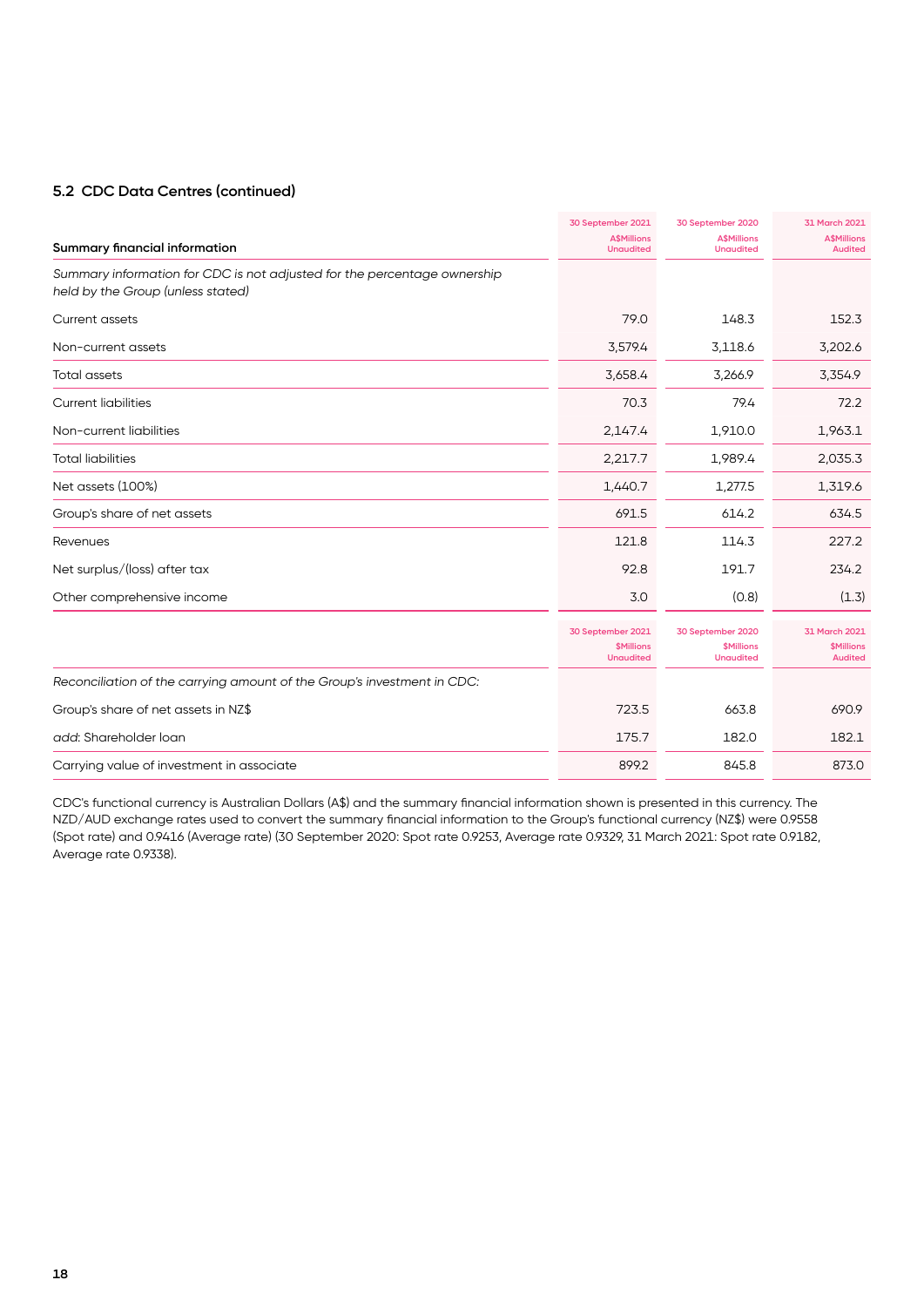### 5.2 CDC Data Centres (continued)

| Summary financial information | 30 September 2021 A$Millions Unaudited | 30 September 2020 A$Millions Unaudited | 31 March 2021 A$Millions Audited |
|---|---|---|---|
| *Summary information for CDC is not adjusted for the percentage ownership held by the Group (unless stated)* | | | |
| Current assets | 79.0 | 148.3 | 152.3 |
| Non-current assets | 3,579.4 | 3,118.6 | 3,202.6 |
| Total assets | 3,658.4 | 3,266.9 | 3,354.9 |
| Current liabilities | 70.3 | 79.4 | 72.2 |
| Non-current liabilities | 2,147.4 | 1,910.0 | 1,963.1 |
| Total liabilities | 2,217.7 | 1,989.4 | 2,035.3 |
| Net assets (100%) | 1,440.7 | 1,277.5 | 1,319.6 |
| Group's share of net assets | 691.5 | 614.2 | 634.5 |
| Revenues | 121.8 | 114.3 | 227.2 |
| Net surplus/(loss) after tax | 92.8 | 191.7 | 234.2 |
| Other comprehensive income | 3.0 | (0.8) | (1.3) |

| | 30 September 2021 $Millions Unaudited | 30 September 2020 $Millions Unaudited | 31 March 2021 $Millions Audited |
|---|---|---|---|
| *Reconciliation of the carrying amount of the Group's investment in CDC:* | | | |
| Group's share of net assets in NZ$ | 723.5 | 663.8 | 690.9 |
| *add*: Shareholder loan | 175.7 | 182.0 | 182.1 |
| Carrying value of investment in associate | 899.2 | 845.8 | 873.0 |

CDC's functional currency is Australian Dollars (A$) and the summary financial information shown is presented in this currency. The NZD/AUD exchange rates used to convert the summary financial information to the Group's functional currency (NZ$) were 0.9558 (Spot rate) and 0.9416 (Average rate) (30 September 2020: Spot rate 0.9253, Average rate 0.9329, 31 March 2021: Spot rate 0.9182, Average rate 0.9338).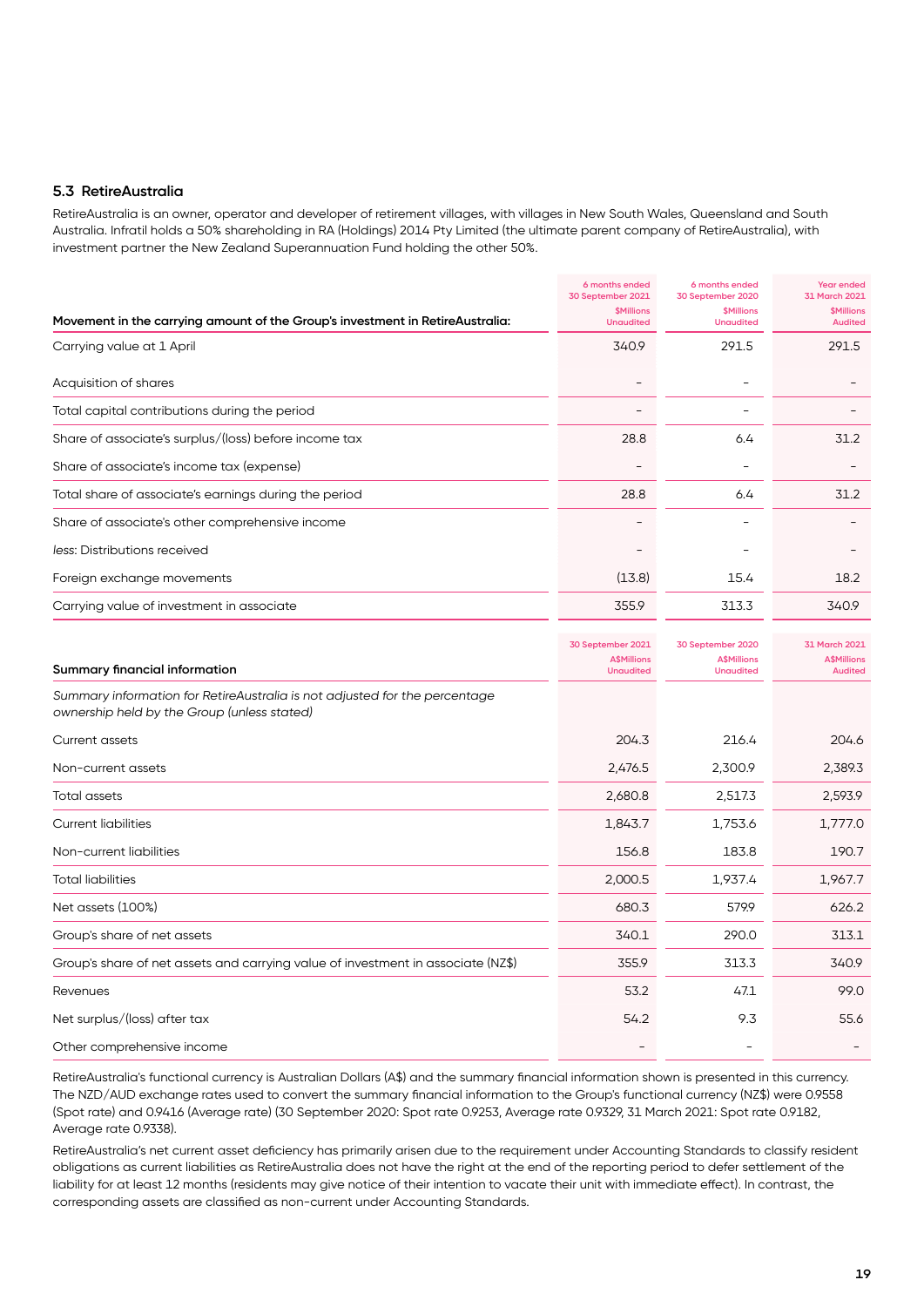### 5.3 RetireAustralia

RetireAustralia is an owner, operator and developer of retirement villages, with villages in New South Wales, Queensland and South Australia. Infratil holds a 50% shareholding in RA (Holdings) 2014 Pty Limited (the ultimate parent company of RetireAustralia), with investment partner the New Zealand Superannuation Fund holding the other 50%.

| Movement in the carrying amount of the Group's investment in RetireAustralia: | 6 months ended 30 September 2021 $Millions Unaudited | 6 months ended 30 September 2020 $Millions Unaudited | Year ended 31 March 2021 $Millions Audited |
|---|---|---|---|
| Carrying value at 1 April | 340.9 | 291.5 | 291.5 |
| Acquisition of shares | - | - | - |
| Total capital contributions during the period | - | - | - |
| Share of associate's surplus/(loss) before income tax | 28.8 | 6.4 | 31.2 |
| Share of associate's income tax (expense) | - | - | - |
| Total share of associate's earnings during the period | 28.8 | 6.4 | 31.2 |
| Share of associate's other comprehensive income | - | - | - |
| *less*: Distributions received | - | - | - |
| Foreign exchange movements | (13.8) | 15.4 | 18.2 |
| Carrying value of investment in associate | 355.9 | 313.3 | 340.9 |

| Summary financial information | 30 September 2021 A$Millions Unaudited | 30 September 2020 A$Millions Unaudited | 31 March 2021 A$Millions Audited |
|---|---|---|---|
| *Summary information for RetireAustralia is not adjusted for the percentage ownership held by the Group (unless stated)* | | | |
| Current assets | 204.3 | 216.4 | 204.6 |
| Non-current assets | 2,476.5 | 2,300.9 | 2,389.3 |
| Total assets | 2,680.8 | 2,517.3 | 2,593.9 |
| Current liabilities | 1,843.7 | 1,753.6 | 1,777.0 |
| Non-current liabilities | 156.8 | 183.8 | 190.7 |
| Total liabilities | 2,000.5 | 1,937.4 | 1,967.7 |
| Net assets (100%) | 680.3 | 579.9 | 626.2 |
| Group's share of net assets | 340.1 | 290.0 | 313.1 |
| Group's share of net assets and carrying value of investment in associate (NZ$) | 355.9 | 313.3 | 340.9 |
| Revenues | 53.2 | 47.1 | 99.0 |
| Net surplus/(loss) after tax | 54.2 | 9.3 | 55.6 |
| Other comprehensive income | - | - | - |

RetireAustralia's functional currency is Australian Dollars (A$) and the summary financial information shown is presented in this currency. The NZD/AUD exchange rates used to convert the summary financial information to the Group's functional currency (NZ$) were 0.9558 (Spot rate) and 0.9416 (Average rate) (30 September 2020: Spot rate 0.9253, Average rate 0.9329, 31 March 2021: Spot rate 0.9182, Average rate 0.9338).

RetireAustralia's net current asset deficiency has primarily arisen due to the requirement under Accounting Standards to classify resident obligations as current liabilities as RetireAustralia does not have the right at the end of the reporting period to defer settlement of the liability for at least 12 months (residents may give notice of their intention to vacate their unit with immediate effect). In contrast, the corresponding assets are classified as non-current under Accounting Standards.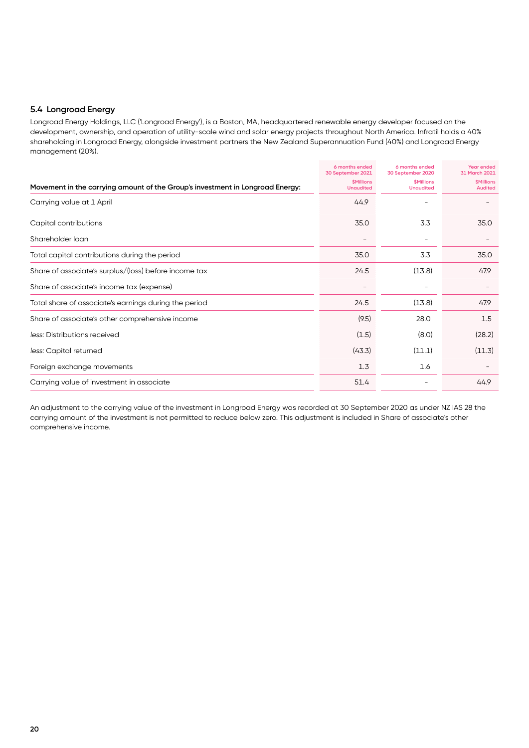### 5.4 Longroad Energy

Longroad Energy Holdings, LLC ('Longroad Energy'), is a Boston, MA, headquartered renewable energy developer focused on the development, ownership, and operation of utility-scale wind and solar energy projects throughout North America. Infratil holds a 40% shareholding in Longroad Energy, alongside investment partners the New Zealand Superannuation Fund (40%) and Longroad Energy management (20%).

| Movement in the carrying amount of the Group's investment in Longroad Energy: | 6 months ended 30 September 2021 $Millions Unaudited | 6 months ended 30 September 2020 $Millions Unaudited | Year ended 31 March 2021 $Millions Audited |
|---|---|---|---|
| Carrying value at 1 April | 44.9 | – | – |
| Capital contributions | 35.0 | 3.3 | 35.0 |
| Shareholder loan | – | – | – |
| Total capital contributions during the period | 35.0 | 3.3 | 35.0 |
| Share of associate's surplus/(loss) before income tax | 24.5 | (13.8) | 47.9 |
| Share of associate's income tax (expense) | – | – | – |
| Total share of associate's earnings during the period | 24.5 | (13.8) | 47.9 |
| Share of associate's other comprehensive income | (9.5) | 28.0 | 1.5 |
| *less:* Distributions received | (1.5) | (8.0) | (28.2) |
| *less:* Capital returned | (43.3) | (11.1) | (11.3) |
| Foreign exchange movements | 1.3 | 1.6 | – |
| Carrying value of investment in associate | 51.4 | – | 44.9 |

An adjustment to the carrying value of the investment in Longroad Energy was recorded at 30 September 2020 as under NZ IAS 28 the carrying amount of the investment is not permitted to reduce below zero. This adjustment is included in Share of associate's other comprehensive income.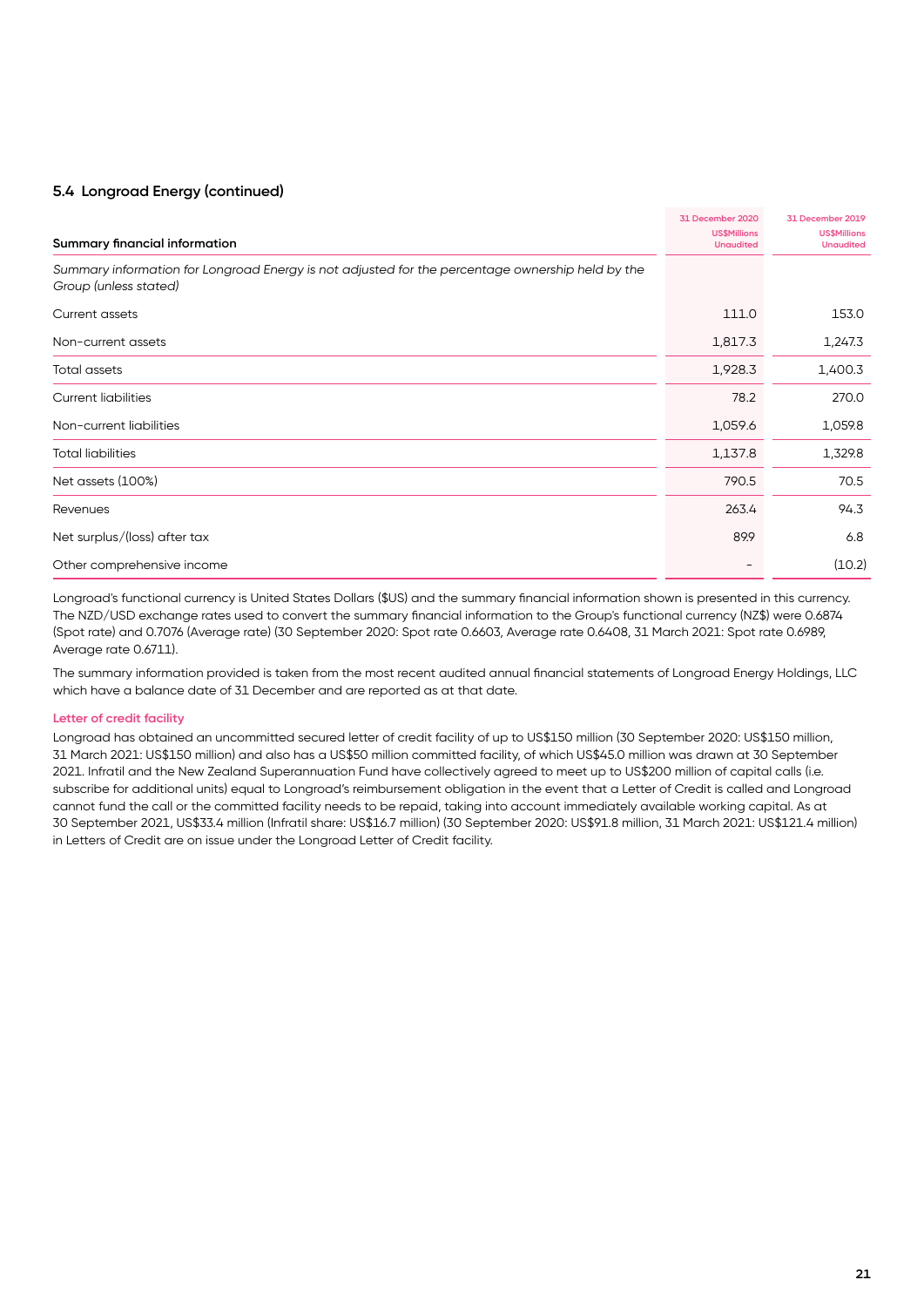### 5.4 Longroad Energy (continued)

| Summary financial information | 31 December 2020 US$Millions Unaudited | 31 December 2019 US$Millions Unaudited |
|---|---|---|
| *Summary information for Longroad Energy is not adjusted for the percentage ownership held by the Group (unless stated)* | | |
| Current assets | 111.0 | 153.0 |
| Non-current assets | 1,817.3 | 1,247.3 |
| Total assets | 1,928.3 | 1,400.3 |
| Current liabilities | 78.2 | 270.0 |
| Non-current liabilities | 1,059.6 | 1,059.8 |
| Total liabilities | 1,137.8 | 1,329.8 |
| Net assets (100%) | 790.5 | 70.5 |
| Revenues | 263.4 | 94.3 |
| Net surplus/(loss) after tax | 89.9 | 6.8 |
| Other comprehensive income | – | (10.2) |

Longroad's functional currency is United States Dollars ($US) and the summary financial information shown is presented in this currency. The NZD/USD exchange rates used to convert the summary financial information to the Group's functional currency (NZ$) were 0.6874 (Spot rate) and 0.7076 (Average rate) (30 September 2020: Spot rate 0.6603, Average rate 0.6408, 31 March 2021: Spot rate 0.6989, Average rate 0.6711).

The summary information provided is taken from the most recent audited annual financial statements of Longroad Energy Holdings, LLC which have a balance date of 31 December and are reported as at that date.

#### Letter of credit facility

Longroad has obtained an uncommitted secured letter of credit facility of up to US$150 million (30 September 2020: US$150 million, 31 March 2021: US$150 million) and also has a US$50 million committed facility, of which US$45.0 million was drawn at 30 September 2021. Infratil and the New Zealand Superannuation Fund have collectively agreed to meet up to US$200 million of capital calls (i.e. subscribe for additional units) equal to Longroad's reimbursement obligation in the event that a Letter of Credit is called and Longroad cannot fund the call or the committed facility needs to be repaid, taking into account immediately available working capital. As at 30 September 2021, US$33.4 million (Infratil share: US$16.7 million) (30 September 2020: US$91.8 million, 31 March 2021: US$121.4 million) in Letters of Credit are on issue under the Longroad Letter of Credit facility.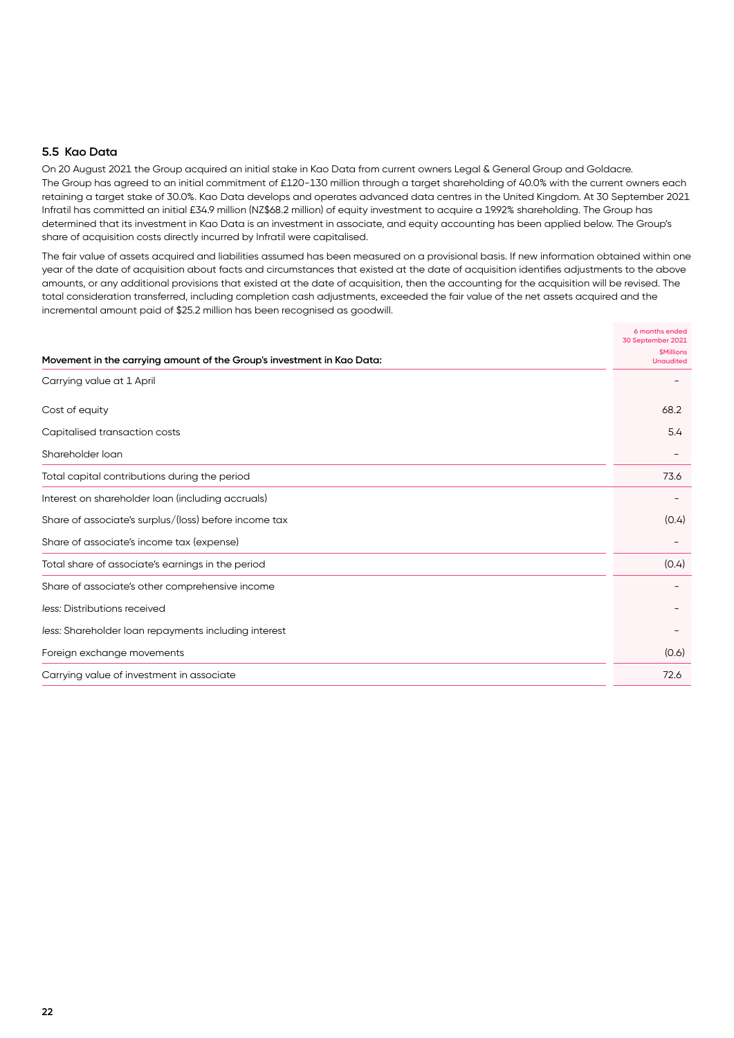### 5.5 Kao Data

On 20 August 2021 the Group acquired an initial stake in Kao Data from current owners Legal & General Group and Goldacre. The Group has agreed to an initial commitment of £120-130 million through a target shareholding of 40.0% with the current owners each retaining a target stake of 30.0%. Kao Data develops and operates advanced data centres in the United Kingdom. At 30 September 2021 Infratil has committed an initial £34.9 million (NZ$68.2 million) of equity investment to acquire a 19.92% shareholding. The Group has determined that its investment in Kao Data is an investment in associate, and equity accounting has been applied below. The Group's share of acquisition costs directly incurred by Infratil were capitalised.

The fair value of assets acquired and liabilities assumed has been measured on a provisional basis. If new information obtained within one year of the date of acquisition about facts and circumstances that existed at the date of acquisition identifies adjustments to the above amounts, or any additional provisions that existed at the date of acquisition, then the accounting for the acquisition will be revised. The total consideration transferred, including completion cash adjustments, exceeded the fair value of the net assets acquired and the incremental amount paid of $25.2 million has been recognised as goodwill.

| Movement in the carrying amount of the Group's investment in Kao Data: | 6 months ended 30 September 2021 $Millions Unaudited |
|---|---|
| Carrying value at 1 April | - |
| Cost of equity | 68.2 |
| Capitalised transaction costs | 5.4 |
| Shareholder loan | - |
| Total capital contributions during the period | 73.6 |
| Interest on shareholder loan (including accruals) | - |
| Share of associate's surplus/(loss) before income tax | (0.4) |
| Share of associate's income tax (expense) | - |
| Total share of associate's earnings in the period | (0.4) |
| Share of associate's other comprehensive income | - |
| *less:* Distributions received | - |
| *less:* Shareholder loan repayments including interest | - |
| Foreign exchange movements | (0.6) |
| Carrying value of investment in associate | 72.6 |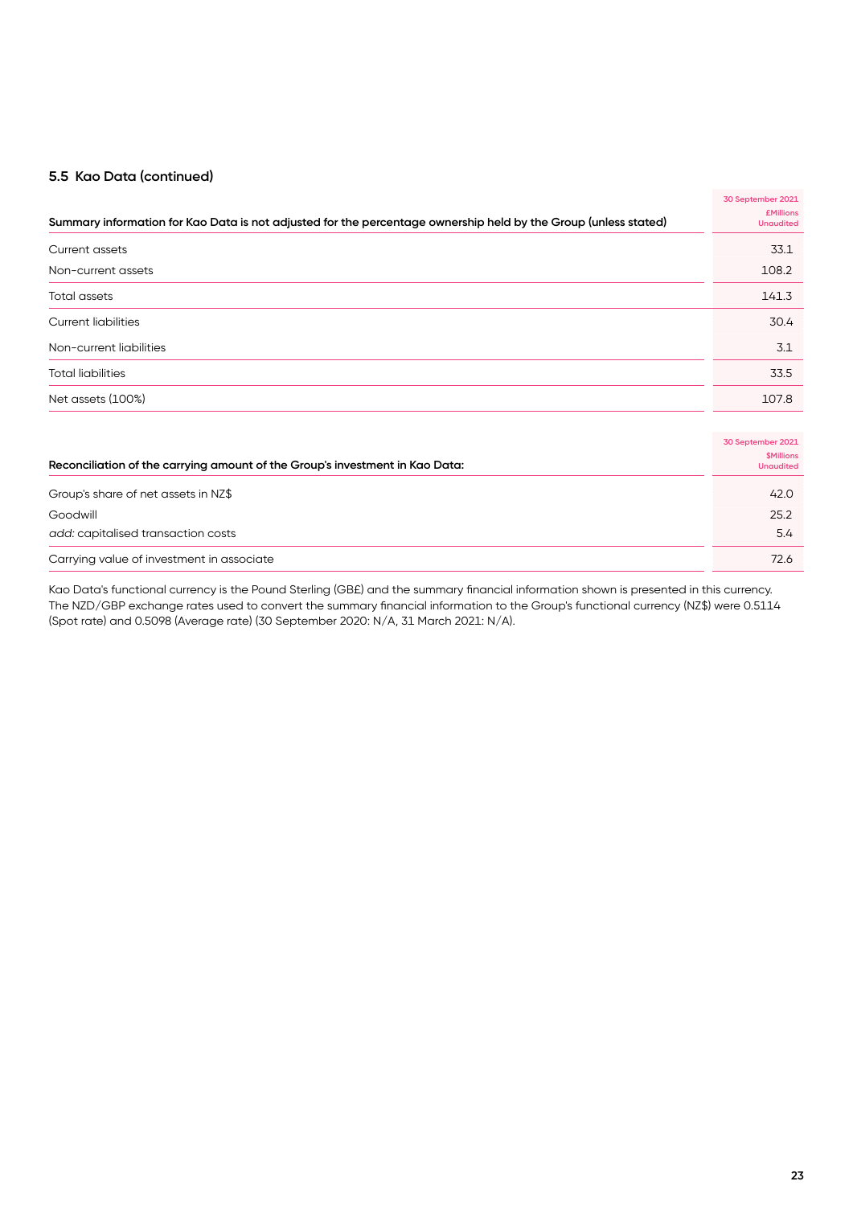### 5.5 Kao Data (continued)

| Summary information for Kao Data is not adjusted for the percentage ownership held by the Group (unless stated) | 30 September 2021 £Millions Unaudited |
|---|---|
| Current assets | 33.1 |
| Non-current assets | 108.2 |
| Total assets | 141.3 |
| Current liabilities | 30.4 |
| Non-current liabilities | 3.1 |
| Total liabilities | 33.5 |
| Net assets (100%) | 107.8 |

| Reconciliation of the carrying amount of the Group's investment in Kao Data: | 30 September 2021 $Millions Unaudited |
|---|---|
| Group's share of net assets in NZ$ | 42.0 |
| Goodwill | 25.2 |
| *add:* capitalised transaction costs | 5.4 |
| Carrying value of investment in associate | 72.6 |

Kao Data's functional currency is the Pound Sterling (GB£) and the summary financial information shown is presented in this currency. The NZD/GBP exchange rates used to convert the summary financial information to the Group's functional currency (NZ$) were 0.5114 (Spot rate) and 0.5098 (Average rate) (30 September 2020: N/A, 31 March 2021: N/A).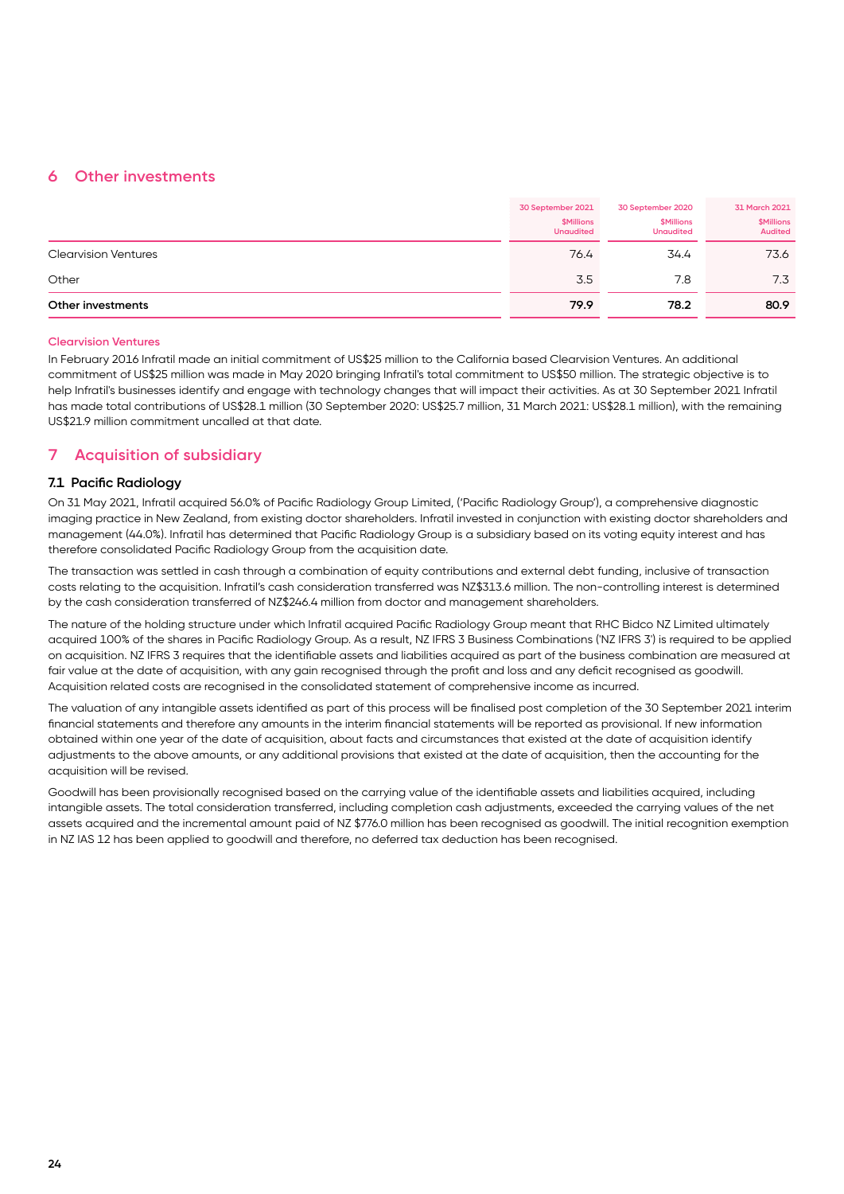## 6 Other investments

| | 30 September 2021 $Millions Unaudited | 30 September 2020 $Millions Unaudited | 31 March 2021 $Millions Audited |
|---|---|---|---|
| Clearvision Ventures | 76.4 | 34.4 | 73.6 |
| Other | 3.5 | 7.8 | 7.3 |
| **Other investments** | **79.9** | **78.2** | **80.9** |

### Clearvision Ventures

In February 2016 Infratil made an initial commitment of US$25 million to the California based Clearvision Ventures. An additional commitment of US$25 million was made in May 2020 bringing Infratil's total commitment to US$50 million. The strategic objective is to help Infratil's businesses identify and engage with technology changes that will impact their activities. As at 30 September 2021 Infratil has made total contributions of US$28.1 million (30 September 2020: US$25.7 million, 31 March 2021: US$28.1 million), with the remaining US$21.9 million commitment uncalled at that date.

## 7 Acquisition of subsidiary

### 7.1 Pacific Radiology

On 31 May 2021, Infratil acquired 56.0% of Pacific Radiology Group Limited, ('Pacific Radiology Group'), a comprehensive diagnostic imaging practice in New Zealand, from existing doctor shareholders. Infratil invested in conjunction with existing doctor shareholders and management (44.0%). Infratil has determined that Pacific Radiology Group is a subsidiary based on its voting equity interest and has therefore consolidated Pacific Radiology Group from the acquisition date.

The transaction was settled in cash through a combination of equity contributions and external debt funding, inclusive of transaction costs relating to the acquisition. Infratil's cash consideration transferred was NZ$313.6 million. The non-controlling interest is determined by the cash consideration transferred of NZ$246.4 million from doctor and management shareholders.

The nature of the holding structure under which Infratil acquired Pacific Radiology Group meant that RHC Bidco NZ Limited ultimately acquired 100% of the shares in Pacific Radiology Group. As a result, NZ IFRS 3 Business Combinations ('NZ IFRS 3') is required to be applied on acquisition. NZ IFRS 3 requires that the identifiable assets and liabilities acquired as part of the business combination are measured at fair value at the date of acquisition, with any gain recognised through the profit and loss and any deficit recognised as goodwill. Acquisition related costs are recognised in the consolidated statement of comprehensive income as incurred.

The valuation of any intangible assets identified as part of this process will be finalised post completion of the 30 September 2021 interim financial statements and therefore any amounts in the interim financial statements will be reported as provisional. If new information obtained within one year of the date of acquisition, about facts and circumstances that existed at the date of acquisition identify adjustments to the above amounts, or any additional provisions that existed at the date of acquisition, then the accounting for the acquisition will be revised.

Goodwill has been provisionally recognised based on the carrying value of the identifiable assets and liabilities acquired, including intangible assets. The total consideration transferred, including completion cash adjustments, exceeded the carrying values of the net assets acquired and the incremental amount paid of NZ $776.0 million has been recognised as goodwill. The initial recognition exemption in NZ IAS 12 has been applied to goodwill and therefore, no deferred tax deduction has been recognised.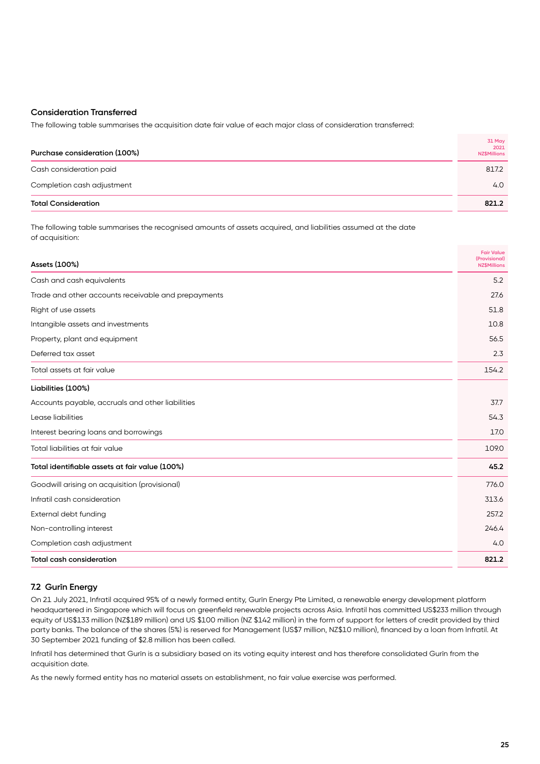### Consideration Transferred

The following table summarises the acquisition date fair value of each major class of consideration transferred:

| Purchase consideration (100%) | 31 May 2021 NZ$Millions |
|---|---|
| Cash consideration paid | 817.2 |
| Completion cash adjustment | 4.0 |
| **Total Consideration** | **821.2** |

The following table summarises the recognised amounts of assets acquired, and liabilities assumed at the date of acquisition:

| Assets (100%) | Fair Value (Provisional) NZ$Millions |
|---|---|
| Cash and cash equivalents | 5.2 |
| Trade and other accounts receivable and prepayments | 27.6 |
| Right of use assets | 51.8 |
| Intangible assets and investments | 10.8 |
| Property, plant and equipment | 56.5 |
| Deferred tax asset | 2.3 |
| Total assets at fair value | 154.2 |
| **Liabilities (100%)** | |
| Accounts payable, accruals and other liabilities | 37.7 |
| Lease liabilities | 54.3 |
| Interest bearing loans and borrowings | 17.0 |
| Total liabilities at fair value | 109.0 |
| **Total identifiable assets at fair value (100%)** | **45.2** |
| Goodwill arising on acquisition (provisional) | 776.0 |
| Infratil cash consideration | 313.6 |
| External debt funding | 257.2 |
| Non-controlling interest | 246.4 |
| Completion cash adjustment | 4.0 |
| **Total cash consideration** | **821.2** |

### 7.2 Gurīn Energy

On 21 July 2021, Infratil acquired 95% of a newly formed entity, Gurīn Energy Pte Limited, a renewable energy development platform headquartered in Singapore which will focus on greenfield renewable projects across Asia. Infratil has committed US$233 million through equity of US$133 million (NZ$189 million) and US $100 million (NZ $142 million) in the form of support for letters of credit provided by third party banks. The balance of the shares (5%) is reserved for Management (US$7 million, NZ$10 million), financed by a loan from Infratil. At 30 September 2021 funding of $2.8 million has been called.

Infratil has determined that Gurīn is a subsidiary based on its voting equity interest and has therefore consolidated Gurīn from the acquisition date.

As the newly formed entity has no material assets on establishment, no fair value exercise was performed.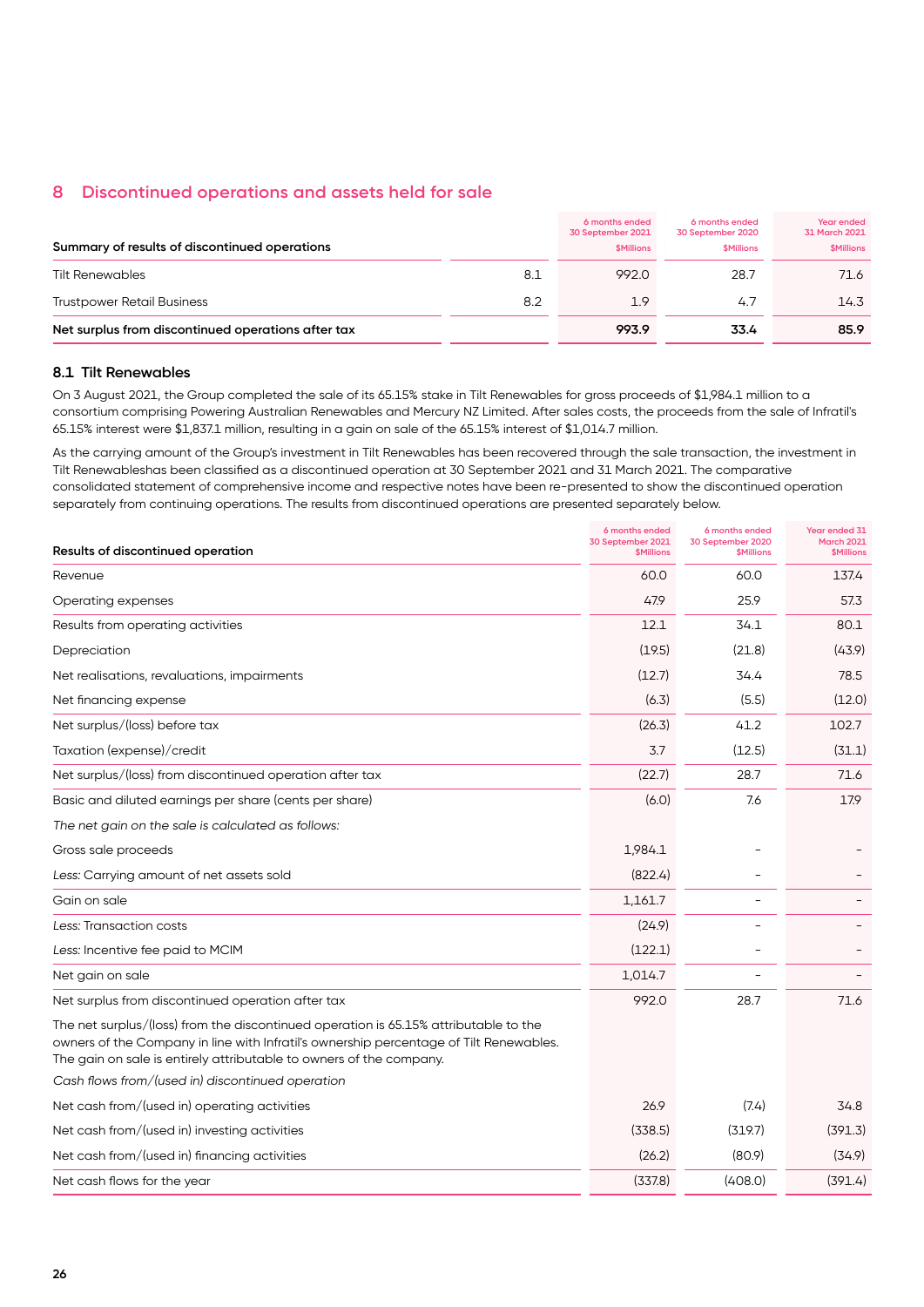## 8 Discontinued operations and assets held for sale

| Summary of results of discontinued operations | | 6 months ended 30 September 2021 $Millions | 6 months ended 30 September 2020 $Millions | Year ended 31 March 2021 $Millions |
|---|---|---|---|---|
| Tilt Renewables | 8.1 | 992.0 | 28.7 | 71.6 |
| Trustpower Retail Business | 8.2 | 1.9 | 4.7 | 14.3 |
| **Net surplus from discontinued operations after tax** | | **993.9** | **33.4** | **85.9** |

### 8.1 Tilt Renewables

On 3 August 2021, the Group completed the sale of its 65.15% stake in Tilt Renewables for gross proceeds of $1,984.1 million to a consortium comprising Powering Australian Renewables and Mercury NZ Limited. After sales costs, the proceeds from the sale of Infratil's 65.15% interest were $1,837.1 million, resulting in a gain on sale of the 65.15% interest of $1,014.7 million.

As the carrying amount of the Group's investment in Tilt Renewables has been recovered through the sale transaction, the investment in Tilt Renewableshas been classified as a discontinued operation at 30 September 2021 and 31 March 2021. The comparative consolidated statement of comprehensive income and respective notes have been re-presented to show the discontinued operation separately from continuing operations. The results from discontinued operations are presented separately below.

| Results of discontinued operation | 6 months ended 30 September 2021 $Millions | 6 months ended 30 September 2020 $Millions | Year ended 31 March 2021 $Millions |
|---|---|---|---|
| Revenue | 60.0 | 60.0 | 137.4 |
| Operating expenses | 47.9 | 25.9 | 57.3 |
| Results from operating activities | 12.1 | 34.1 | 80.1 |
| Depreciation | (19.5) | (21.8) | (43.9) |
| Net realisations, revaluations, impairments | (12.7) | 34.4 | 78.5 |
| Net financing expense | (6.3) | (5.5) | (12.0) |
| Net surplus/(loss) before tax | (26.3) | 41.2 | 102.7 |
| Taxation (expense)/credit | 3.7 | (12.5) | (31.1) |
| Net surplus/(loss) from discontinued operation after tax | (22.7) | 28.7 | 71.6 |
| Basic and diluted earnings per share (cents per share) | (6.0) | 7.6 | 17.9 |
| *The net gain on the sale is calculated as follows:* | | | |
| Gross sale proceeds | 1,984.1 | - | - |
| *Less:* Carrying amount of net assets sold | (822.4) | - | - |
| Gain on sale | 1,161.7 | - | - |
| *Less:* Transaction costs | (24.9) | - | - |
| *Less:* Incentive fee paid to MCIM | (122.1) | - | - |
| Net gain on sale | 1,014.7 | - | - |
| Net surplus from discontinued operation after tax | 992.0 | 28.7 | 71.6 |
| The net surplus/(loss) from the discontinued operation is 65.15% attributable to the owners of the Company in line with Infratil's ownership percentage of Tilt Renewables. The gain on sale is entirely attributable to owners of the company. | | | |
| *Cash flows from/(used in) discontinued operation* | | | |
| Net cash from/(used in) operating activities | 26.9 | (7.4) | 34.8 |
| Net cash from/(used in) investing activities | (338.5) | (319.7) | (391.3) |
| Net cash from/(used in) financing activities | (26.2) | (80.9) | (34.9) |
| Net cash flows for the year | (337.8) | (408.0) | (391.4) |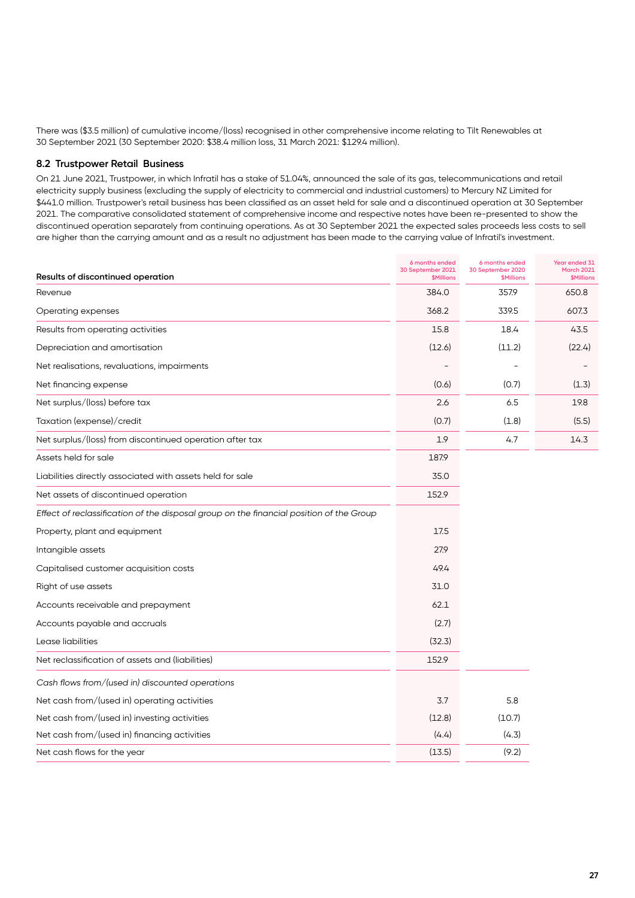There was ($3.5 million) of cumulative income/(loss) recognised in other comprehensive income relating to Tilt Renewables at 30 September 2021 (30 September 2020: $38.4 million loss, 31 March 2021: $129.4 million).

### 8.2 Trustpower Retail Business

On 21 June 2021, Trustpower, in which Infratil has a stake of 51.04%, announced the sale of its gas, telecommunications and retail electricity supply business (excluding the supply of electricity to commercial and industrial customers) to Mercury NZ Limited for $441.0 million. Trustpower's retail business has been classified as an asset held for sale and a discontinued operation at 30 September 2021. The comparative consolidated statement of comprehensive income and respective notes have been re-presented to show the discontinued operation separately from continuing operations. As at 30 September 2021 the expected sales proceeds less costs to sell are higher than the carrying amount and as a result no adjustment has been made to the carrying value of Infratil's investment.

| Results of discontinued operation | 6 months ended 30 September 2021 $Millions | 6 months ended 30 September 2020 $Millions | Year ended 31 March 2021 $Millions |
|---|---|---|---|
| Revenue | 384.0 | 357.9 | 650.8 |
| Operating expenses | 368.2 | 339.5 | 607.3 |
| Results from operating activities | 15.8 | 18.4 | 43.5 |
| Depreciation and amortisation | (12.6) | (11.2) | (22.4) |
| Net realisations, revaluations, impairments | – | – | – |
| Net financing expense | (0.6) | (0.7) | (1.3) |
| Net surplus/(loss) before tax | 2.6 | 6.5 | 19.8 |
| Taxation (expense)/credit | (0.7) | (1.8) | (5.5) |
| Net surplus/(loss) from discontinued operation after tax | 1.9 | 4.7 | 14.3 |
| Assets held for sale | 187.9 | | |
| Liabilities directly associated with assets held for sale | 35.0 | | |
| Net assets of discontinued operation | 152.9 | | |
| *Effect of reclassification of the disposal group on the financial position of the Group* | | | |
| Property, plant and equipment | 17.5 | | |
| Intangible assets | 27.9 | | |
| Capitalised customer acquisition costs | 49.4 | | |
| Right of use assets | 31.0 | | |
| Accounts receivable and prepayment | 62.1 | | |
| Accounts payable and accruals | (2.7) | | |
| Lease liabilities | (32.3) | | |
| Net reclassification of assets and (liabilities) | 152.9 | | |
| *Cash flows from/(used in) discounted operations* | | | |
| Net cash from/(used in) operating activities | 3.7 | 5.8 | |
| Net cash from/(used in) investing activities | (12.8) | (10.7) | |
| Net cash from/(used in) financing activities | (4.4) | (4.3) | |
| Net cash flows for the year | (13.5) | (9.2) | |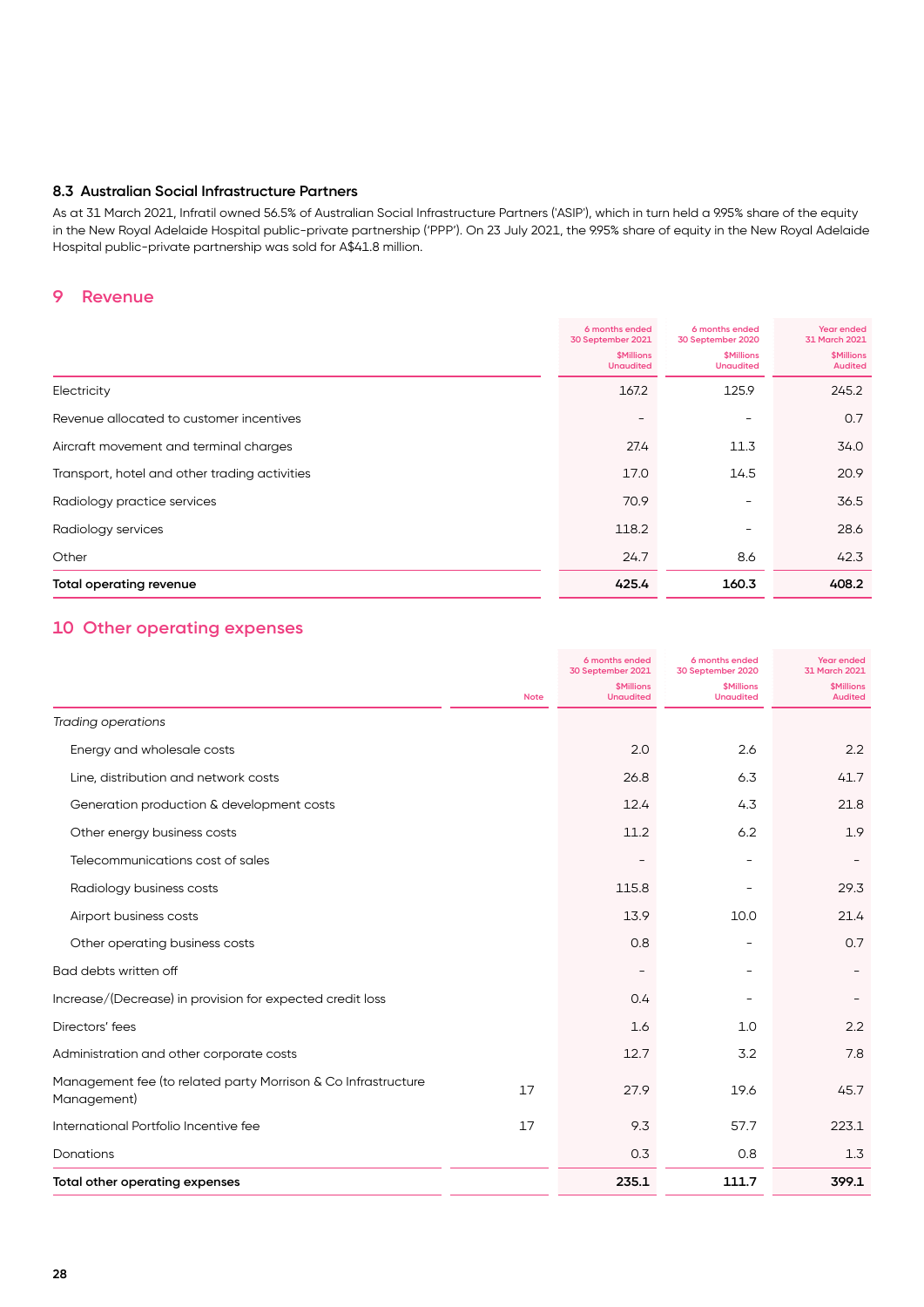### 8.3 Australian Social Infrastructure Partners

As at 31 March 2021, Infratil owned 56.5% of Australian Social Infrastructure Partners ('ASIP'), which in turn held a 9.95% share of the equity in the New Royal Adelaide Hospital public-private partnership ('PPP'). On 23 July 2021, the 9.95% share of equity in the New Royal Adelaide Hospital public-private partnership was sold for A$41.8 million.

## 9 Revenue

| | 6 months ended 30 September 2021 $Millions Unaudited | 6 months ended 30 September 2020 $Millions Unaudited | Year ended 31 March 2021 $Millions Audited |
|---|---|---|---|
| Electricity | 167.2 | 125.9 | 245.2 |
| Revenue allocated to customer incentives | - | - | 0.7 |
| Aircraft movement and terminal charges | 27.4 | 11.3 | 34.0 |
| Transport, hotel and other trading activities | 17.0 | 14.5 | 20.9 |
| Radiology practice services | 70.9 | - | 36.5 |
| Radiology services | 118.2 | - | 28.6 |
| Other | 24.7 | 8.6 | 42.3 |
| **Total operating revenue** | **425.4** | **160.3** | **408.2** |

## 10 Other operating expenses

| | Note | 6 months ended 30 September 2021 $Millions Unaudited | 6 months ended 30 September 2020 $Millions Unaudited | Year ended 31 March 2021 $Millions Audited |
|---|---|---|---|---|
| *Trading operations* | | | | |
| Energy and wholesale costs | | 2.0 | 2.6 | 2.2 |
| Line, distribution and network costs | | 26.8 | 6.3 | 41.7 |
| Generation production & development costs | | 12.4 | 4.3 | 21.8 |
| Other energy business costs | | 11.2 | 6.2 | 1.9 |
| Telecommunications cost of sales | | - | - | - |
| Radiology business costs | | 115.8 | - | 29.3 |
| Airport business costs | | 13.9 | 10.0 | 21.4 |
| Other operating business costs | | 0.8 | - | 0.7 |
| Bad debts written off | | - | - | - |
| Increase/(Decrease) in provision for expected credit loss | | 0.4 | - | - |
| Directors' fees | | 1.6 | 1.0 | 2.2 |
| Administration and other corporate costs | | 12.7 | 3.2 | 7.8 |
| Management fee (to related party Morrison & Co Infrastructure Management) | 17 | 27.9 | 19.6 | 45.7 |
| International Portfolio Incentive fee | 17 | 9.3 | 57.7 | 223.1 |
| Donations | | 0.3 | 0.8 | 1.3 |
| **Total other operating expenses** | | **235.1** | **111.7** | **399.1** |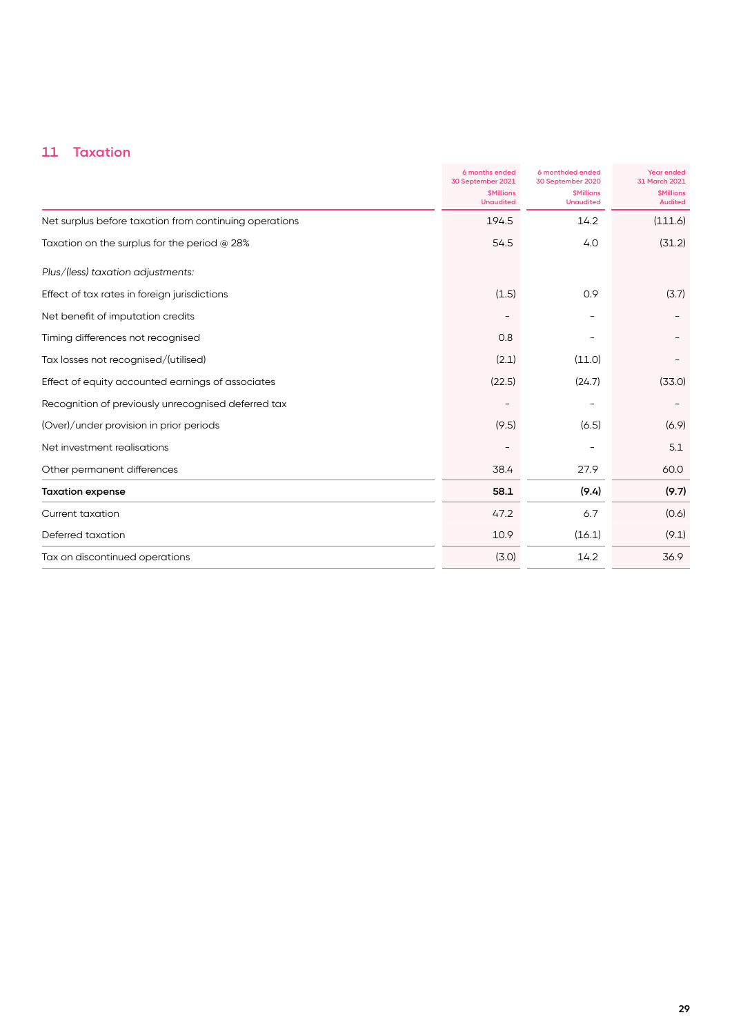## 11 Taxation

| | 6 months ended 30 September 2021 $Millions Unaudited | 6 monthded ended 30 September 2020 $Millions Unaudited | Year ended 31 March 2021 $Millions Audited |
|---|---|---|---|
| Net surplus before taxation from continuing operations | 194.5 | 14.2 | (111.6) |
| Taxation on the surplus for the period @ 28% | 54.5 | 4.0 | (31.2) |
| *Plus/(less) taxation adjustments:* | | | |
| Effect of tax rates in foreign jurisdictions | (1.5) | 0.9 | (3.7) |
| Net benefit of imputation credits | – | – | – |
| Timing differences not recognised | 0.8 | – | – |
| Tax losses not recognised/(utilised) | (2.1) | (11.0) | – |
| Effect of equity accounted earnings of associates | (22.5) | (24.7) | (33.0) |
| Recognition of previously unrecognised deferred tax | – | – | – |
| (Over)/under provision in prior periods | (9.5) | (6.5) | (6.9) |
| Net investment realisations | – | – | 5.1 |
| Other permanent differences | 38.4 | 27.9 | 60.0 |
| **Taxation expense** | **58.1** | **(9.4)** | **(9.7)** |
| Current taxation | 47.2 | 6.7 | (0.6) |
| Deferred taxation | 10.9 | (16.1) | (9.1) |
| Tax on discontinued operations | (3.0) | 14.2 | 36.9 |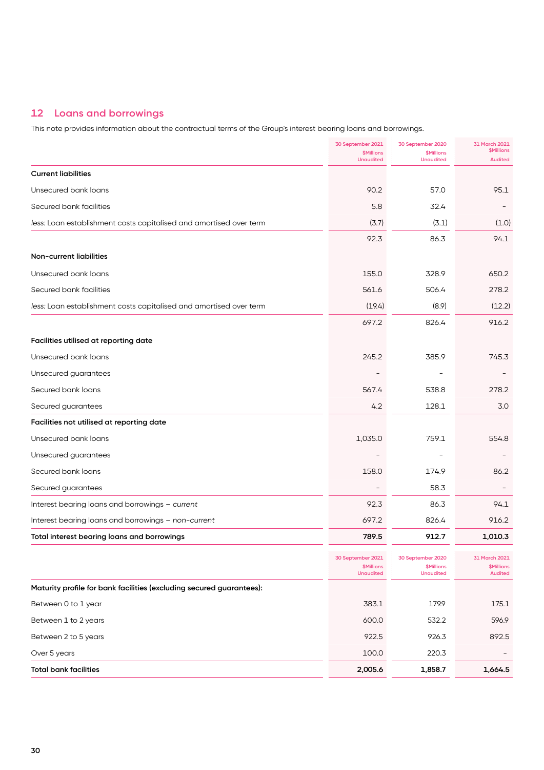## 12 Loans and borrowings

This note provides information about the contractual terms of the Group's interest bearing loans and borrowings.

| | 30 September 2021 $Millions Unaudited | 30 September 2020 $Millions Unaudited | 31 March 2021 $Millions Audited |
|---|---|---|---|
| **Current liabilities** | | | |
| Unsecured bank loans | 90.2 | 57.0 | 95.1 |
| Secured bank facilities | 5.8 | 32.4 | – |
| *less:* Loan establishment costs capitalised and amortised over term | (3.7) | (3.1) | (1.0) |
| | 92.3 | 86.3 | 94.1 |
| **Non-current liabilities** | | | |
| Unsecured bank loans | 155.0 | 328.9 | 650.2 |
| Secured bank facilities | 561.6 | 506.4 | 278.2 |
| *less:* Loan establishment costs capitalised and amortised over term | (19.4) | (8.9) | (12.2) |
| | 697.2 | 826.4 | 916.2 |
| **Facilities utilised at reporting date** | | | |
| Unsecured bank loans | 245.2 | 385.9 | 745.3 |
| Unsecured guarantees | – | – | – |
| Secured bank loans | 567.4 | 538.8 | 278.2 |
| Secured guarantees | 4.2 | 128.1 | 3.0 |
| **Facilities not utilised at reporting date** | | | |
| Unsecured bank loans | 1,035.0 | 759.1 | 554.8 |
| Unsecured guarantees | – | – | – |
| Secured bank loans | 158.0 | 174.9 | 86.2 |
| Secured guarantees | – | 58.3 | – |
| Interest bearing loans and borrowings – *current* | 92.3 | 86.3 | 94.1 |
| Interest bearing loans and borrowings – *non-current* | 697.2 | 826.4 | 916.2 |
| **Total interest bearing loans and borrowings** | **789.5** | **912.7** | **1,010.3** |

| | 30 September 2021 $Millions Unaudited | 30 September 2020 $Millions Unaudited | 31 March 2021 $Millions Audited |
|---|---|---|---|
| **Maturity profile for bank facilities (excluding secured guarantees):** | | | |
| Between 0 to 1 year | 383.1 | 179.9 | 175.1 |
| Between 1 to 2 years | 600.0 | 532.2 | 596.9 |
| Between 2 to 5 years | 922.5 | 926.3 | 892.5 |
| Over 5 years | 100.0 | 220.3 | – |
| **Total bank facilities** | **2,005.6** | **1,858.7** | **1,664.5** |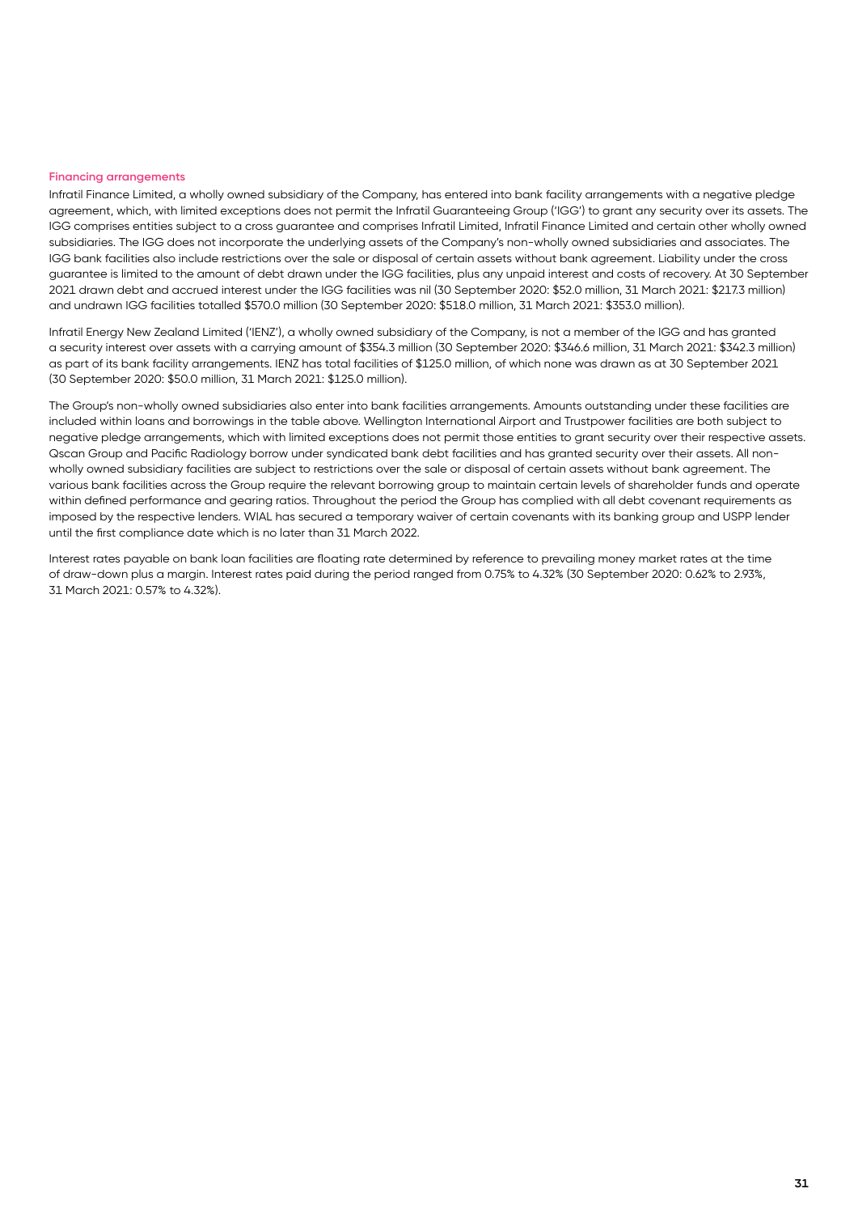### Financing arrangements

Infratil Finance Limited, a wholly owned subsidiary of the Company, has entered into bank facility arrangements with a negative pledge agreement, which, with limited exceptions does not permit the Infratil Guaranteeing Group ('IGG') to grant any security over its assets. The IGG comprises entities subject to a cross guarantee and comprises Infratil Limited, Infratil Finance Limited and certain other wholly owned subsidiaries. The IGG does not incorporate the underlying assets of the Company's non-wholly owned subsidiaries and associates. The IGG bank facilities also include restrictions over the sale or disposal of certain assets without bank agreement. Liability under the cross guarantee is limited to the amount of debt drawn under the IGG facilities, plus any unpaid interest and costs of recovery. At 30 September 2021 drawn debt and accrued interest under the IGG facilities was nil (30 September 2020: $52.0 million, 31 March 2021: $217.3 million) and undrawn IGG facilities totalled $570.0 million (30 September 2020: $518.0 million, 31 March 2021: $353.0 million).

Infratil Energy New Zealand Limited ('IENZ'), a wholly owned subsidiary of the Company, is not a member of the IGG and has granted a security interest over assets with a carrying amount of $354.3 million (30 September 2020: $346.6 million, 31 March 2021: $342.3 million) as part of its bank facility arrangements. IENZ has total facilities of $125.0 million, of which none was drawn as at 30 September 2021 (30 September 2020: $50.0 million, 31 March 2021: $125.0 million).

The Group's non-wholly owned subsidiaries also enter into bank facilities arrangements. Amounts outstanding under these facilities are included within loans and borrowings in the table above. Wellington International Airport and Trustpower facilities are both subject to negative pledge arrangements, which with limited exceptions does not permit those entities to grant security over their respective assets. Qscan Group and Pacific Radiology borrow under syndicated bank debt facilities and has granted security over their assets. All non-wholly owned subsidiary facilities are subject to restrictions over the sale or disposal of certain assets without bank agreement. The various bank facilities across the Group require the relevant borrowing group to maintain certain levels of shareholder funds and operate within defined performance and gearing ratios. Throughout the period the Group has complied with all debt covenant requirements as imposed by the respective lenders. WIAL has secured a temporary waiver of certain covenants with its banking group and USPP lender until the first compliance date which is no later than 31 March 2022.

Interest rates payable on bank loan facilities are floating rate determined by reference to prevailing money market rates at the time of draw-down plus a margin. Interest rates paid during the period ranged from 0.75% to 4.32% (30 September 2020: 0.62% to 2.93%, 31 March 2021: 0.57% to 4.32%).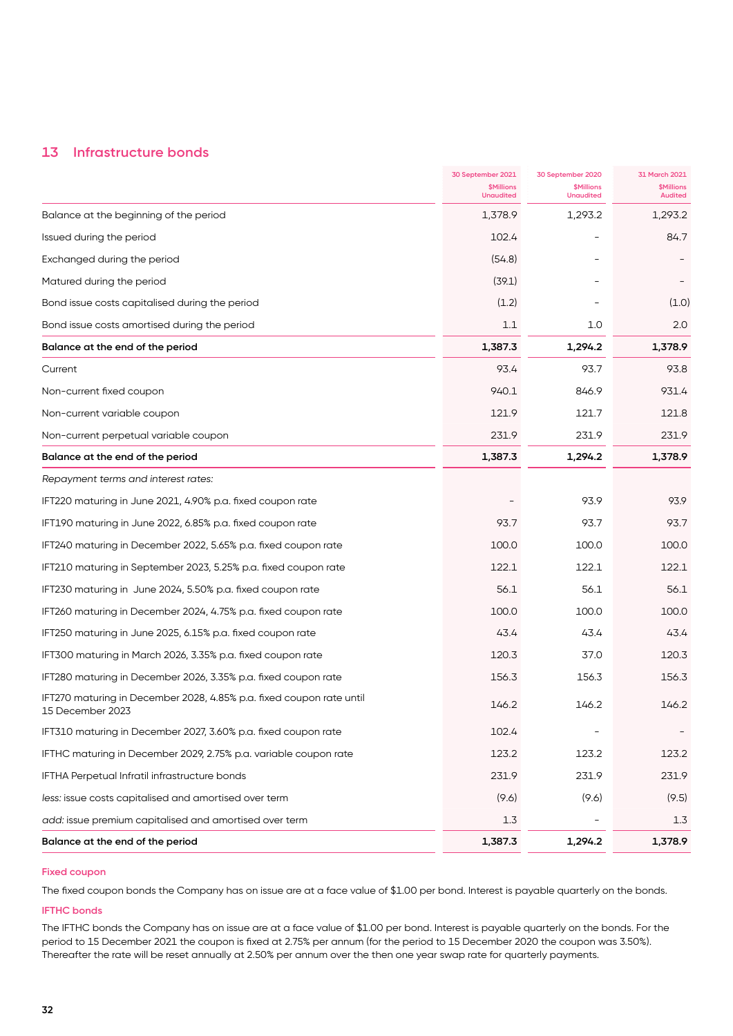## 13 Infrastructure bonds

| | 30 September 2021 $Millions Unaudited | 30 September 2020 $Millions Unaudited | 31 March 2021 $Millions Audited |
|---|---|---|---|
| Balance at the beginning of the period | 1,378.9 | 1,293.2 | 1,293.2 |
| Issued during the period | 102.4 | - | 84.7 |
| Exchanged during the period | (54.8) | - | - |
| Matured during the period | (39.1) | - | - |
| Bond issue costs capitalised during the period | (1.2) | - | (1.0) |
| Bond issue costs amortised during the period | 1.1 | 1.0 | 2.0 |
| **Balance at the end of the period** | **1,387.3** | **1,294.2** | **1,378.9** |
| Current | 93.4 | 93.7 | 93.8 |
| Non-current fixed coupon | 940.1 | 846.9 | 931.4 |
| Non-current variable coupon | 121.9 | 121.7 | 121.8 |
| Non-current perpetual variable coupon | 231.9 | 231.9 | 231.9 |
| **Balance at the end of the period** | **1,387.3** | **1,294.2** | **1,378.9** |
| *Repayment terms and interest rates:* | | | |
| IFT220 maturing in June 2021, 4.90% p.a. fixed coupon rate | - | 93.9 | 93.9 |
| IFT190 maturing in June 2022, 6.85% p.a. fixed coupon rate | 93.7 | 93.7 | 93.7 |
| IFT240 maturing in December 2022, 5.65% p.a. fixed coupon rate | 100.0 | 100.0 | 100.0 |
| IFT210 maturing in September 2023, 5.25% p.a. fixed coupon rate | 122.1 | 122.1 | 122.1 |
| IFT230 maturing in June 2024, 5.50% p.a. fixed coupon rate | 56.1 | 56.1 | 56.1 |
| IFT260 maturing in December 2024, 4.75% p.a. fixed coupon rate | 100.0 | 100.0 | 100.0 |
| IFT250 maturing in June 2025, 6.15% p.a. fixed coupon rate | 43.4 | 43.4 | 43.4 |
| IFT300 maturing in March 2026, 3.35% p.a. fixed coupon rate | 120.3 | 37.0 | 120.3 |
| IFT280 maturing in December 2026, 3.35% p.a. fixed coupon rate | 156.3 | 156.3 | 156.3 |
| IFT270 maturing in December 2028, 4.85% p.a. fixed coupon rate until 15 December 2023 | 146.2 | 146.2 | 146.2 |
| IFT310 maturing in December 2027, 3.60% p.a. fixed coupon rate | 102.4 | - | - |
| IFTHC maturing in December 2029, 2.75% p.a. variable coupon rate | 123.2 | 123.2 | 123.2 |
| IFTHA Perpetual Infratil infrastructure bonds | 231.9 | 231.9 | 231.9 |
| *less:* issue costs capitalised and amortised over term | (9.6) | (9.6) | (9.5) |
| *add:* issue premium capitalised and amortised over term | 1.3 | - | 1.3 |
| **Balance at the end of the period** | **1,387.3** | **1,294.2** | **1,378.9** |

### Fixed coupon

The fixed coupon bonds the Company has on issue are at a face value of $1.00 per bond. Interest is payable quarterly on the bonds.

### IFTHC bonds

The IFTHC bonds the Company has on issue are at a face value of $1.00 per bond. Interest is payable quarterly on the bonds. For the period to 15 December 2021 the coupon is fixed at 2.75% per annum (for the period to 15 December 2020 the coupon was 3.50%). Thereafter the rate will be reset annually at 2.50% per annum over the then one year swap rate for quarterly payments.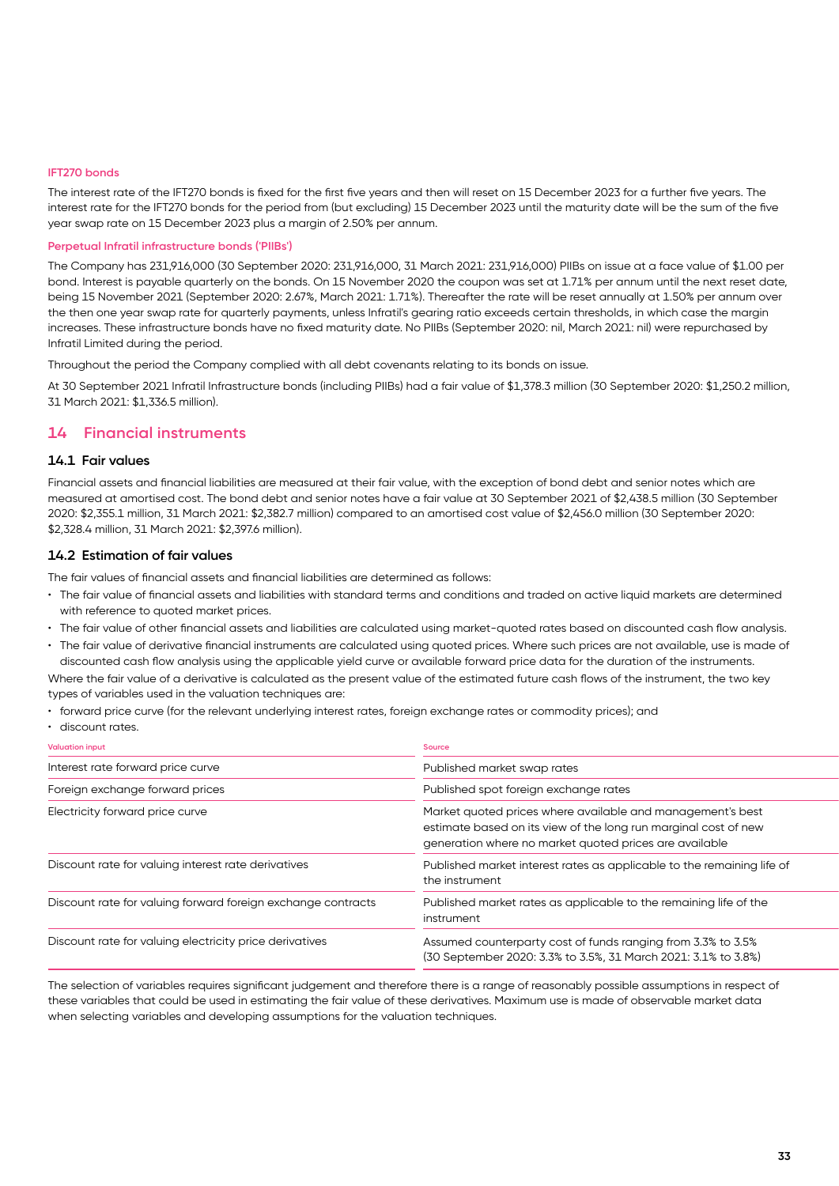#### IFT270 bonds

The interest rate of the IFT270 bonds is fixed for the first five years and then will reset on 15 December 2023 for a further five years. The interest rate for the IFT270 bonds for the period from (but excluding) 15 December 2023 until the maturity date will be the sum of the five year swap rate on 15 December 2023 plus a margin of 2.50% per annum.

#### Perpetual Infratil infrastructure bonds ('PIIBs')

The Company has 231,916,000 (30 September 2020: 231,916,000, 31 March 2021: 231,916,000) PIIBs on issue at a face value of $1.00 per bond. Interest is payable quarterly on the bonds. On 15 November 2020 the coupon was set at 1.71% per annum until the next reset date, being 15 November 2021 (September 2020: 2.67%, March 2021: 1.71%). Thereafter the rate will be reset annually at 1.50% per annum over the then one year swap rate for quarterly payments, unless Infratil's gearing ratio exceeds certain thresholds, in which case the margin increases. These infrastructure bonds have no fixed maturity date. No PIIBs (September 2020: nil, March 2021: nil) were repurchased by Infratil Limited during the period.

Throughout the period the Company complied with all debt covenants relating to its bonds on issue.

At 30 September 2021 Infratil Infrastructure bonds (including PIIBs) had a fair value of $1,378.3 million (30 September 2020: $1,250.2 million, 31 March 2021: $1,336.5 million).

## 14 Financial instruments

### 14.1 Fair values

Financial assets and financial liabilities are measured at their fair value, with the exception of bond debt and senior notes which are measured at amortised cost. The bond debt and senior notes have a fair value at 30 September 2021 of $2,438.5 million (30 September 2020: $2,355.1 million, 31 March 2021: $2,382.7 million) compared to an amortised cost value of $2,456.0 million (30 September 2020: $2,328.4 million, 31 March 2021: $2,397.6 million).

### 14.2 Estimation of fair values

The fair values of financial assets and financial liabilities are determined as follows:

- The fair value of financial assets and liabilities with standard terms and conditions and traded on active liquid markets are determined with reference to quoted market prices.
- The fair value of other financial assets and liabilities are calculated using market-quoted rates based on discounted cash flow analysis.
- The fair value of derivative financial instruments are calculated using quoted prices. Where such prices are not available, use is made of discounted cash flow analysis using the applicable yield curve or available forward price data for the duration of the instruments.

Where the fair value of a derivative is calculated as the present value of the estimated future cash flows of the instrument, the two key types of variables used in the valuation techniques are:

- forward price curve (for the relevant underlying interest rates, foreign exchange rates or commodity prices); and
- discount rates.

| Valuation input | Source |
|---|---|
| Interest rate forward price curve | Published market swap rates |
| Foreign exchange forward prices | Published spot foreign exchange rates |
| Electricity forward price curve | Market quoted prices where available and management's best estimate based on its view of the long run marginal cost of new generation where no market quoted prices are available |
| Discount rate for valuing interest rate derivatives | Published market interest rates as applicable to the remaining life of the instrument |
| Discount rate for valuing forward foreign exchange contracts | Published market rates as applicable to the remaining life of the instrument |
| Discount rate for valuing electricity price derivatives | Assumed counterparty cost of funds ranging from 3.3% to 3.5% (30 September 2020: 3.3% to 3.5%, 31 March 2021: 3.1% to 3.8%) |

The selection of variables requires significant judgement and therefore there is a range of reasonably possible assumptions in respect of these variables that could be used in estimating the fair value of these derivatives. Maximum use is made of observable market data when selecting variables and developing assumptions for the valuation techniques.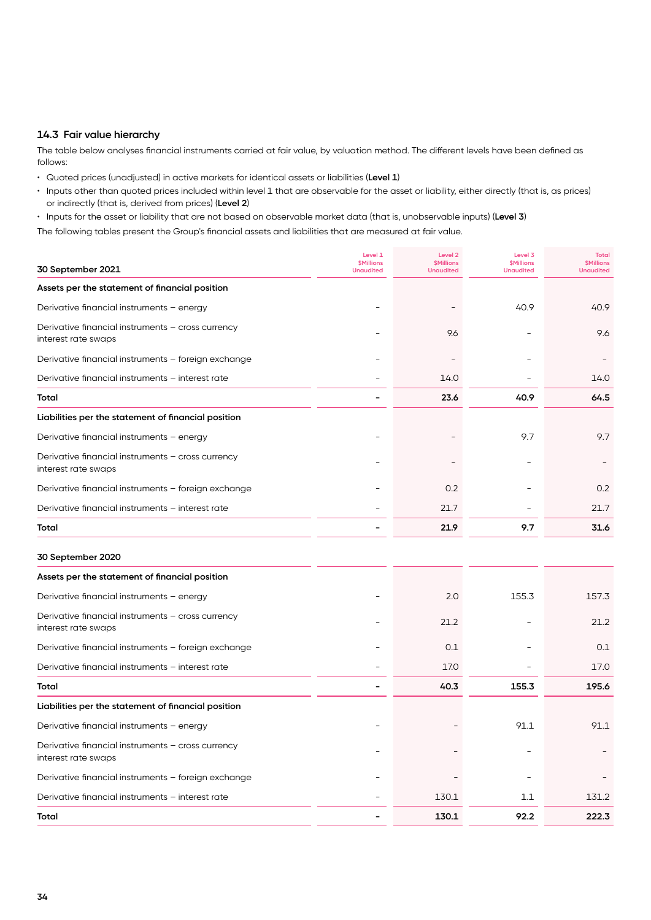### 14.3 Fair value hierarchy

The table below analyses financial instruments carried at fair value, by valuation method. The different levels have been defined as follows:

- Quoted prices (unadjusted) in active markets for identical assets or liabilities (**Level 1**)
- Inputs other than quoted prices included within level 1 that are observable for the asset or liability, either directly (that is, as prices) or indirectly (that is, derived from prices) (**Level 2**)
- Inputs for the asset or liability that are not based on observable market data (that is, unobservable inputs) (**Level 3**)

The following tables present the Group's financial assets and liabilities that are measured at fair value.

| 30 September 2021 | Level 1 $Millions Unaudited | Level 2 $Millions Unaudited | Level 3 $Millions Unaudited | Total $Millions Unaudited |
|---|---|---|---|---|
| **Assets per the statement of financial position** | | | | |
| Derivative financial instruments – energy | – | – | 40.9 | 40.9 |
| Derivative financial instruments – cross currency interest rate swaps | – | 9.6 | – | 9.6 |
| Derivative financial instruments – foreign exchange | – | – | – | – |
| Derivative financial instruments – interest rate | – | 14.0 | – | 14.0 |
| **Total** | **–** | **23.6** | **40.9** | **64.5** |
| **Liabilities per the statement of financial position** | | | | |
| Derivative financial instruments – energy | – | – | 9.7 | 9.7 |
| Derivative financial instruments – cross currency interest rate swaps | – | – | – | – |
| Derivative financial instruments – foreign exchange | – | 0.2 | – | 0.2 |
| Derivative financial instruments – interest rate | – | 21.7 | – | 21.7 |
| **Total** | **–** | **21.9** | **9.7** | **31.6** |

| 30 September 2020 | Level 1 $Millions Unaudited | Level 2 $Millions Unaudited | Level 3 $Millions Unaudited | Total $Millions Unaudited |
|---|---|---|---|---|
| **Assets per the statement of financial position** | | | | |
| Derivative financial instruments – energy | – | 2.0 | 155.3 | 157.3 |
| Derivative financial instruments – cross currency interest rate swaps | – | 21.2 | – | 21.2 |
| Derivative financial instruments – foreign exchange | – | 0.1 | – | 0.1 |
| Derivative financial instruments – interest rate | – | 17.0 | – | 17.0 |
| **Total** | **–** | **40.3** | **155.3** | **195.6** |
| **Liabilities per the statement of financial position** | | | | |
| Derivative financial instruments – energy | – | – | 91.1 | 91.1 |
| Derivative financial instruments – cross currency interest rate swaps | – | – | – | – |
| Derivative financial instruments – foreign exchange | – | – | – | – |
| Derivative financial instruments – interest rate | – | 130.1 | 1.1 | 131.2 |
| **Total** | **–** | **130.1** | **92.2** | **222.3** |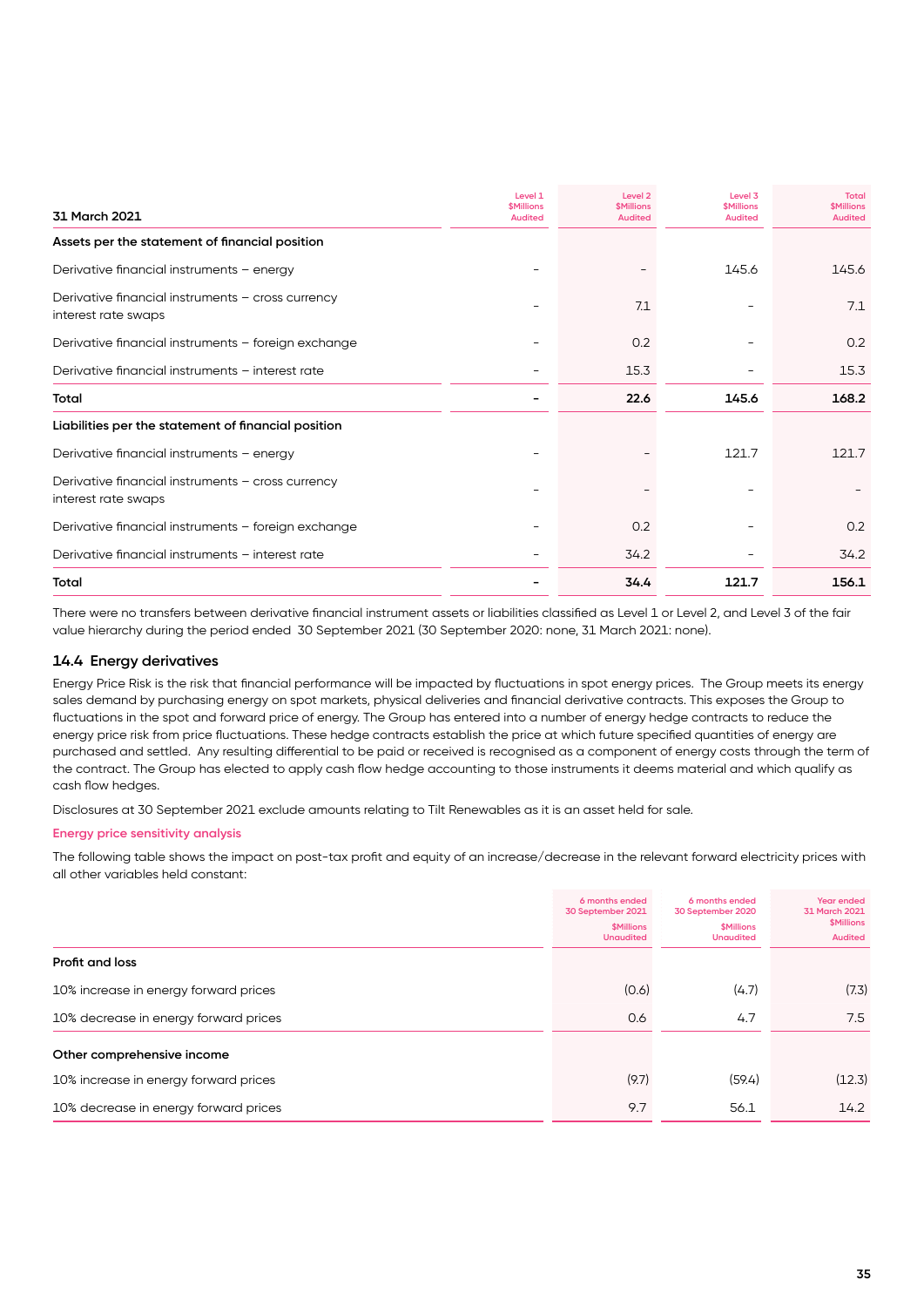| 31 March 2021 | Level 1 $Millions Audited | Level 2 $Millions Audited | Level 3 $Millions Audited | Total $Millions Audited |
|---|---|---|---|---|
| **Assets per the statement of financial position** | | | | |
| Derivative financial instruments – energy | – | – | 145.6 | 145.6 |
| Derivative financial instruments – cross currency interest rate swaps | – | 7.1 | – | 7.1 |
| Derivative financial instruments – foreign exchange | – | 0.2 | – | 0.2 |
| Derivative financial instruments – interest rate | – | 15.3 | – | 15.3 |
| **Total** | **–** | **22.6** | **145.6** | **168.2** |
| **Liabilities per the statement of financial position** | | | | |
| Derivative financial instruments – energy | – | – | 121.7 | 121.7 |
| Derivative financial instruments – cross currency interest rate swaps | – | – | – | – |
| Derivative financial instruments – foreign exchange | – | 0.2 | – | 0.2 |
| Derivative financial instruments – interest rate | – | 34.2 | – | 34.2 |
| **Total** | **–** | **34.4** | **121.7** | **156.1** |

There were no transfers between derivative financial instrument assets or liabilities classified as Level 1 or Level 2, and Level 3 of the fair value hierarchy during the period ended 30 September 2021 (30 September 2020: none, 31 March 2021: none).

## 14.4 Energy derivatives

Energy Price Risk is the risk that financial performance will be impacted by fluctuations in spot energy prices. The Group meets its energy sales demand by purchasing energy on spot markets, physical deliveries and financial derivative contracts. This exposes the Group to fluctuations in the spot and forward price of energy. The Group has entered into a number of energy hedge contracts to reduce the energy price risk from price fluctuations. These hedge contracts establish the price at which future specified quantities of energy are purchased and settled. Any resulting differential to be paid or received is recognised as a component of energy costs through the term of the contract. The Group has elected to apply cash flow hedge accounting to those instruments it deems material and which qualify as cash flow hedges.

Disclosures at 30 September 2021 exclude amounts relating to Tilt Renewables as it is an asset held for sale.

### Energy price sensitivity analysis

The following table shows the impact on post-tax profit and equity of an increase/decrease in the relevant forward electricity prices with all other variables held constant:

| | 6 months ended 30 September 2021 $Millions Unaudited | 6 months ended 30 September 2020 $Millions Unaudited | Year ended 31 March 2021 $Millions Audited |
|---|---|---|---|
| **Profit and loss** | | | |
| 10% increase in energy forward prices | (0.6) | (4.7) | (7.3) |
| 10% decrease in energy forward prices | 0.6 | 4.7 | 7.5 |
| **Other comprehensive income** | | | |
| 10% increase in energy forward prices | (9.7) | (59.4) | (12.3) |
| 10% decrease in energy forward prices | 9.7 | 56.1 | 14.2 |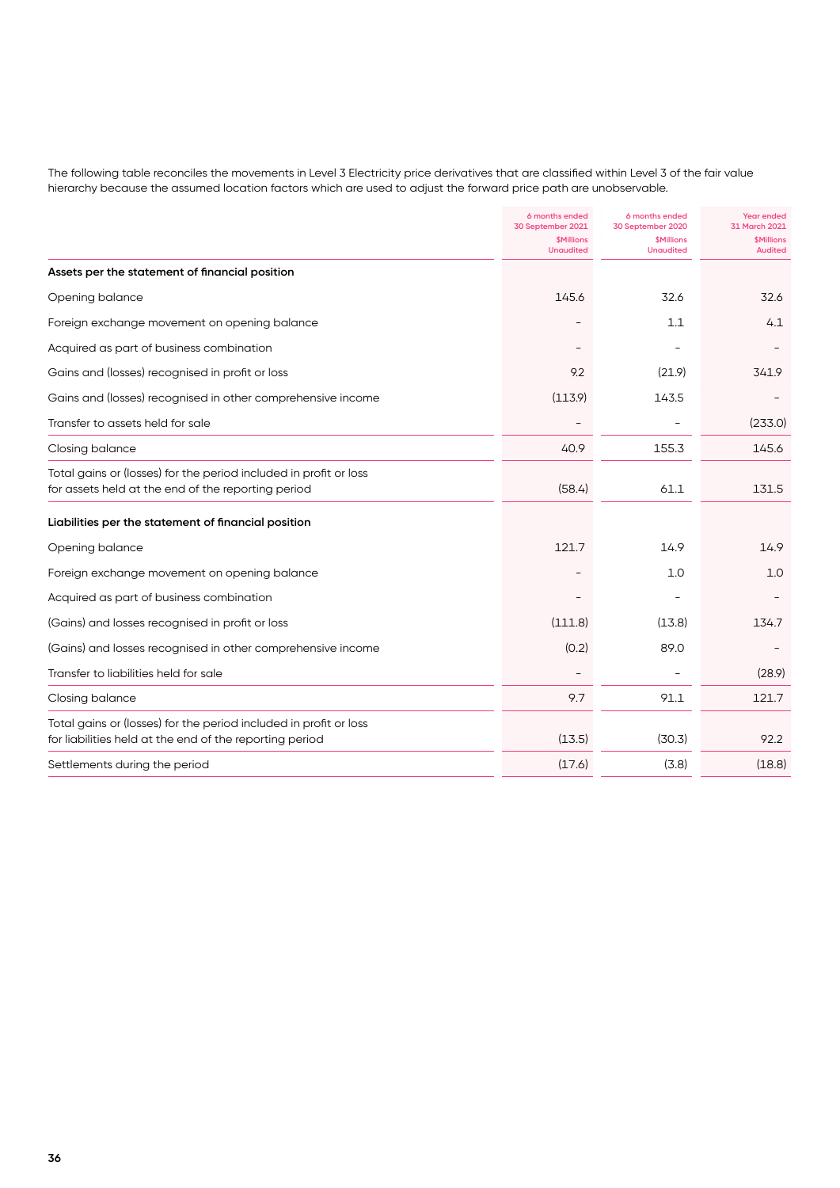The following table reconciles the movements in Level 3 Electricity price derivatives that are classified within Level 3 of the fair value hierarchy because the assumed location factors which are used to adjust the forward price path are unobservable.

| | 6 months ended 30 September 2021 $Millions Unaudited | 6 months ended 30 September 2020 $Millions Unaudited | Year ended 31 March 2021 $Millions Audited |
|---|---|---|---|
| **Assets per the statement of financial position** | | | |
| Opening balance | 145.6 | 32.6 | 32.6 |
| Foreign exchange movement on opening balance | – | 1.1 | 4.1 |
| Acquired as part of business combination | – | – | – |
| Gains and (losses) recognised in profit or loss | 9.2 | (21.9) | 341.9 |
| Gains and (losses) recognised in other comprehensive income | (113.9) | 143.5 | – |
| Transfer to assets held for sale | – | – | (233.0) |
| Closing balance | 40.9 | 155.3 | 145.6 |
| Total gains or (losses) for the period included in profit or loss for assets held at the end of the reporting period | (58.4) | 61.1 | 131.5 |
| **Liabilities per the statement of financial position** | | | |
| Opening balance | 121.7 | 14.9 | 14.9 |
| Foreign exchange movement on opening balance | – | 1.0 | 1.0 |
| Acquired as part of business combination | – | – | – |
| (Gains) and losses recognised in profit or loss | (111.8) | (13.8) | 134.7 |
| (Gains) and losses recognised in other comprehensive income | (0.2) | 89.0 | – |
| Transfer to liabilities held for sale | – | – | (28.9) |
| Closing balance | 9.7 | 91.1 | 121.7 |
| Total gains or (losses) for the period included in profit or loss for liabilities held at the end of the reporting period | (13.5) | (30.3) | 92.2 |
| Settlements during the period | (17.6) | (3.8) | (18.8) |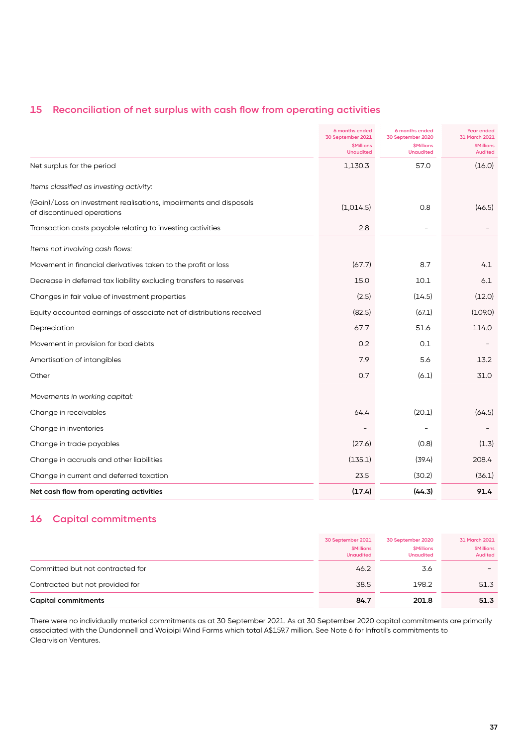## 15 Reconciliation of net surplus with cash flow from operating activities

| | 6 months ended 30 September 2021 $Millions Unaudited | 6 months ended 30 September 2020 $Millions Unaudited | Year ended 31 March 2021 $Millions Audited |
|---|---|---|---|
| Net surplus for the period | 1,130.3 | 57.0 | (16.0) |
| *Items classified as investing activity:* | | | |
| (Gain)/Loss on investment realisations, impairments and disposals of discontinued operations | (1,014.5) | 0.8 | (46.5) |
| Transaction costs payable relating to investing activities | 2.8 | – | – |
| *Items not involving cash flows:* | | | |
| Movement in financial derivatives taken to the profit or loss | (67.7) | 8.7 | 4.1 |
| Decrease in deferred tax liability excluding transfers to reserves | 15.0 | 10.1 | 6.1 |
| Changes in fair value of investment properties | (2.5) | (14.5) | (12.0) |
| Equity accounted earnings of associate net of distributions received | (82.5) | (67.1) | (109.0) |
| Depreciation | 67.7 | 51.6 | 114.0 |
| Movement in provision for bad debts | 0.2 | 0.1 | – |
| Amortisation of intangibles | 7.9 | 5.6 | 13.2 |
| Other | 0.7 | (6.1) | 31.0 |
| *Movements in working capital:* | | | |
| Change in receivables | 64.4 | (20.1) | (64.5) |
| Change in inventories | – | – | – |
| Change in trade payables | (27.6) | (0.8) | (1.3) |
| Change in accruals and other liabilities | (135.1) | (39.4) | 208.4 |
| Change in current and deferred taxation | 23.5 | (30.2) | (36.1) |
| **Net cash flow from operating activities** | **(17.4)** | **(44.3)** | **91.4** |

## 16 Capital commitments

| | 30 September 2021 $Millions Unaudited | 30 September 2020 $Millions Unaudited | 31 March 2021 $Millions Audited |
|---|---|---|---|
| Committed but not contracted for | 46.2 | 3.6 | – |
| Contracted but not provided for | 38.5 | 198.2 | 51.3 |
| **Capital commitments** | **84.7** | **201.8** | **51.3** |

There were no individually material commitments as at 30 September 2021. As at 30 September 2020 capital commitments are primarily associated with the Dundonnell and Waipipi Wind Farms which total A$159.7 million. See Note 6 for Infratil's commitments to Clearvision Ventures.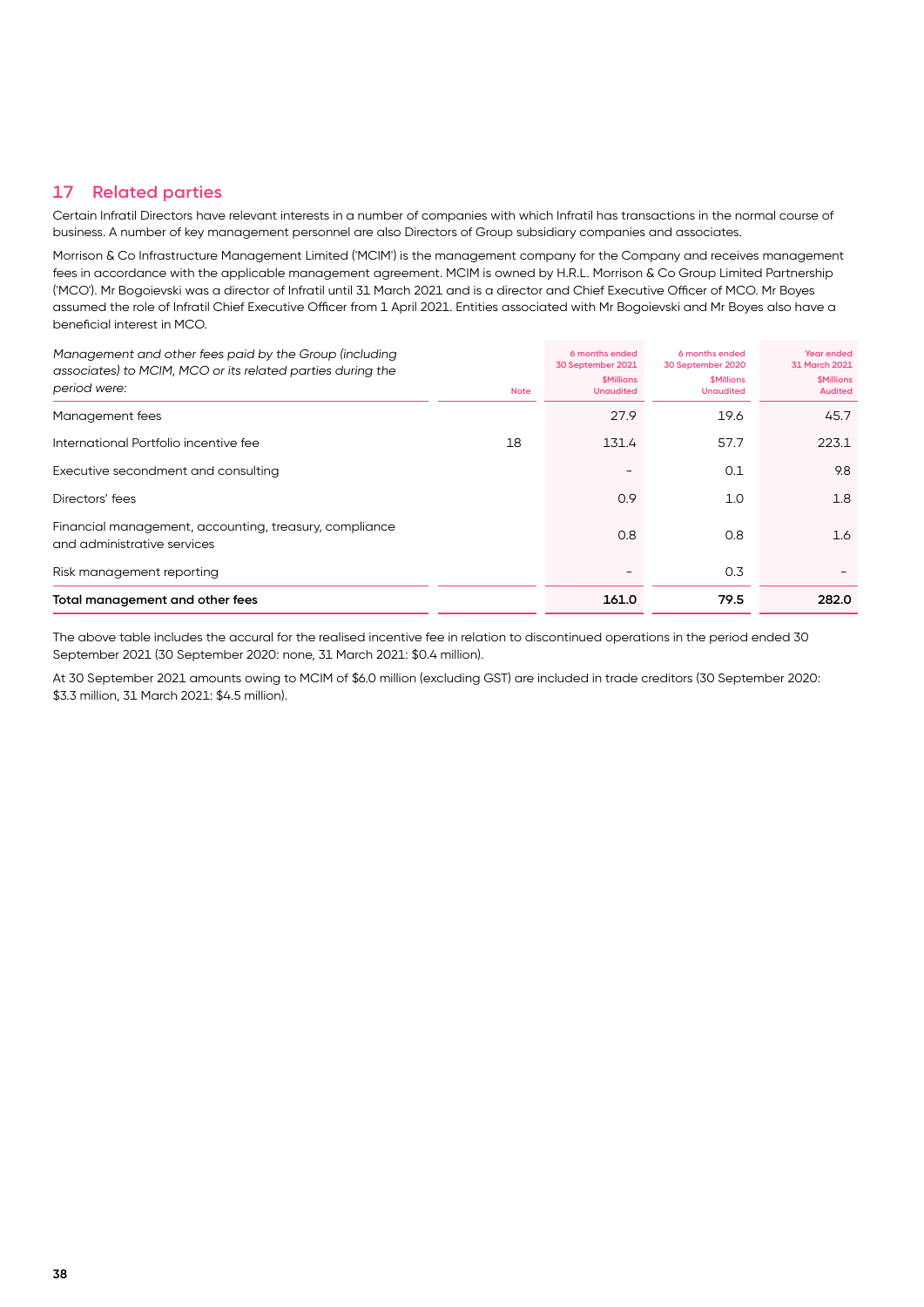## 17 Related parties

Certain Infratil Directors have relevant interests in a number of companies with which Infratil has transactions in the normal course of business. A number of key management personnel are also Directors of Group subsidiary companies and associates.

Morrison & Co Infrastructure Management Limited ('MCIM') is the management company for the Company and receives management fees in accordance with the applicable management agreement. MCIM is owned by H.R.L. Morrison & Co Group Limited Partnership ('MCO'). Mr Bogoievski was a director of Infratil until 31 March 2021 and is a director and Chief Executive Officer of MCO. Mr Boyes assumed the role of Infratil Chief Executive Officer from 1 April 2021. Entities associated with Mr Bogoievski and Mr Boyes also have a beneficial interest in MCO.

| *Management and other fees paid by the Group (including associates) to MCIM, MCO or its related parties during the period were:* | Note | 6 months ended 30 September 2021 $Millions Unaudited | 6 months ended 30 September 2020 $Millions Unaudited | Year ended 31 March 2021 $Millions Audited |
|---|---|---|---|---|
| Management fees | | 27.9 | 19.6 | 45.7 |
| International Portfolio incentive fee | 18 | 131.4 | 57.7 | 223.1 |
| Executive secondment and consulting | | - | 0.1 | 9.8 |
| Directors' fees | | 0.9 | 1.0 | 1.8 |
| Financial management, accounting, treasury, compliance and administrative services | | 0.8 | 0.8 | 1.6 |
| Risk management reporting | | - | 0.3 | - |
| **Total management and other fees** | | **161.0** | **79.5** | **282.0** |

The above table includes the accural for the realised incentive fee in relation to discontinued operations in the period ended 30 September 2021 (30 September 2020: none, 31 March 2021: $0.4 million).

At 30 September 2021 amounts owing to MCIM of $6.0 million (excluding GST) are included in trade creditors (30 September 2020: $3.3 million, 31 March 2021: $4.5 million).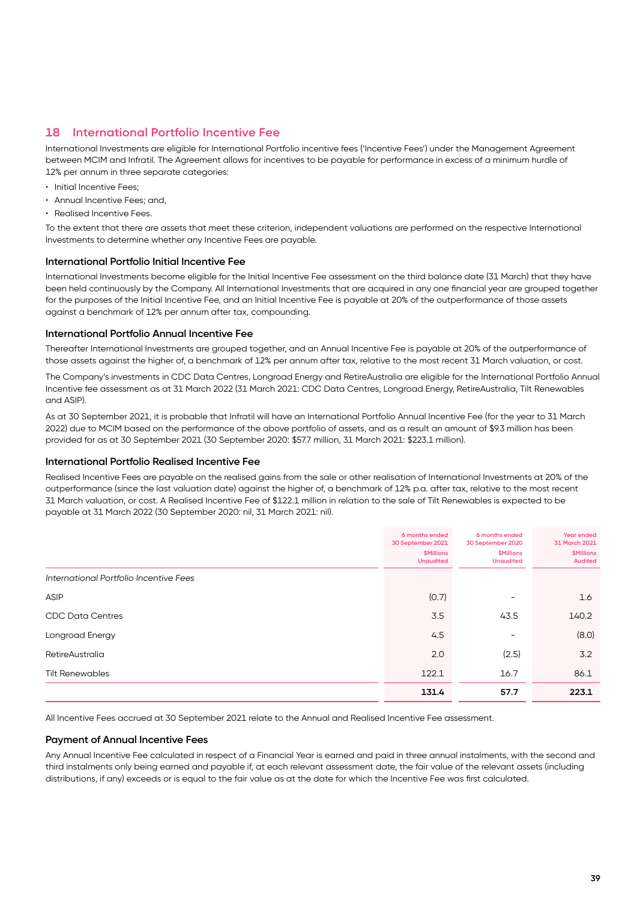## 18 International Portfolio Incentive Fee

International Investments are eligible for International Portfolio incentive fees ('Incentive Fees') under the Management Agreement between MCIM and Infratil. The Agreement allows for incentives to be payable for performance in excess of a minimum hurdle of 12% per annum in three separate categories:

- Initial Incentive Fees;
- Annual Incentive Fees; and,
- Realised Incentive Fees.

To the extent that there are assets that meet these criterion, independent valuations are performed on the respective International Investments to determine whether any Incentive Fees are payable.

### International Portfolio Initial Incentive Fee

International Investments become eligible for the Initial Incentive Fee assessment on the third balance date (31 March) that they have been held continuously by the Company. All International Investments that are acquired in any one financial year are grouped together for the purposes of the Initial Incentive Fee, and an Initial Incentive Fee is payable at 20% of the outperformance of those assets against a benchmark of 12% per annum after tax, compounding.

### International Portfolio Annual Incentive Fee

Thereafter International Investments are grouped together, and an Annual Incentive Fee is payable at 20% of the outperformance of those assets against the higher of, a benchmark of 12% per annum after tax, relative to the most recent 31 March valuation, or cost.

The Company's investments in CDC Data Centres, Longroad Energy and RetireAustralia are eligible for the International Portfolio Annual Incentive fee assessment as at 31 March 2022 (31 March 2021: CDC Data Centres, Longroad Energy, RetireAustralia, Tilt Renewables and ASIP).

As at 30 September 2021, it is probable that Infratil will have an International Portfolio Annual Incentive Fee (for the year to 31 March 2022) due to MCIM based on the performance of the above portfolio of assets, and as a result an amount of $9.3 million has been provided for as at 30 September 2021 (30 September 2020: $57.7 million, 31 March 2021: $223.1 million).

### International Portfolio Realised Incentive Fee

Realised Incentive Fees are payable on the realised gains from the sale or other realisation of International Investments at 20% of the outperformance (since the last valuation date) against the higher of, a benchmark of 12% p.a. after tax, relative to the most recent 31 March valuation, or cost. A Realised Incentive Fee of $122.1 million in relation to the sale of Tilt Renewables is expected to be payable at 31 March 2022 (30 September 2020: nil, 31 March 2021: nil).

| | 6 months ended 30 September 2021 $Millions Unaudited | 6 months ended 30 September 2020 $Millions Unaudited | Year ended 31 March 2021 $Millions Audited |
|---|---|---|---|
| *International Portfolio Incentive Fees* | | | |
| ASIP | (0.7) | – | 1.6 |
| CDC Data Centres | 3.5 | 43.5 | 140.2 |
| Longroad Energy | 4.5 | – | (8.0) |
| RetireAustralia | 2.0 | (2.5) | 3.2 |
| Tilt Renewables | 122.1 | 16.7 | 86.1 |
| | **131.4** | **57.7** | **223.1** |

All Incentive Fees accrued at 30 September 2021 relate to the Annual and Realised Incentive Fee assessment.

### Payment of Annual Incentive Fees

Any Annual Incentive Fee calculated in respect of a Financial Year is earned and paid in three annual instalments, with the second and third instalments only being earned and payable if, at each relevant assessment date, the fair value of the relevant assets (including distributions, if any) exceeds or is equal to the fair value as at the date for which the Incentive Fee was first calculated.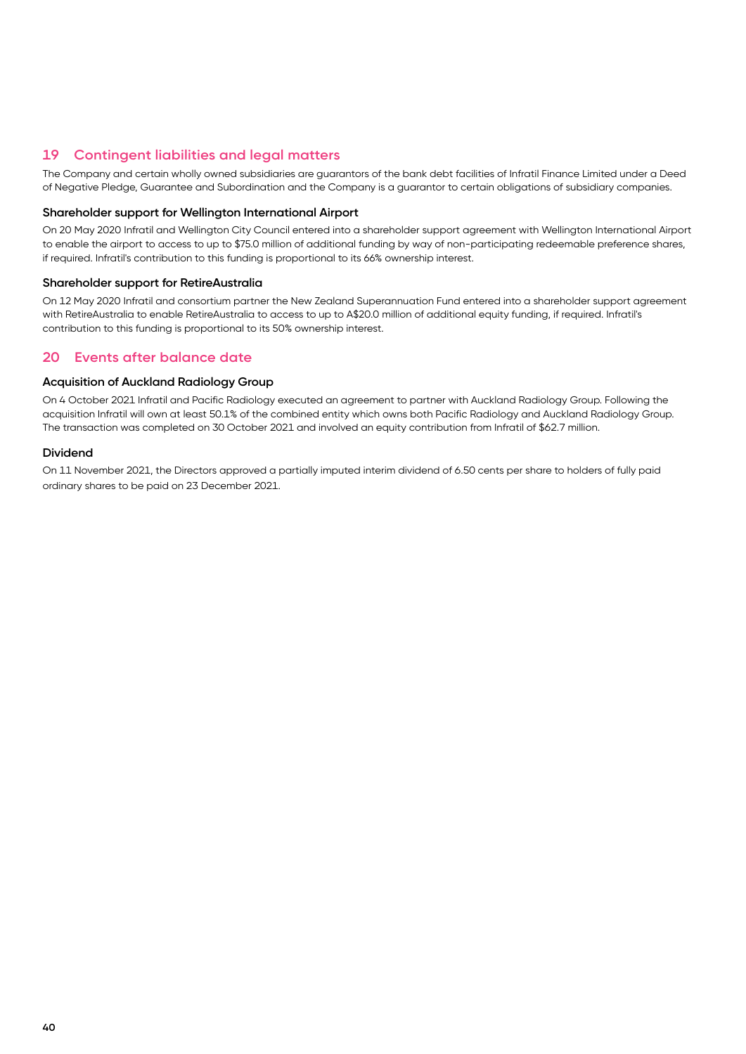## 19 Contingent liabilities and legal matters

The Company and certain wholly owned subsidiaries are guarantors of the bank debt facilities of Infratil Finance Limited under a Deed of Negative Pledge, Guarantee and Subordination and the Company is a guarantor to certain obligations of subsidiary companies.

### Shareholder support for Wellington International Airport

On 20 May 2020 Infratil and Wellington City Council entered into a shareholder support agreement with Wellington International Airport to enable the airport to access to up to $75.0 million of additional funding by way of non-participating redeemable preference shares, if required. Infratil's contribution to this funding is proportional to its 66% ownership interest.

### Shareholder support for RetireAustralia

On 12 May 2020 Infratil and consortium partner the New Zealand Superannuation Fund entered into a shareholder support agreement with RetireAustralia to enable RetireAustralia to access to up to A$20.0 million of additional equity funding, if required. Infratil's contribution to this funding is proportional to its 50% ownership interest.

## 20 Events after balance date

### Acquisition of Auckland Radiology Group

On 4 October 2021 Infratil and Pacific Radiology executed an agreement to partner with Auckland Radiology Group. Following the acquisition Infratil will own at least 50.1% of the combined entity which owns both Pacific Radiology and Auckland Radiology Group. The transaction was completed on 30 October 2021 and involved an equity contribution from Infratil of $62.7 million.

### Dividend

On 11 November 2021, the Directors approved a partially imputed interim dividend of 6.50 cents per share to holders of fully paid ordinary shares to be paid on 23 December 2021.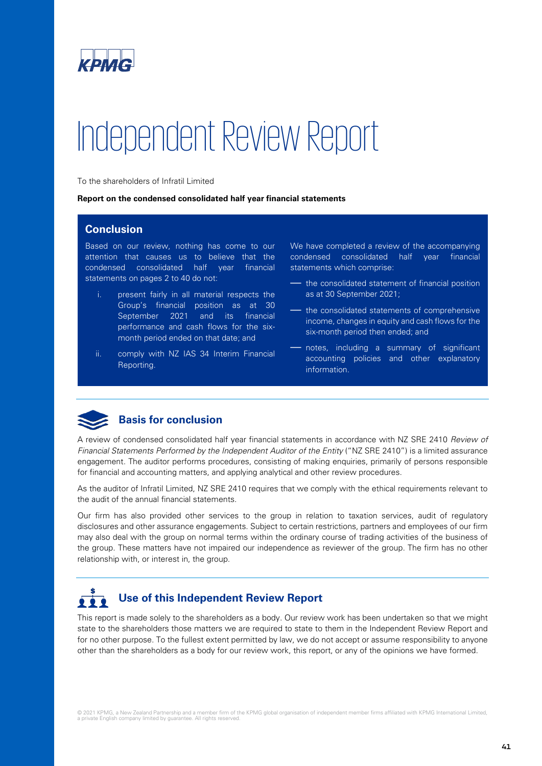# Independent Review Report

To the shareholders of Infratil Limited

**Report on the condensed consolidated half year financial statements**

## Conclusion

Based on our review, nothing has come to our attention that causes us to believe that the condensed consolidated half year financial statements on pages 2 to 40 do not:

i. present fairly in all material respects the Group's financial position as at 30 September 2021 and its financial performance and cash flows for the six-month period ended on that date; and

ii. comply with NZ IAS 34 Interim Financial Reporting.

We have completed a review of the accompanying condensed consolidated half year financial statements which comprise:

- the consolidated statement of financial position as at 30 September 2021;
- the consolidated statements of comprehensive income, changes in equity and cash flows for the six-month period then ended; and
- notes, including a summary of significant accounting policies and other explanatory information.

## Basis for conclusion

A review of condensed consolidated half year financial statements in accordance with NZ SRE 2410 *Review of Financial Statements Performed by the Independent Auditor of the Entity* ("NZ SRE 2410") is a limited assurance engagement. The auditor performs procedures, consisting of making enquiries, primarily of persons responsible for financial and accounting matters, and applying analytical and other review procedures.

As the auditor of Infratil Limited, NZ SRE 2410 requires that we comply with the ethical requirements relevant to the audit of the annual financial statements.

Our firm has also provided other services to the group in relation to taxation services, audit of regulatory disclosures and other assurance engagements. Subject to certain restrictions, partners and employees of our firm may also deal with the group on normal terms within the ordinary course of trading activities of the business of the group. These matters have not impaired our independence as reviewer of the group. The firm has no other relationship with, or interest in, the group.

## Use of this Independent Review Report

This report is made solely to the shareholders as a body. Our review work has been undertaken so that we might state to the shareholders those matters we are required to state to them in the Independent Review Report and for no other purpose. To the fullest extent permitted by law, we do not accept or assume responsibility to anyone other than the shareholders as a body for our review work, this report, or any of the opinions we have formed.

© 2021 KPMG, a New Zealand Partnership and a member firm of the KPMG global organisation of independent member firms affiliated with KPMG International Limited, a private English company limited by guarantee. All rights reserved.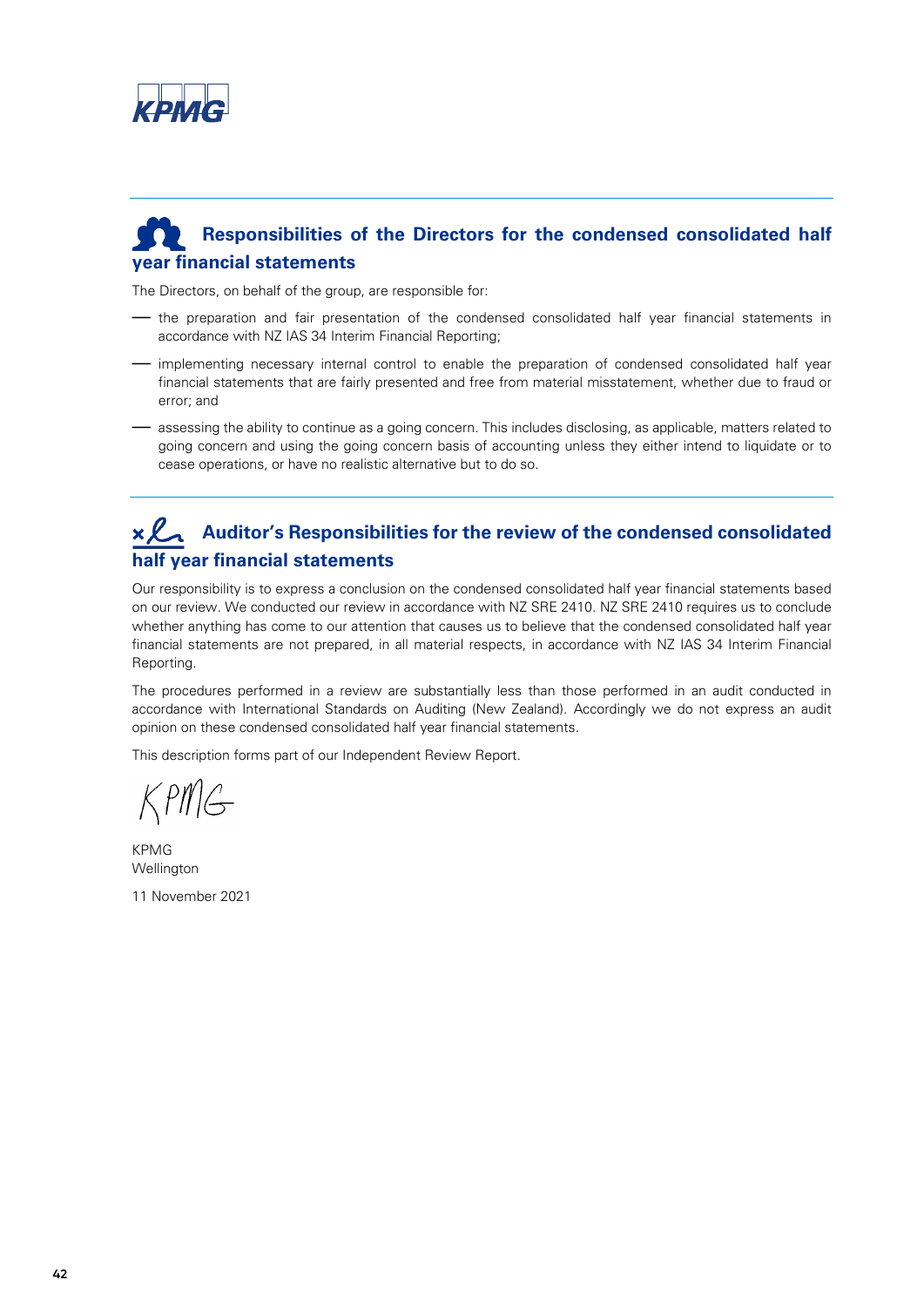## Responsibilities of the Directors for the condensed consolidated half year financial statements

The Directors, on behalf of the group, are responsible for:

- the preparation and fair presentation of the condensed consolidated half year financial statements in accordance with NZ IAS 34 Interim Financial Reporting;
- implementing necessary internal control to enable the preparation of condensed consolidated half year financial statements that are fairly presented and free from material misstatement, whether due to fraud or error; and
- assessing the ability to continue as a going concern. This includes disclosing, as applicable, matters related to going concern and using the going concern basis of accounting unless they either intend to liquidate or to cease operations, or have no realistic alternative but to do so.

## Auditor's Responsibilities for the review of the condensed consolidated half year financial statements

Our responsibility is to express a conclusion on the condensed consolidated half year financial statements based on our review. We conducted our review in accordance with NZ SRE 2410. NZ SRE 2410 requires us to conclude whether anything has come to our attention that causes us to believe that the condensed consolidated half year financial statements are not prepared, in all material respects, in accordance with NZ IAS 34 Interim Financial Reporting.

The procedures performed in a review are substantially less than those performed in an audit conducted in accordance with International Standards on Auditing (New Zealand). Accordingly we do not express an audit opinion on these condensed consolidated half year financial statements.

This description forms part of our Independent Review Report.

KPMG

KPMG
Wellington

11 November 2021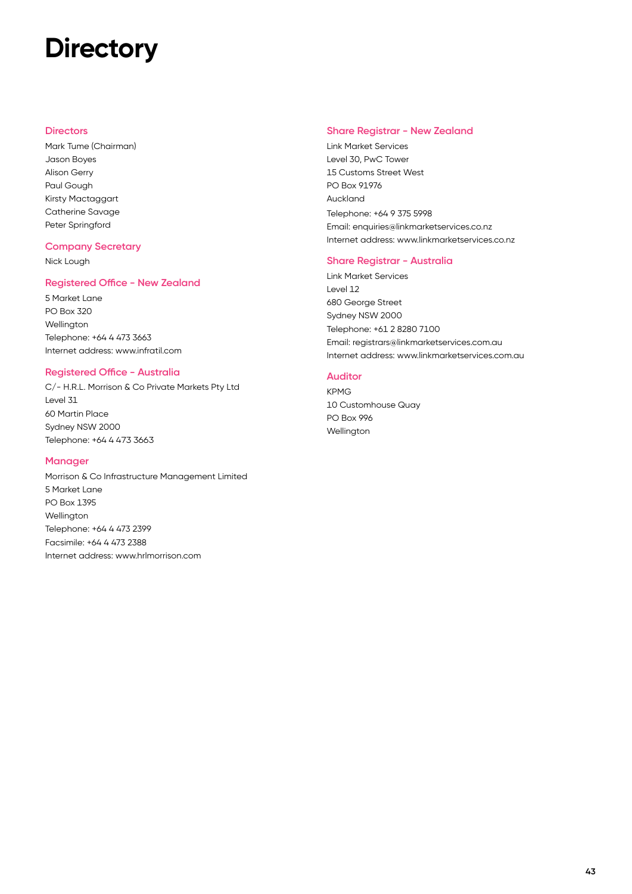# Directory

## Directors

Mark Tume (Chairman)
Jason Boyes
Alison Gerry
Paul Gough
Kirsty Mactaggart
Catherine Savage
Peter Springford

## Company Secretary

Nick Lough

## Registered Office - New Zealand

5 Market Lane
PO Box 320
Wellington
Telephone: +64 4 473 3663
Internet address: www.infratil.com

## Registered Office - Australia

C/- H.R.L. Morrison & Co Private Markets Pty Ltd
Level 31
60 Martin Place
Sydney NSW 2000
Telephone: +64 4 473 3663

## Manager

Morrison & Co Infrastructure Management Limited
5 Market Lane
PO Box 1395
Wellington
Telephone: +64 4 473 2399
Facsimile: +64 4 473 2388
Internet address: www.hrlmorrison.com

## Share Registrar - New Zealand

Link Market Services
Level 30, PwC Tower
15 Customs Street West
PO Box 91976
Auckland
Telephone: +64 9 375 5998
Email: enquiries@linkmarketservices.co.nz
Internet address: www.linkmarketservices.co.nz

## Share Registrar - Australia

Link Market Services
Level 12
680 George Street
Sydney NSW 2000
Telephone: +61 2 8280 7100
Email: registrars@linkmarketservices.com.au
Internet address: www.linkmarketservices.com.au

## Auditor

KPMG
10 Customhouse Quay
PO Box 996
Wellington